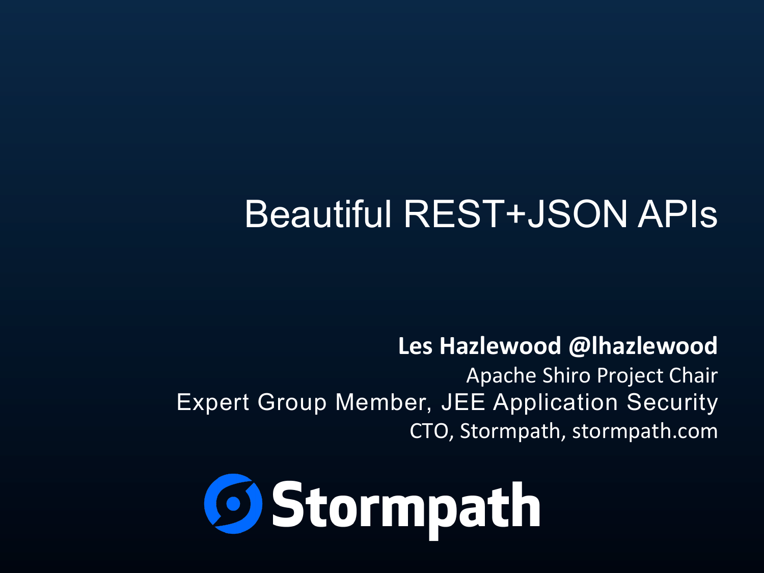# Beautiful REST+JSON APIs

**Les Hazlewood @lhazlewood**

Apache Shiro Project Chair

Expert Group Member, JEE Application Security

CTO, Stormpath, stormpath.com

Stormpath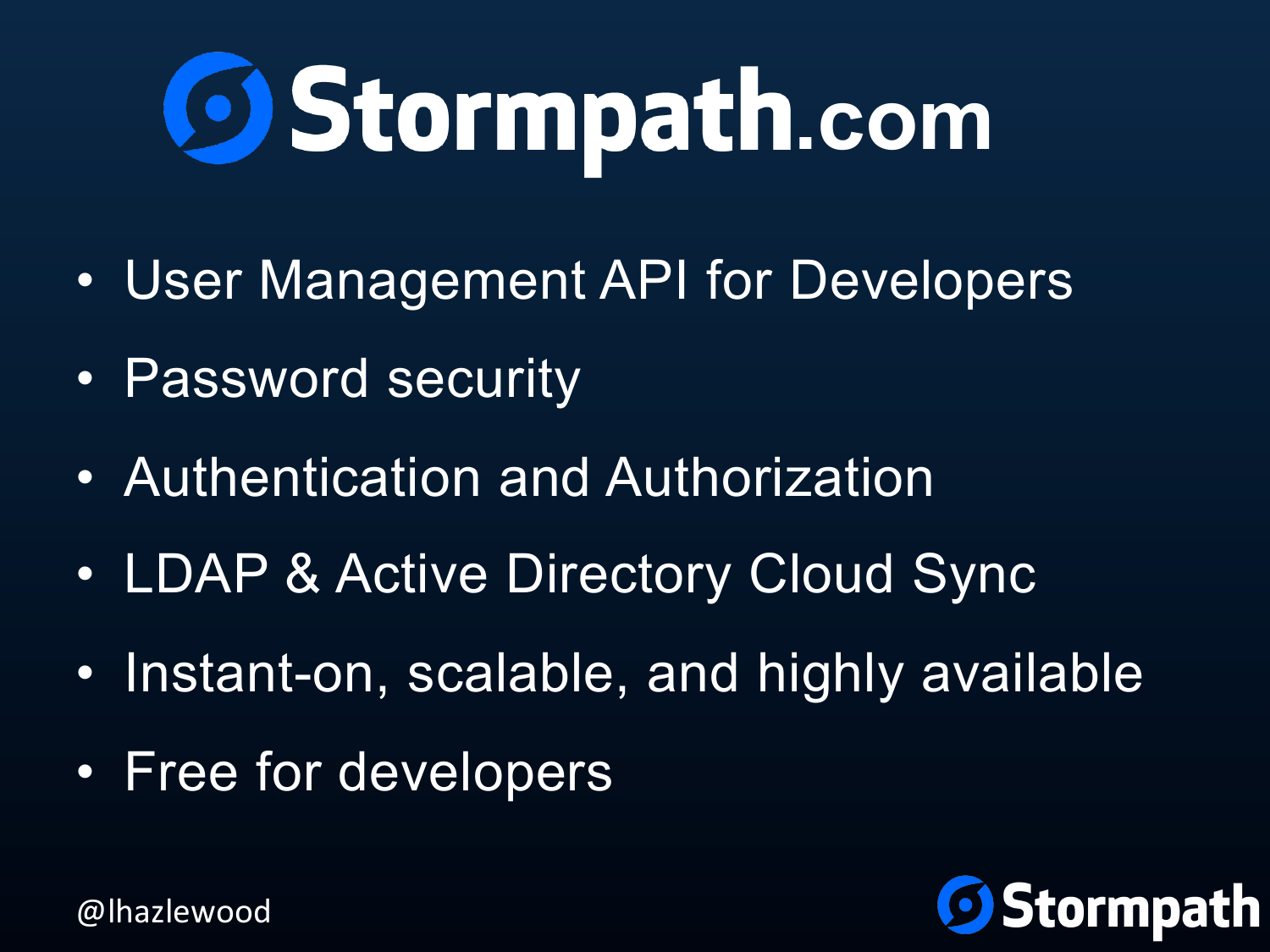# Stormpath.com

- User Management API for Developers
- Password security
- Authentication and Authorization
- LDAP & Active Directory Cloud Sync
- Instant-on, scalable, and highly available
- Free for developers

@lhazlewood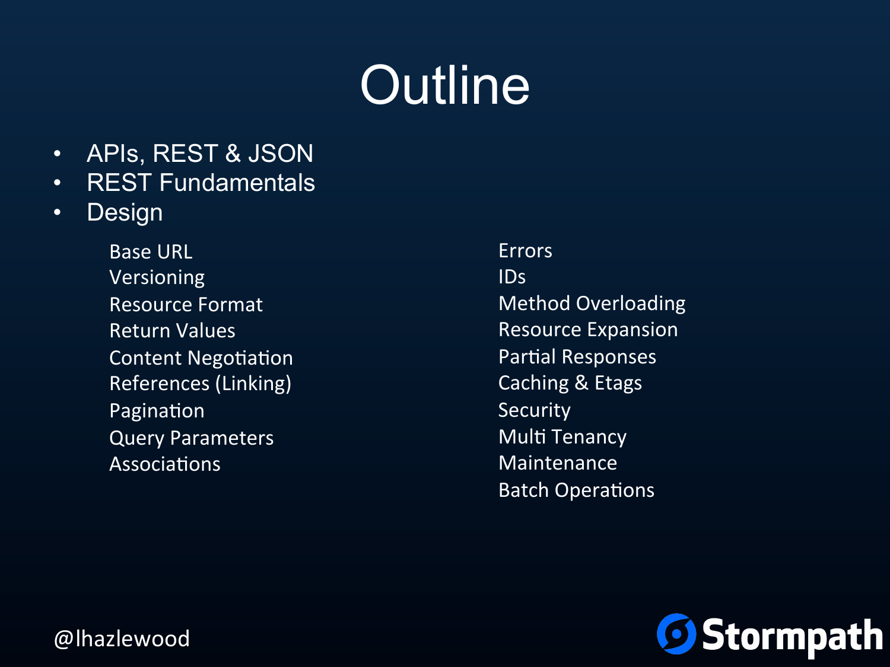# Outline

- APIs, REST & JSON
- REST Fundamentals
- Design
  - Base URL
  - Versioning
  - Resource Format
  - Return Values
  - Content Negotiation
  - References (Linking)
  - Pagination
  - Query Parameters
  - Associations
  - Errors
  - IDs
  - Method Overloading
  - Resource Expansion
  - Partial Responses
  - Caching & Etags
  - Security
  - Multi Tenancy
  - Maintenance
  - Batch Operations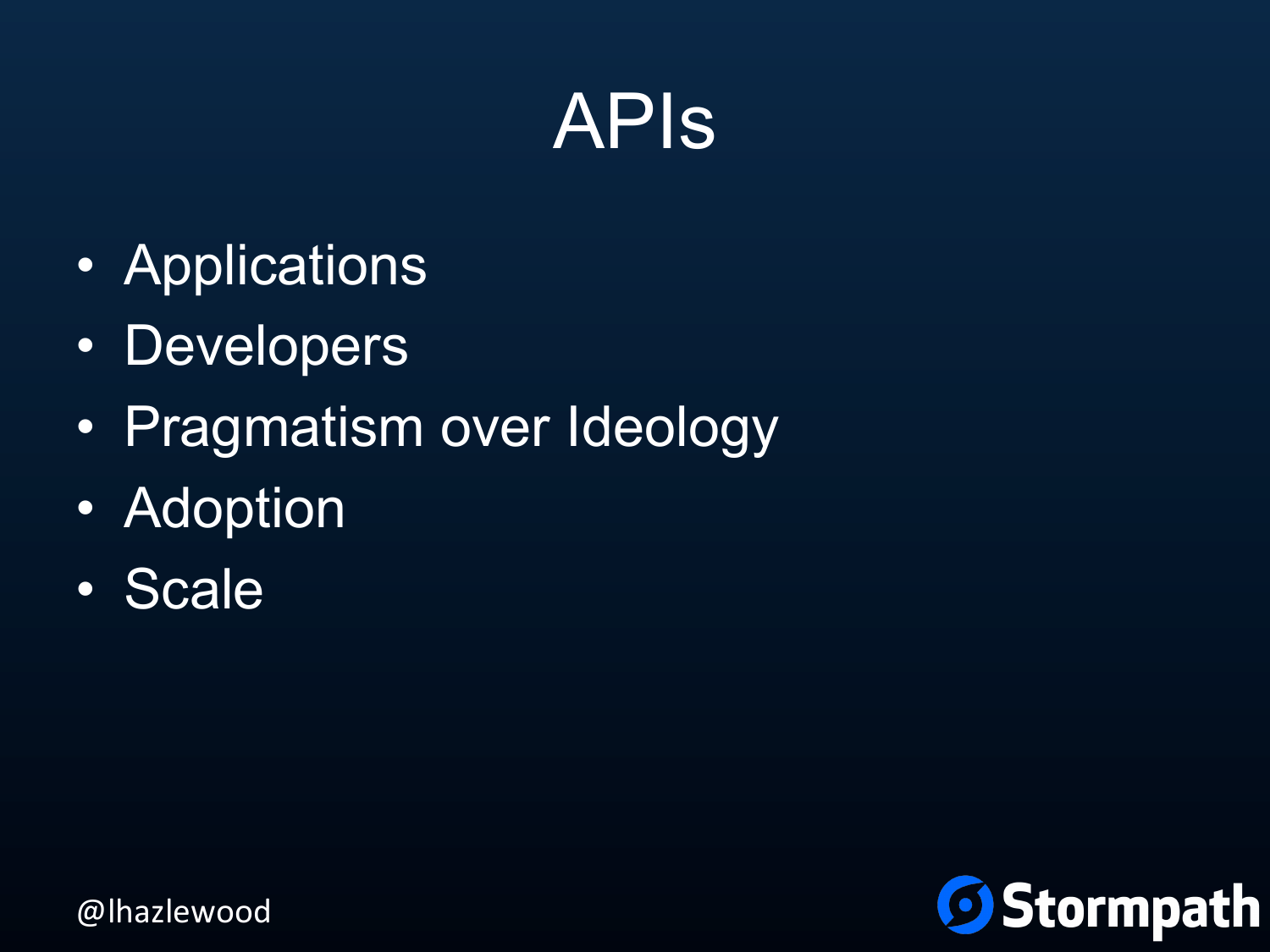# APIs

- Applications
- Developers
- Pragmatism over Ideology
- Adoption
- Scale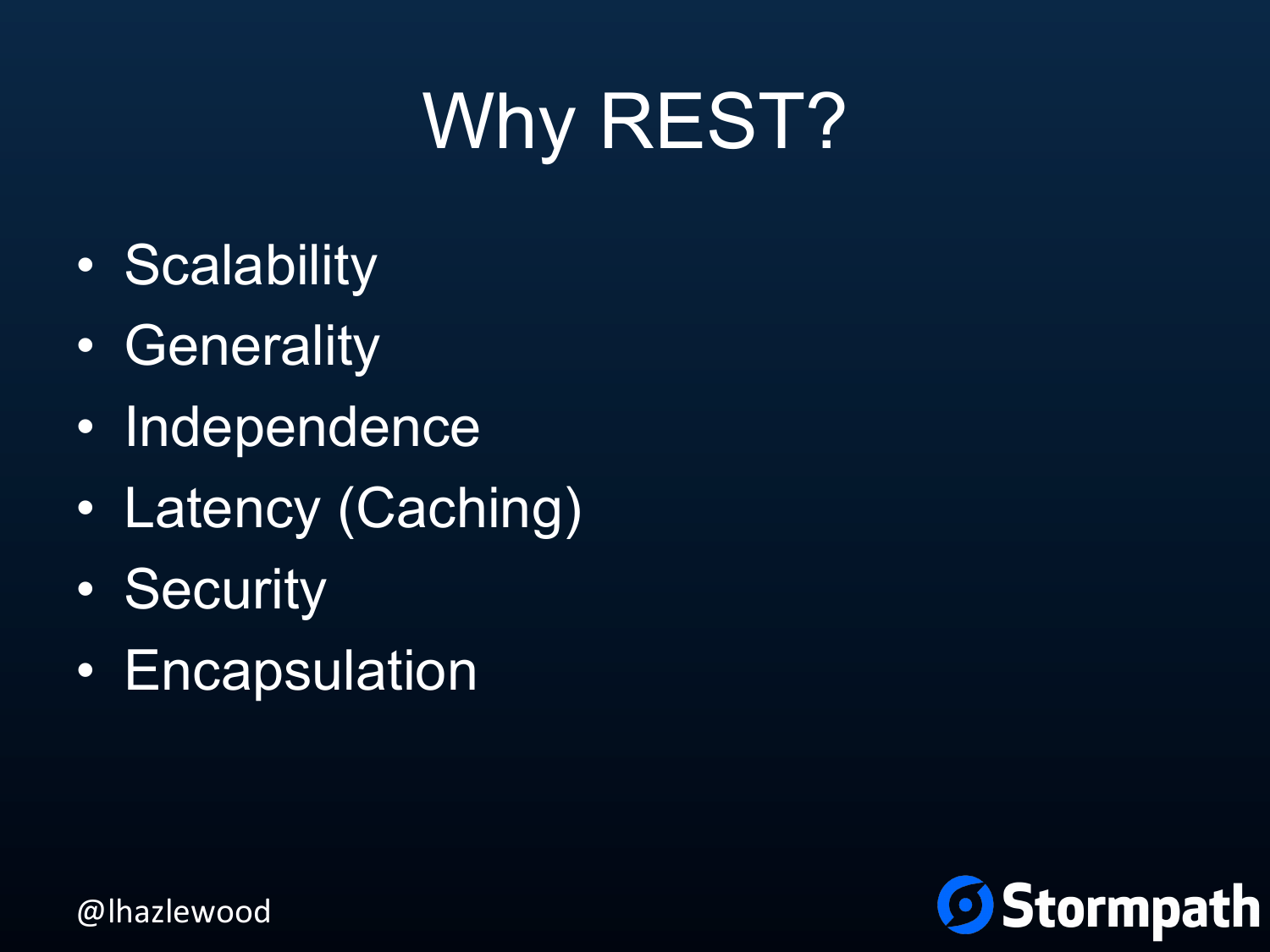# Why REST?

- Scalability
- Generality
- Independence
- Latency (Caching)
- Security
- Encapsulation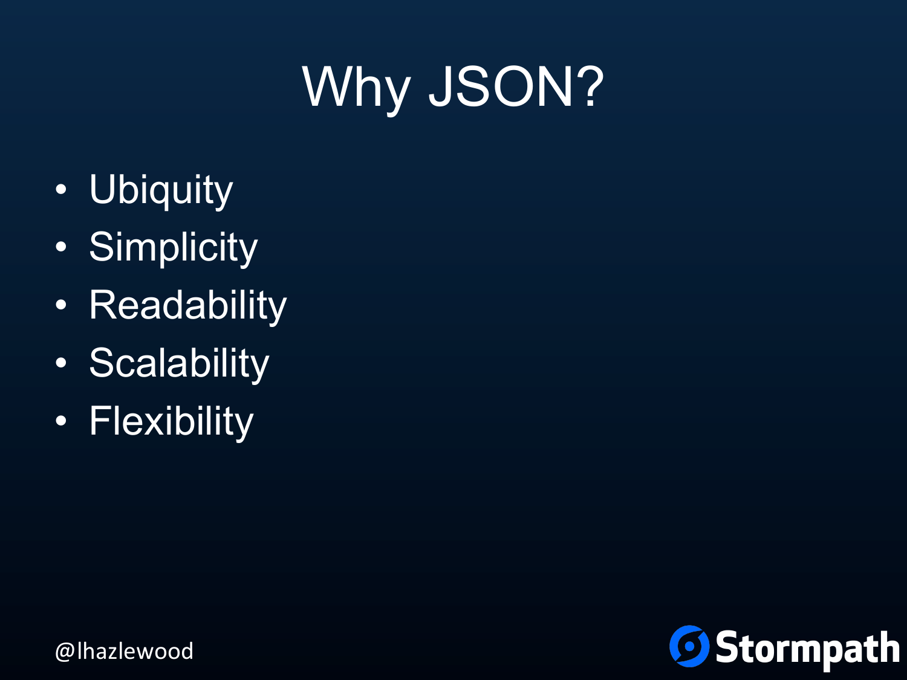# Why JSON?

- Ubiquity
- Simplicity
- Readability
- Scalability
- Flexibility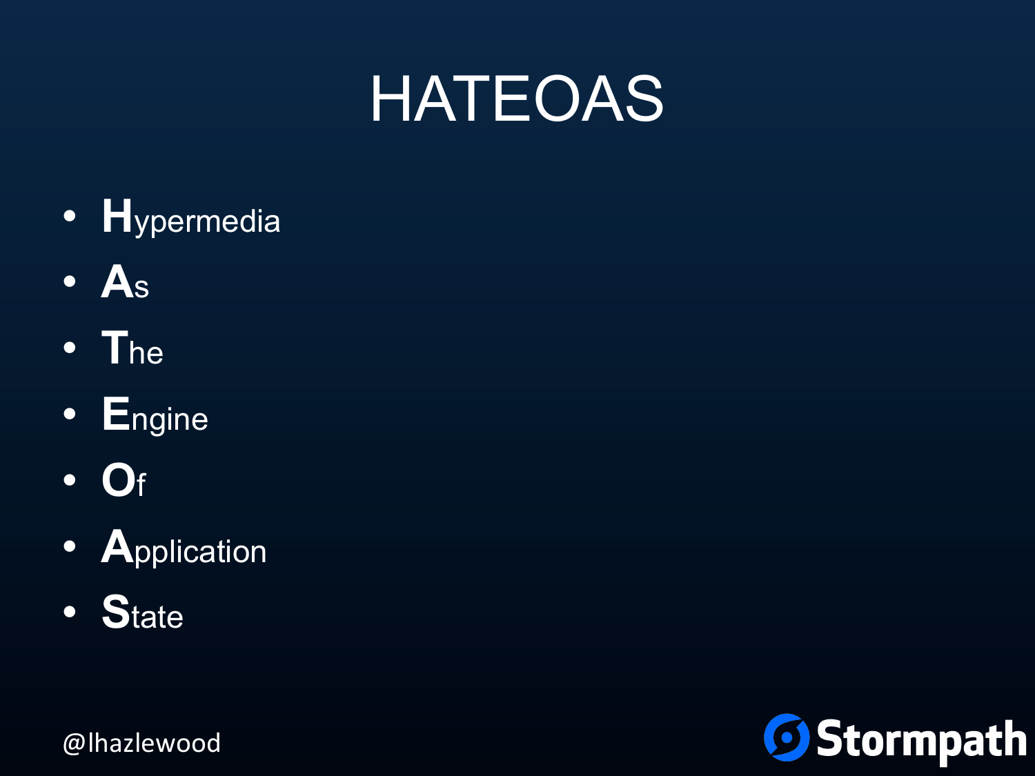# HATEOAS

- **H**ypermedia
- **A**s
- **T**he
- **E**ngine
- **O**f
- **A**pplication
- **S**tate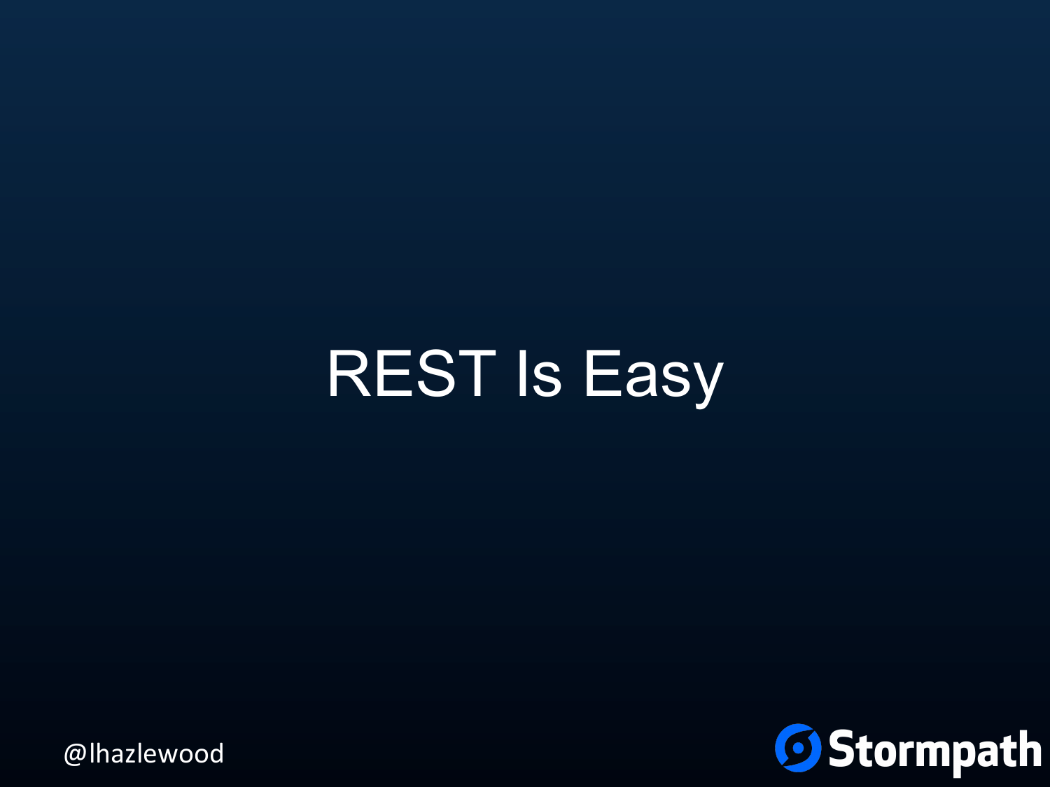# REST Is Easy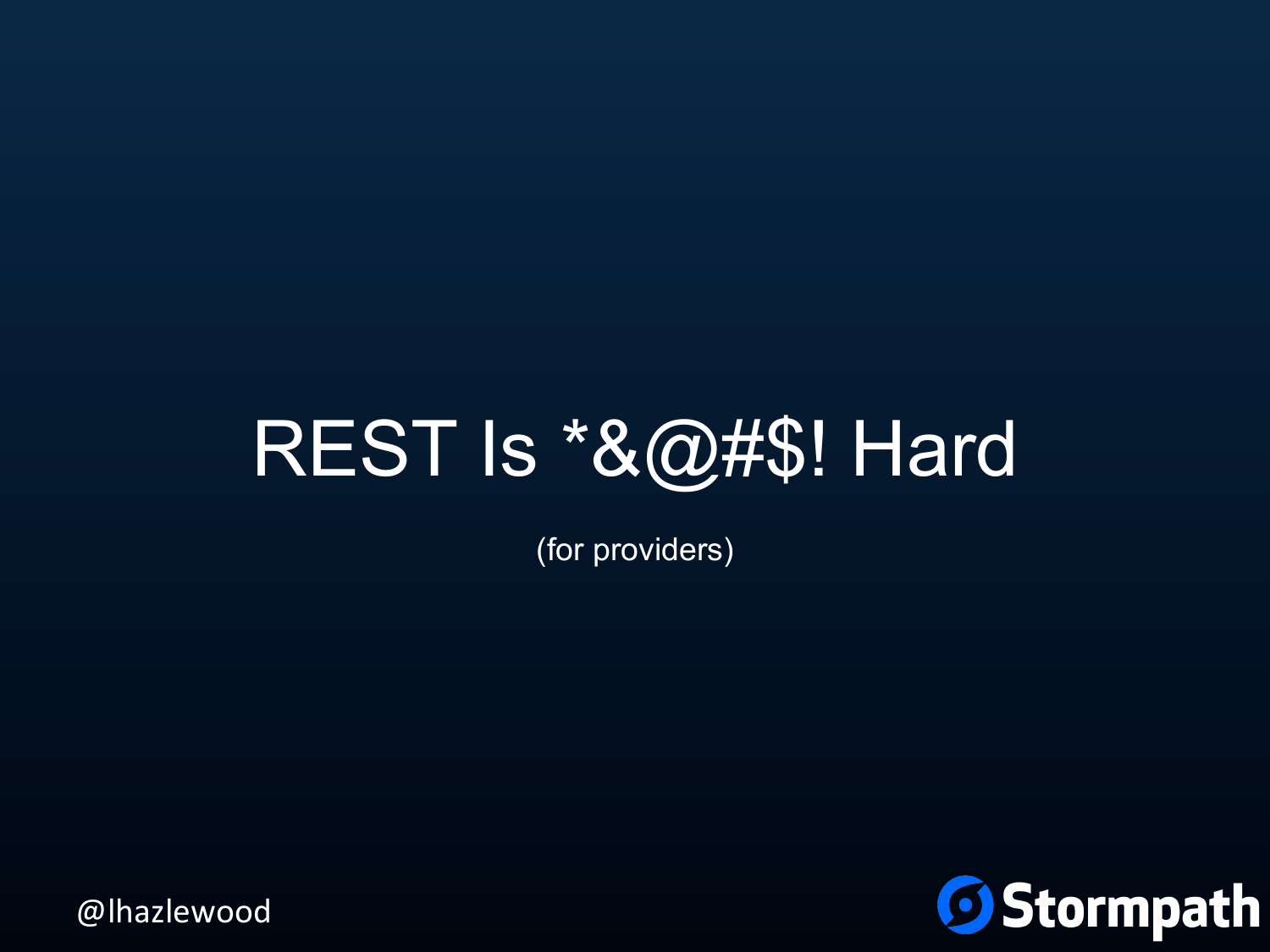# REST Is *&@#$! Hard

(for providers)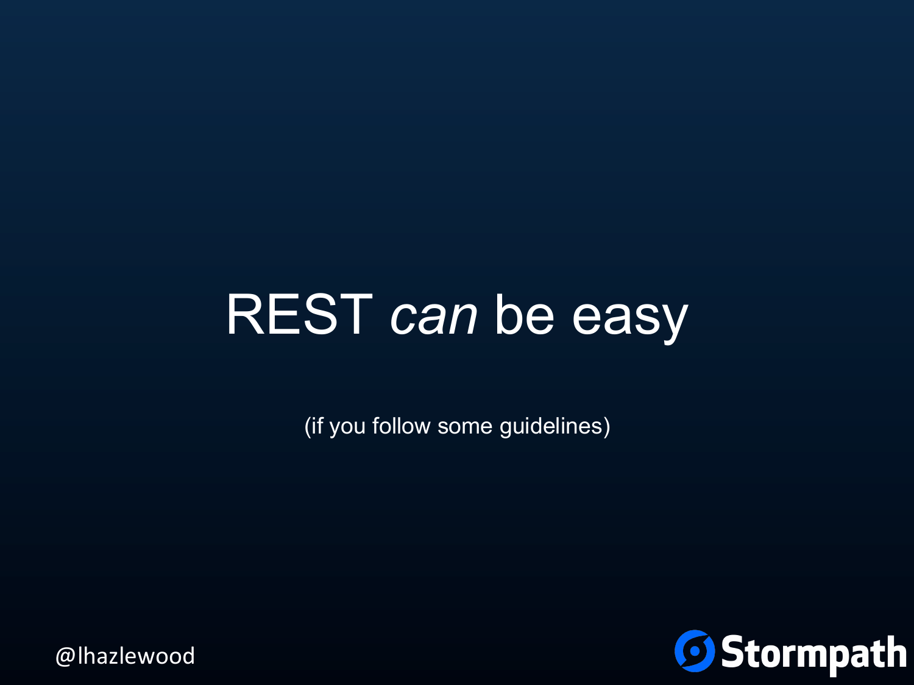# REST *can* be easy

(if you follow some guidelines)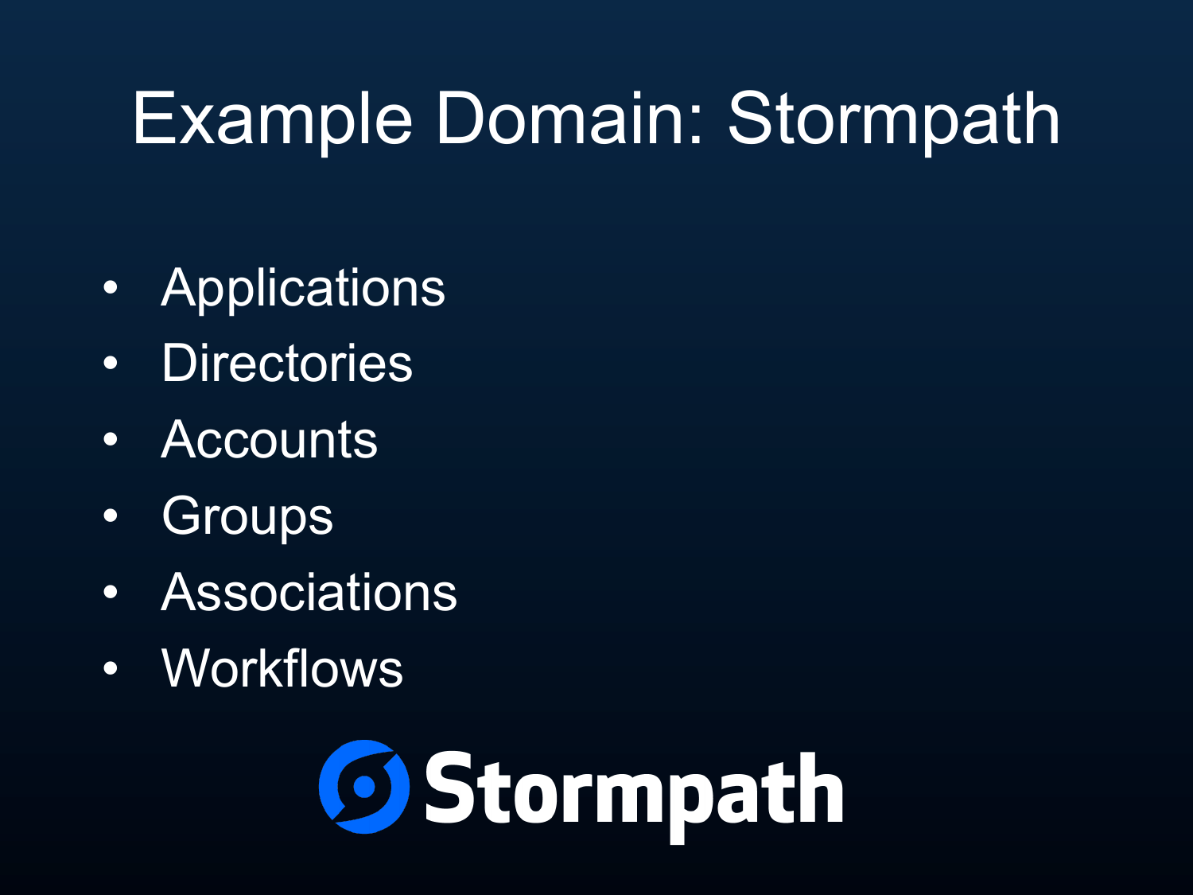# Example Domain: Stormpath

- Applications
- Directories
- Accounts
- Groups
- Associations
- Workflows

Stormpath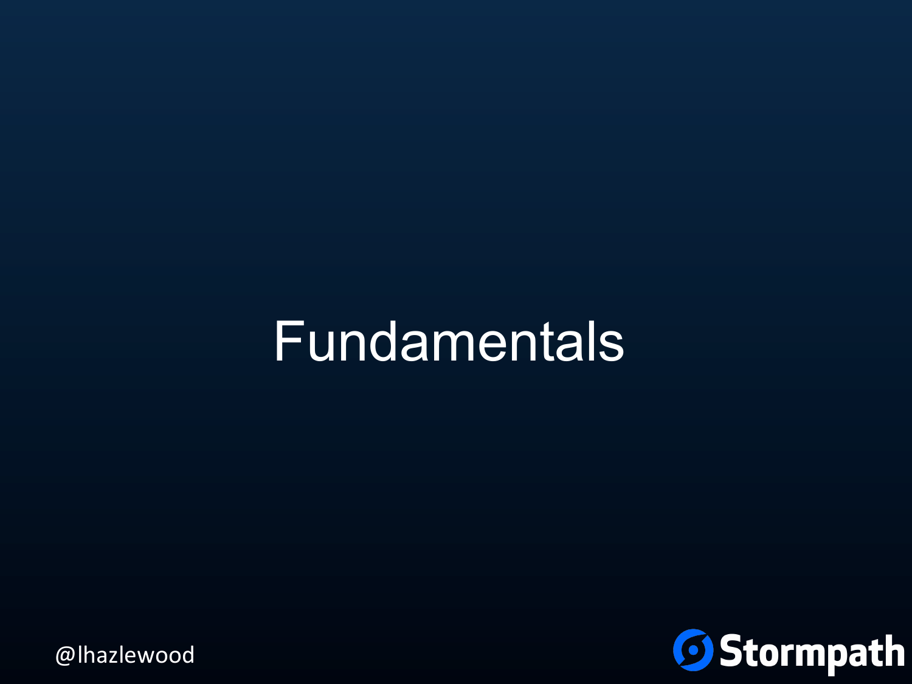# Fundamentals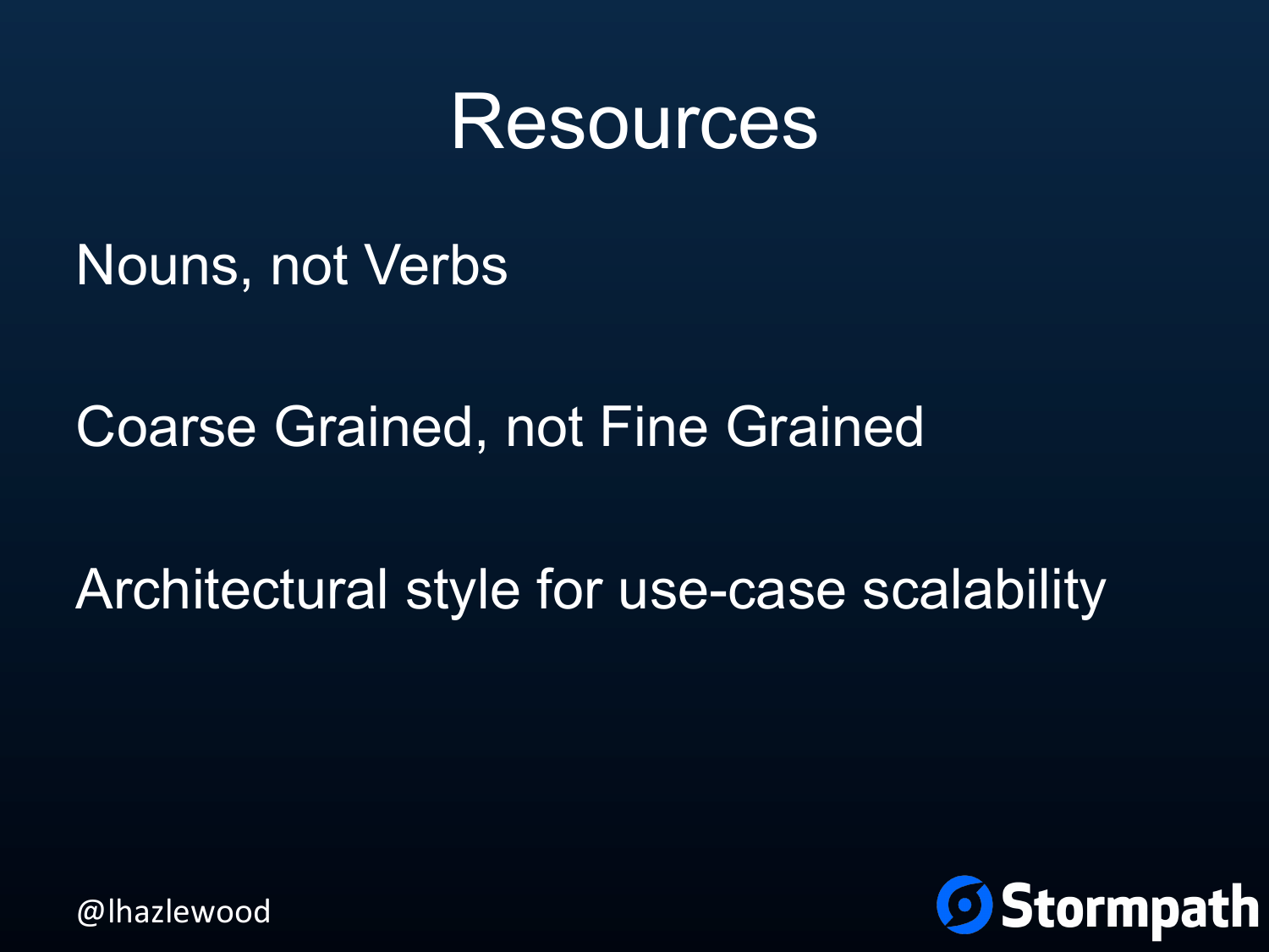# Resources

Nouns, not Verbs

Coarse Grained, not Fine Grained

Architectural style for use-case scalability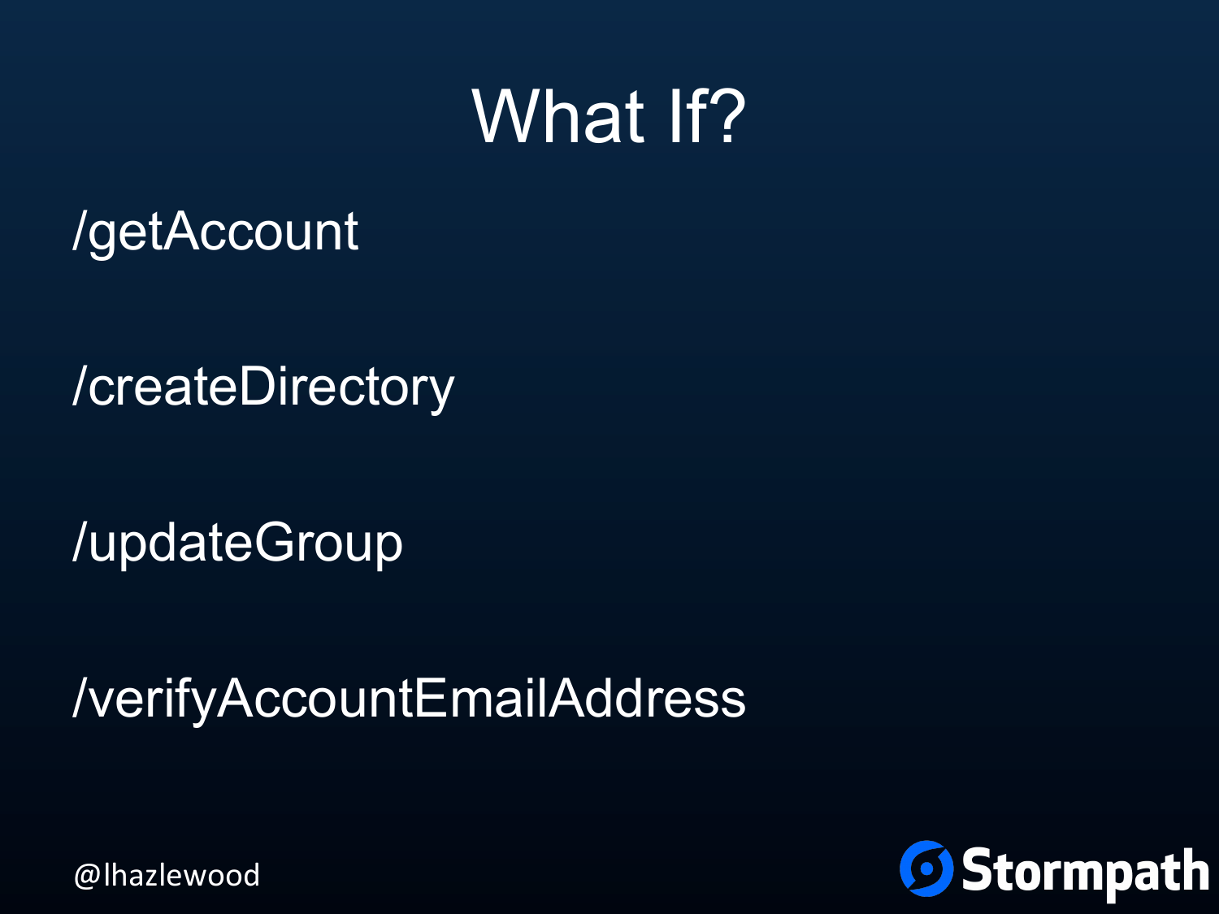# What If?

/getAccount

/createDirectory

/updateGroup

/verifyAccountEmailAddress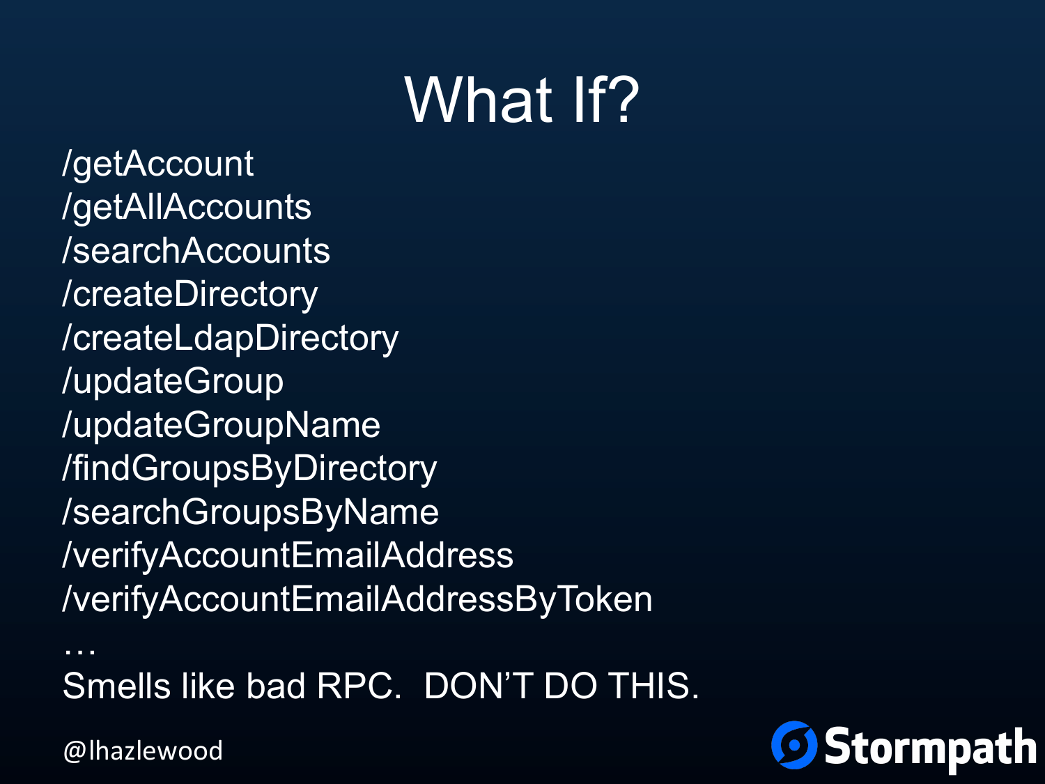# What If?

/getAccount
/getAllAccounts
/searchAccounts
/createDirectory
/createLdapDirectory
/updateGroup
/updateGroupName
/findGroupsByDirectory
/searchGroupsByName
/verifyAccountEmailAddress
/verifyAccountEmailAddressByToken
…
Smells like bad RPC. DON'T DO THIS.

@lhazlewood

Stormpath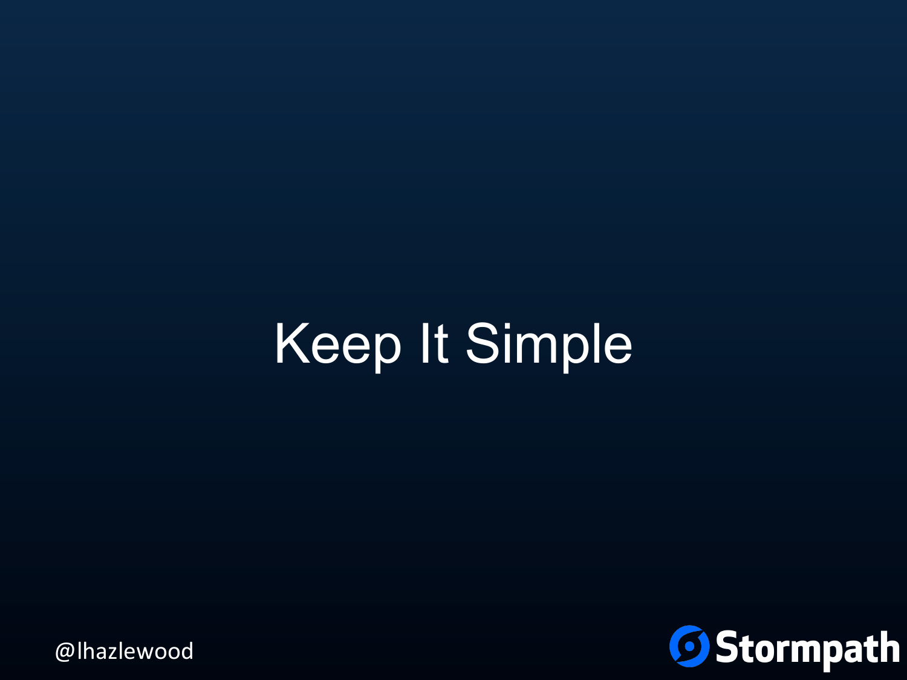# Keep It Simple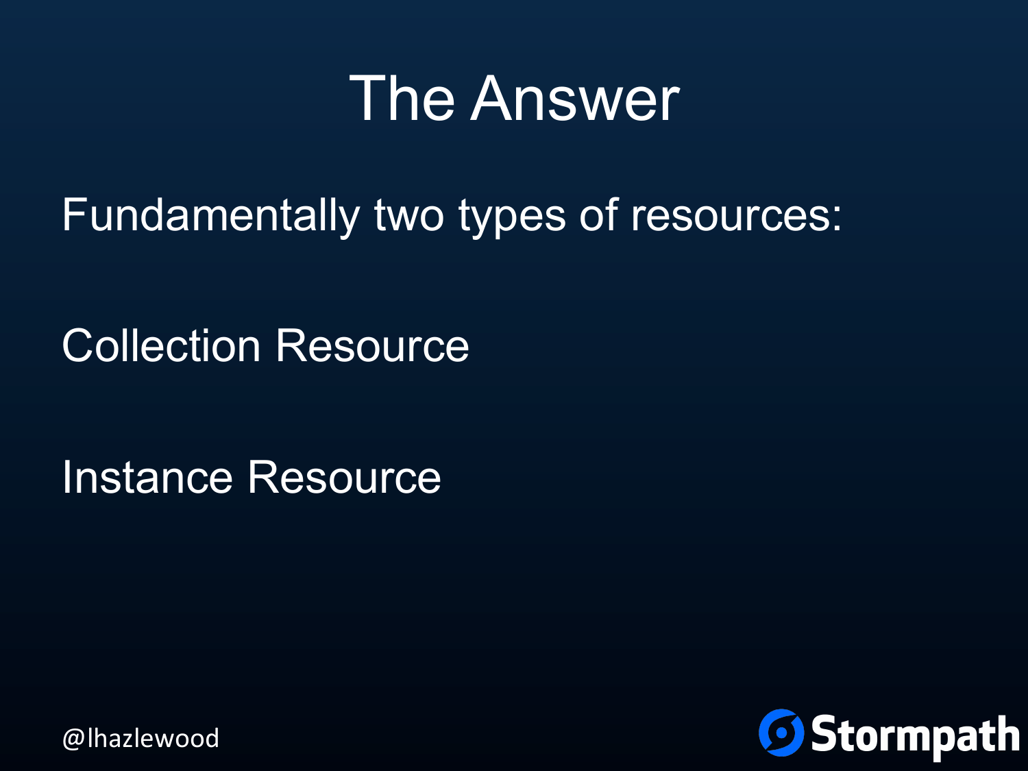# The Answer

Fundamentally two types of resources:

Collection Resource

Instance Resource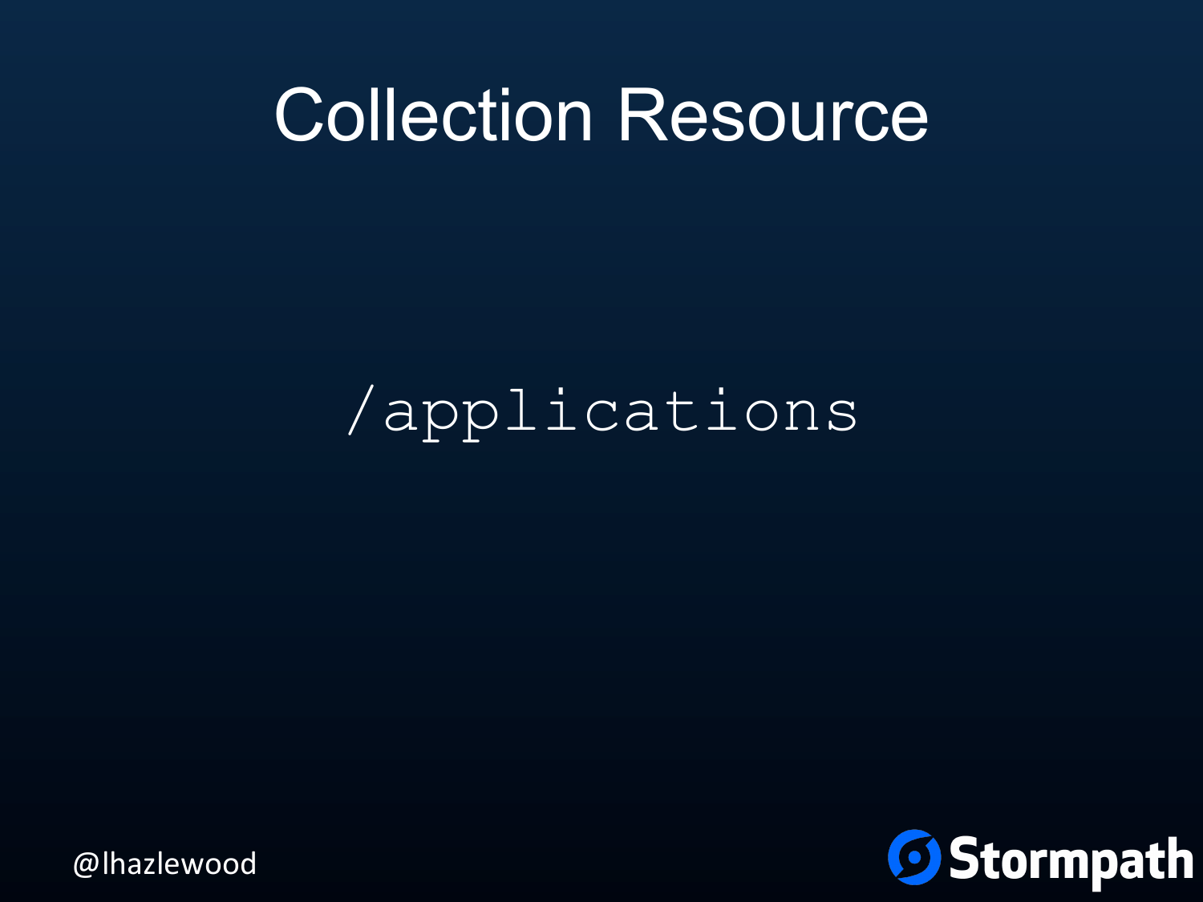# Collection Resource

```
/applications
```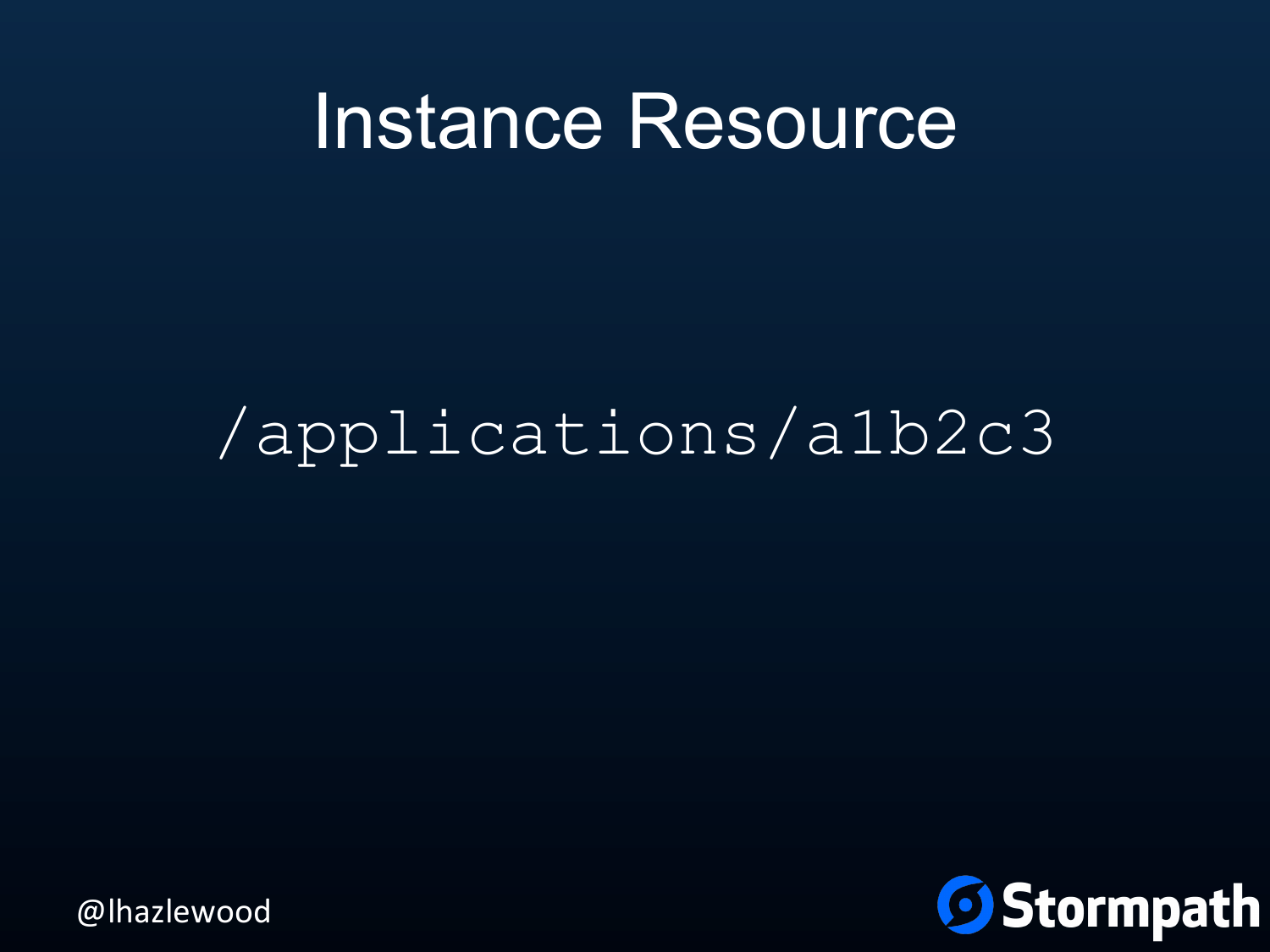# Instance Resource

```
/applications/a1b2c3
```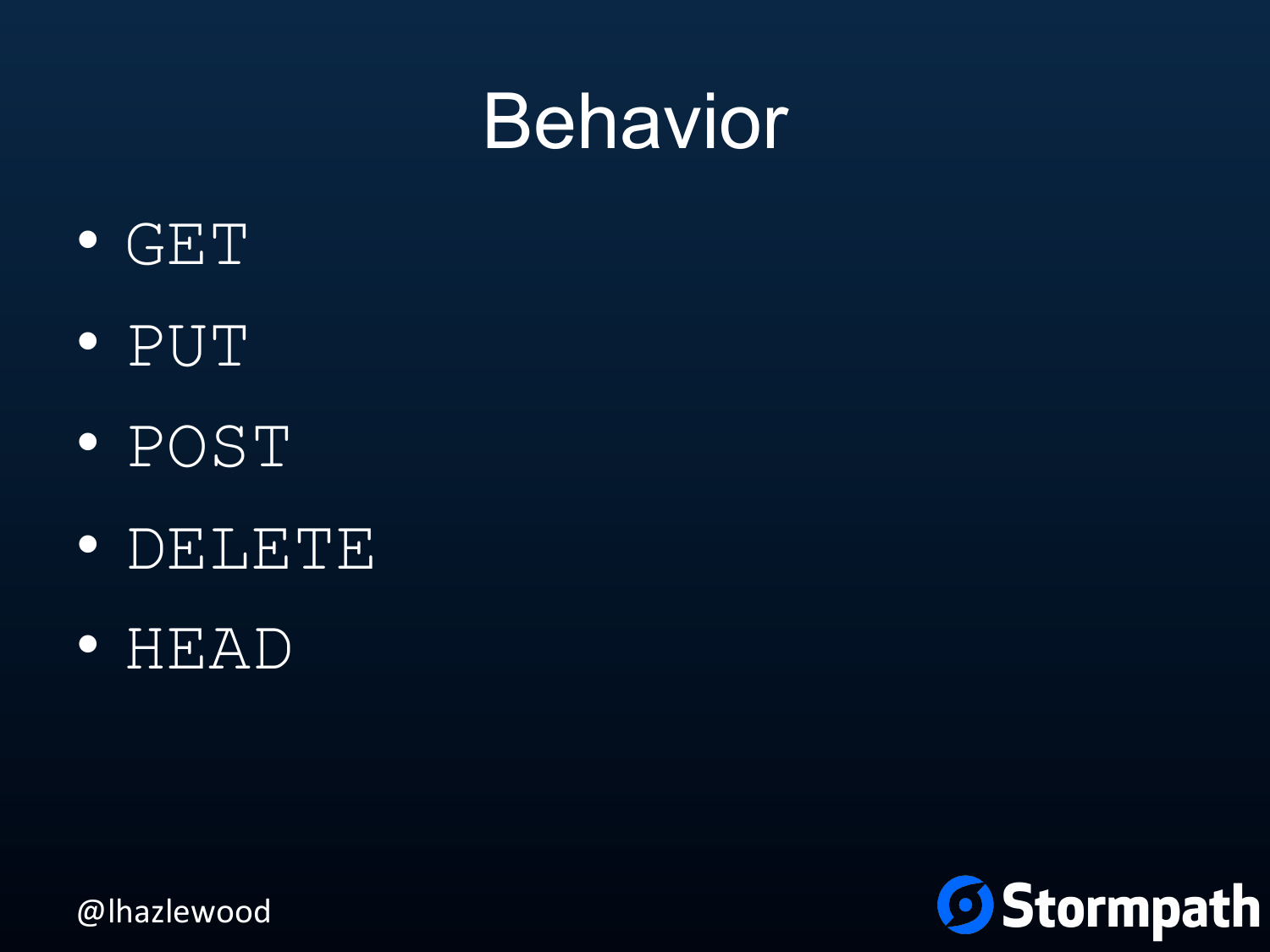# Behavior

- GET
- PUT
- POST
- DELETE
- HEAD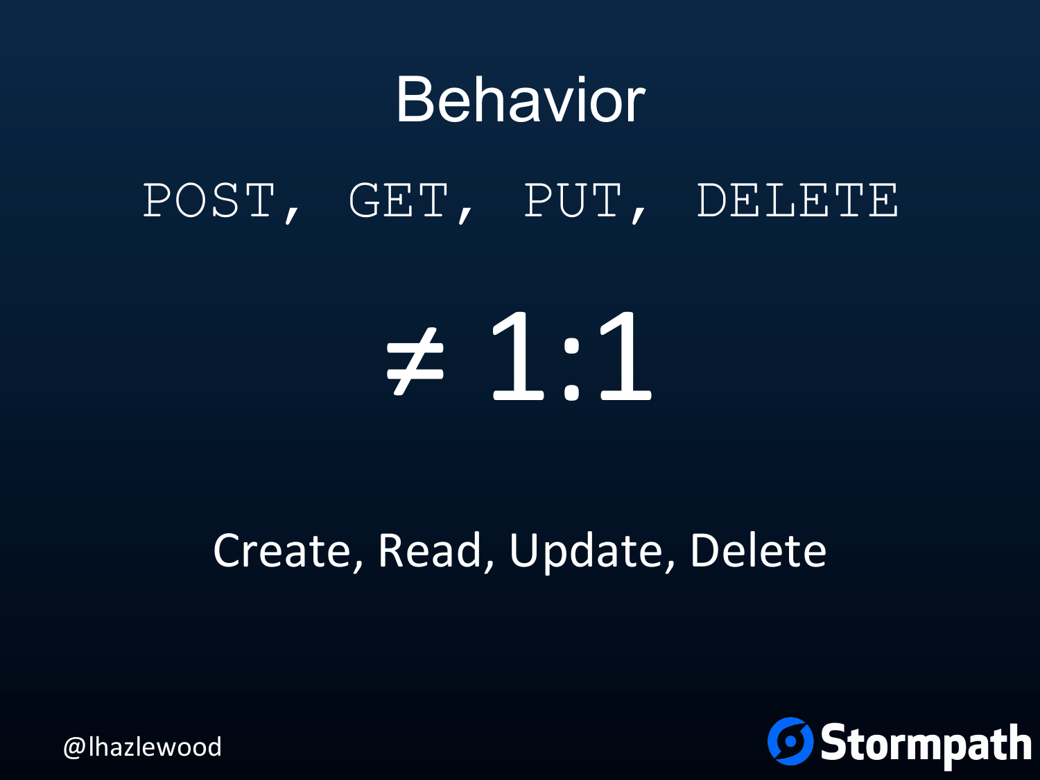# Behavior

`POST, GET, PUT, DELETE`

$\neq$ 1:1

Create, Read, Update, Delete

@lhazlewood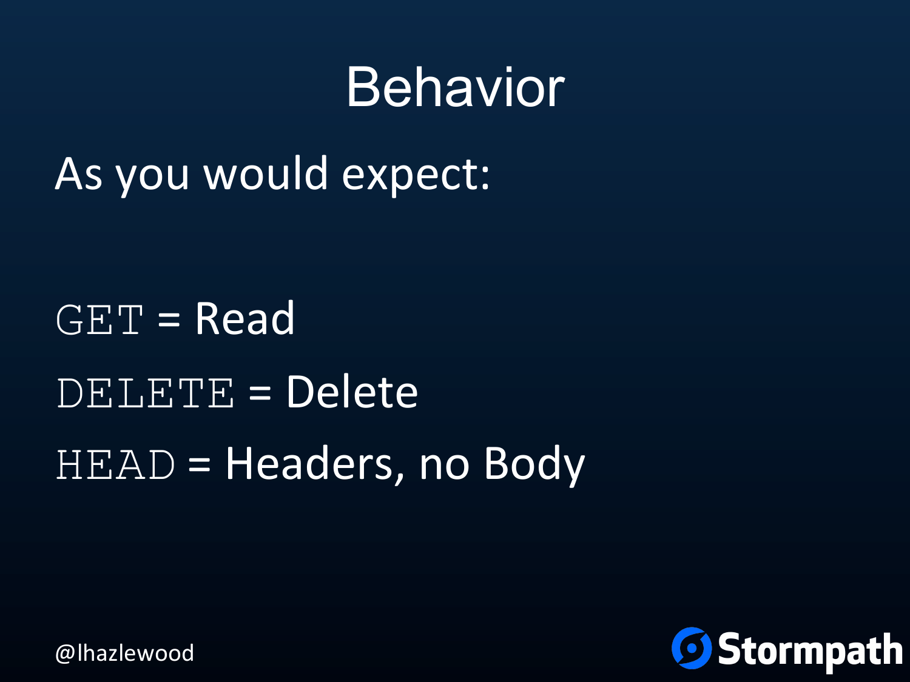# Behavior

As you would expect:

`GET` = Read

`DELETE` = Delete

`HEAD` = Headers, no Body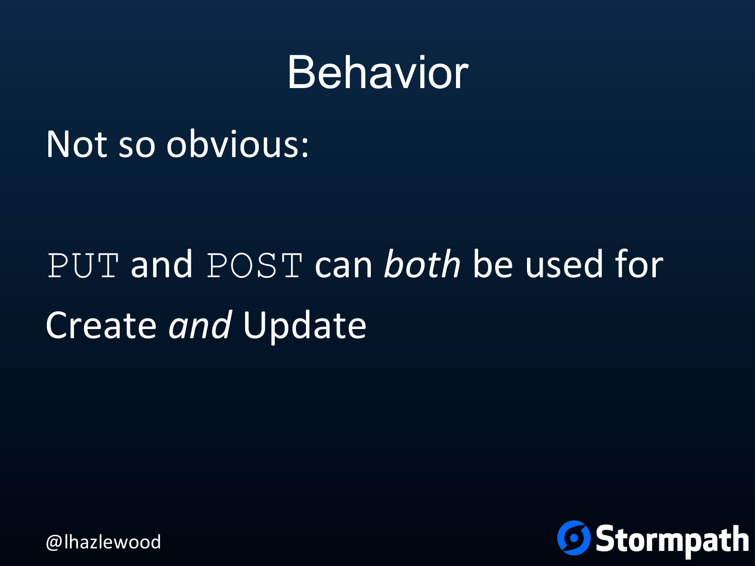# Behavior

Not so obvious:

`PUT` and `POST` can *both* be used for Create *and* Update

@lhazlewood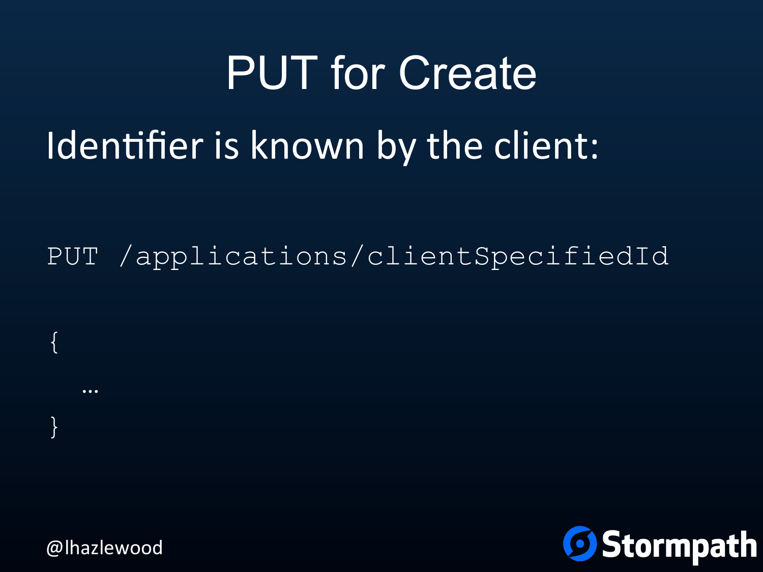# PUT for Create

Identifier is known by the client:

```
PUT /applications/clientSpecifiedId

{
   …
}
```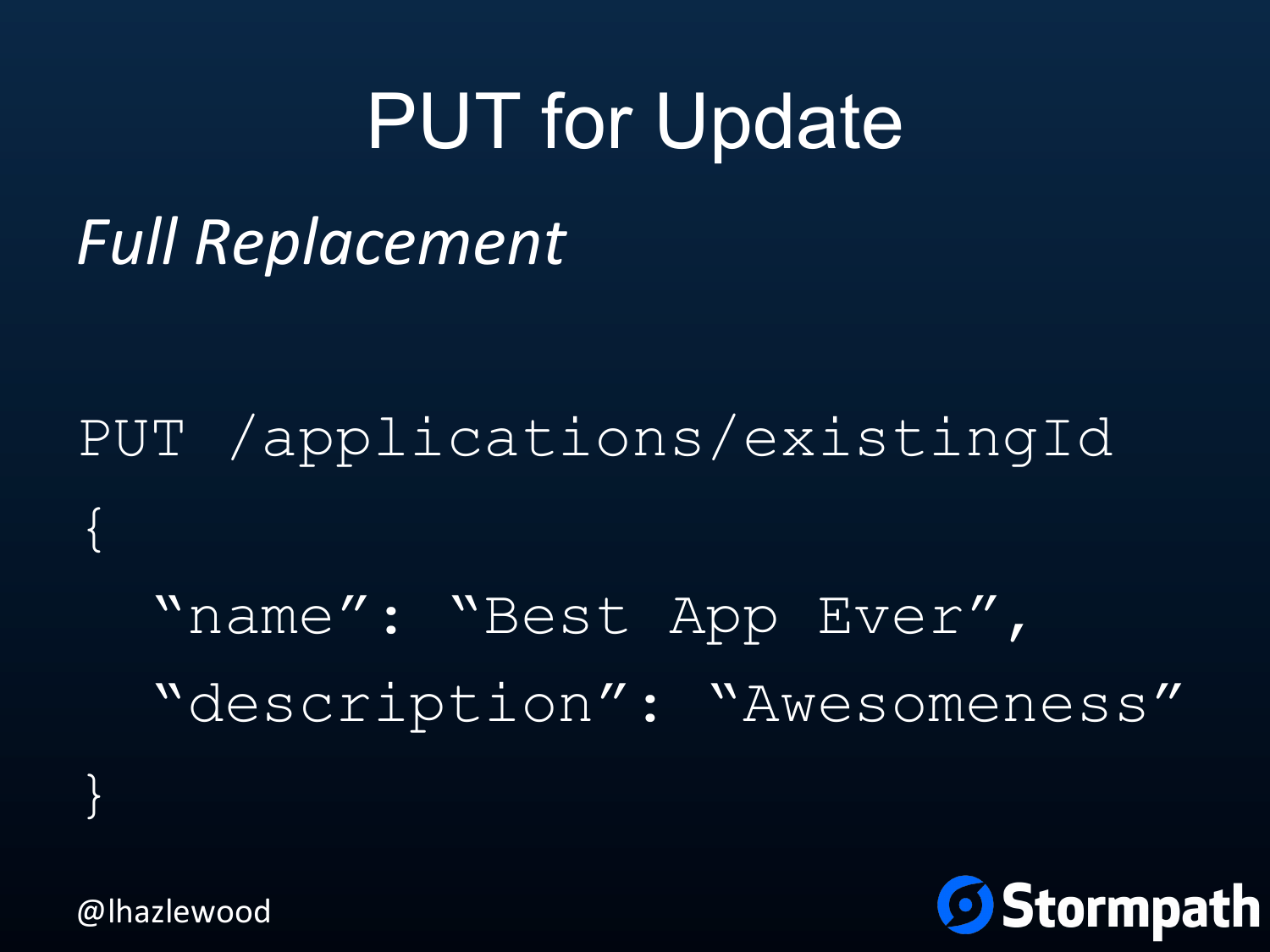# PUT for Update

*Full Replacement*

```
PUT /applications/existingId
{
  “name”: “Best App Ever”,
  “description”: “Awesomeness”
}
```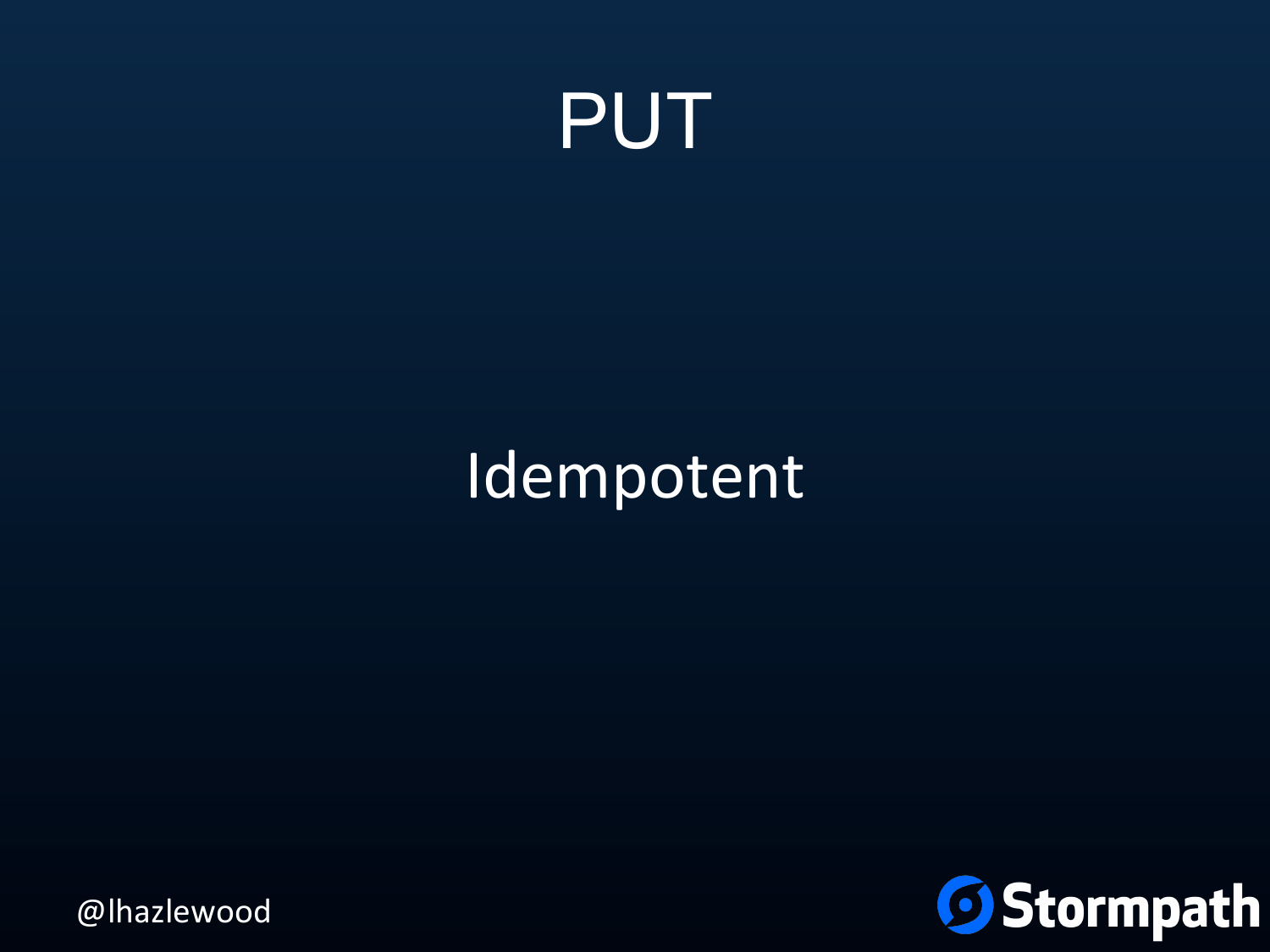# PUT

Idempotent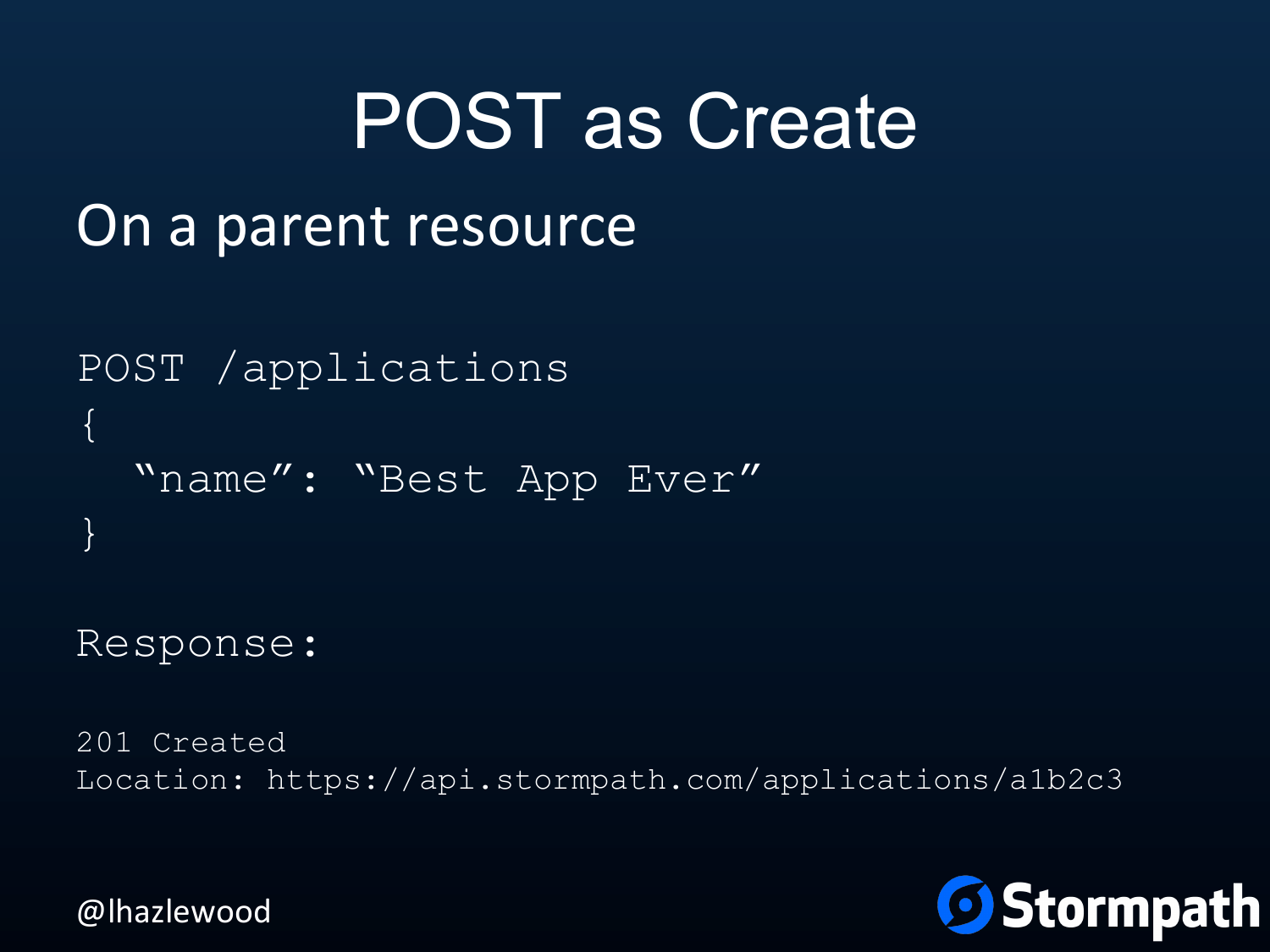# POST as Create

## On a parent resource

```
POST /applications
{
  “name”: “Best App Ever”
}
```

```
Response:

201 Created
Location: https://api.stormpath.com/applications/a1b2c3
```

@lhazlewood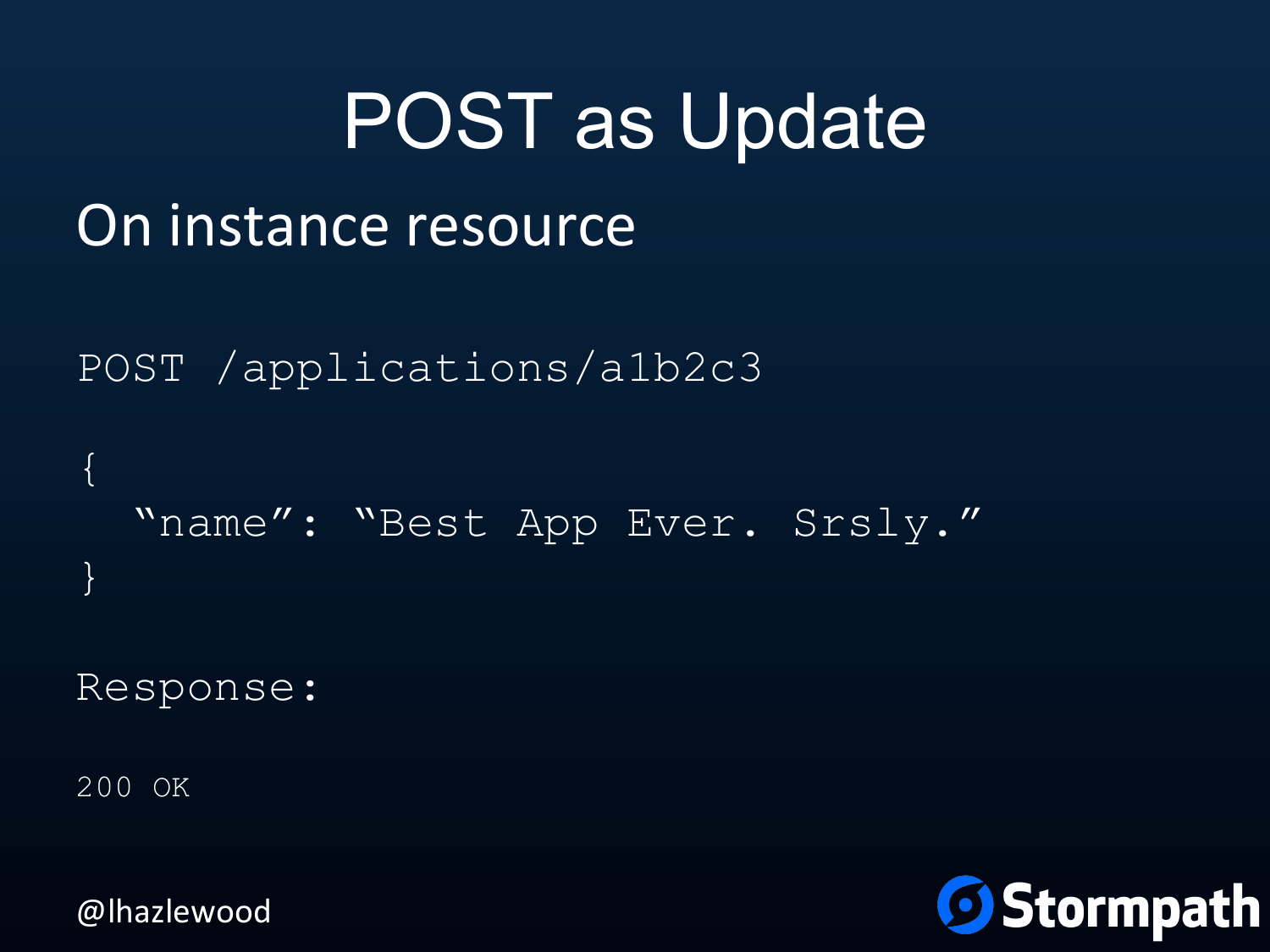# POST as Update

## On instance resource

```
POST /applications/a1b2c3

{
  "name": "Best App Ever. Srsly."
}

Response:

200 OK
```

@lhazlewood

Stormpath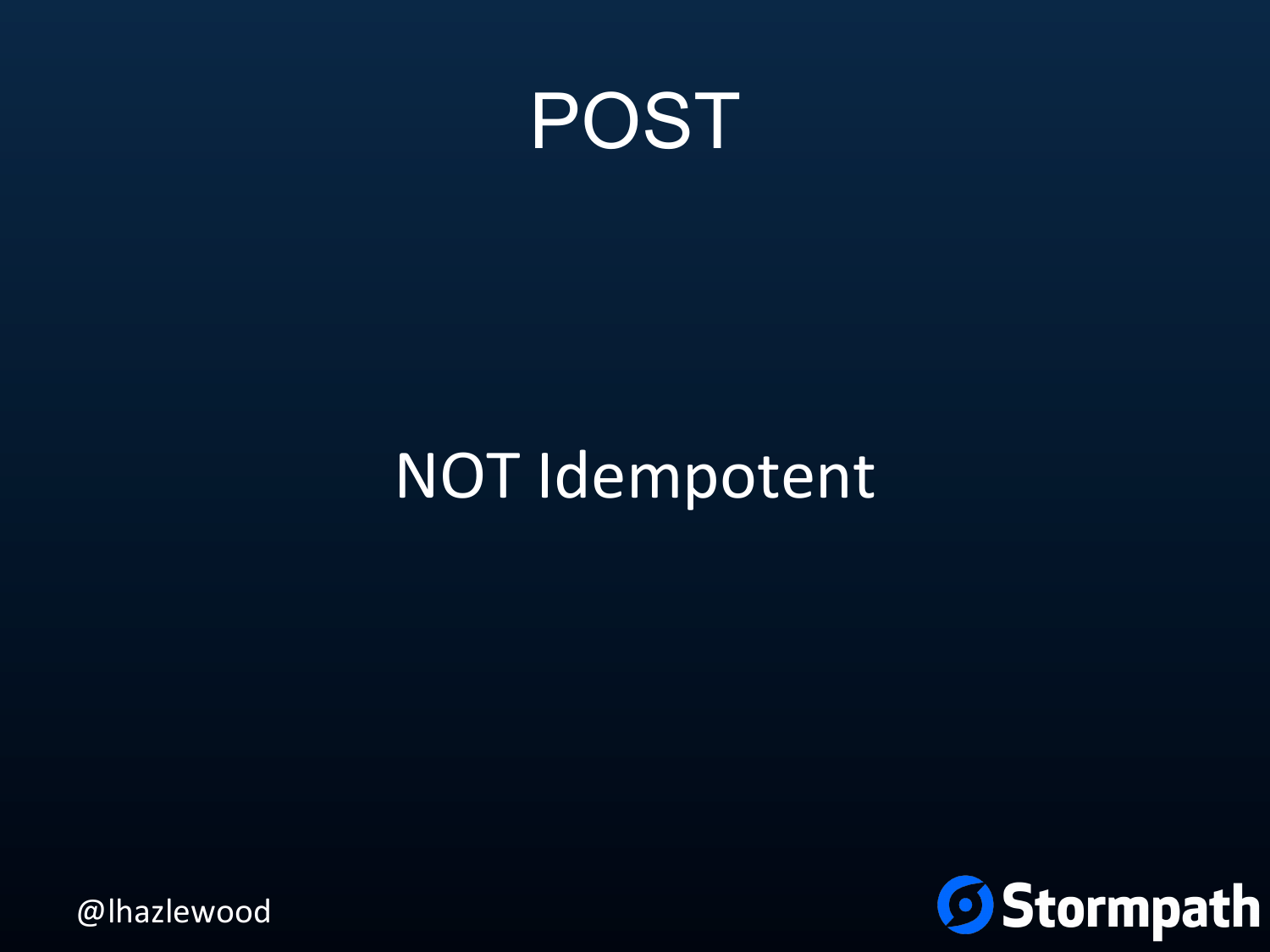# POST

NOT Idempotent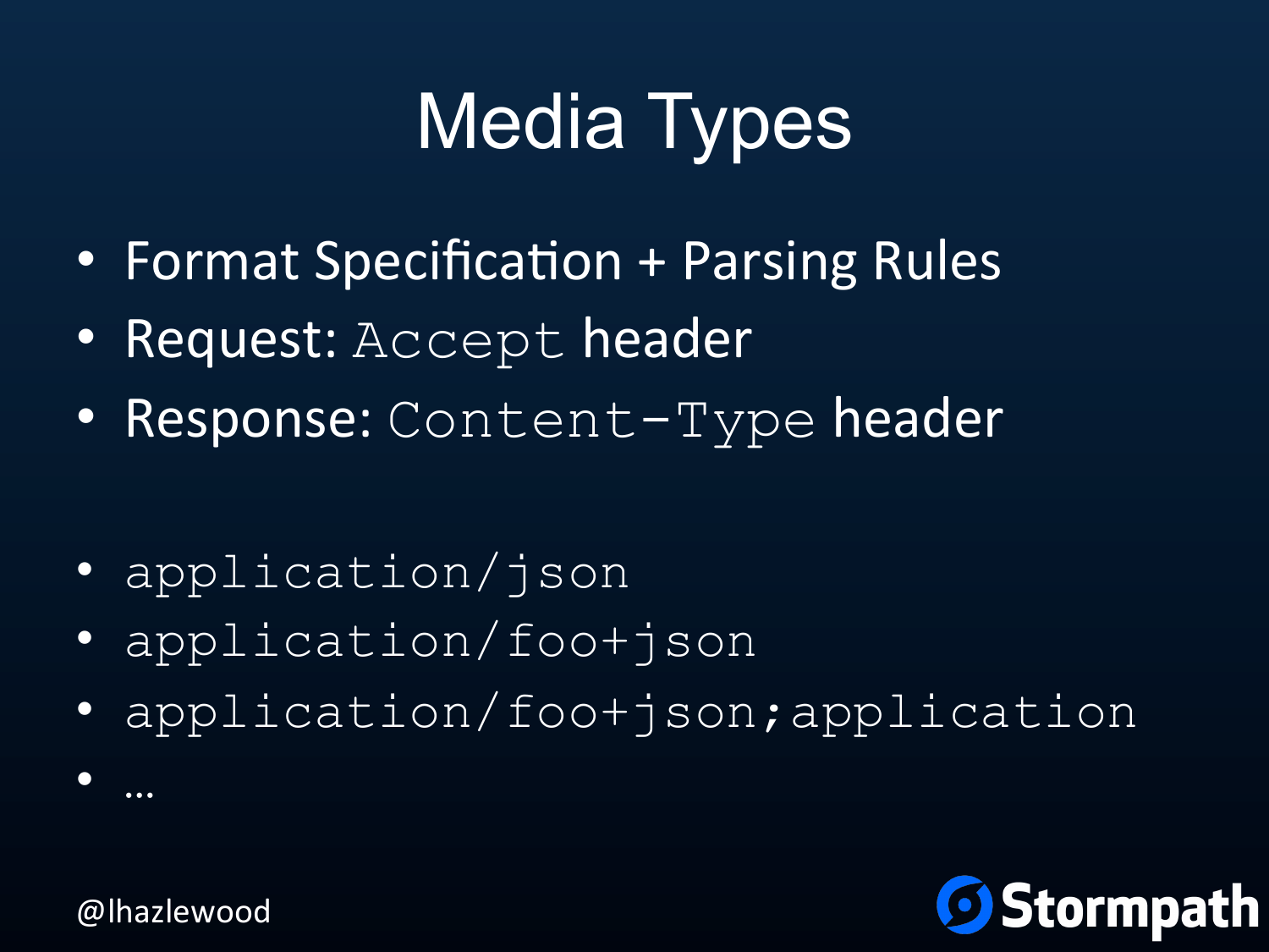# Media Types

- Format Specification + Parsing Rules
- Request: `Accept` header
- Response: `Content-Type` header

- `application/json`
- `application/foo+json`
- `application/foo+json;application`
- …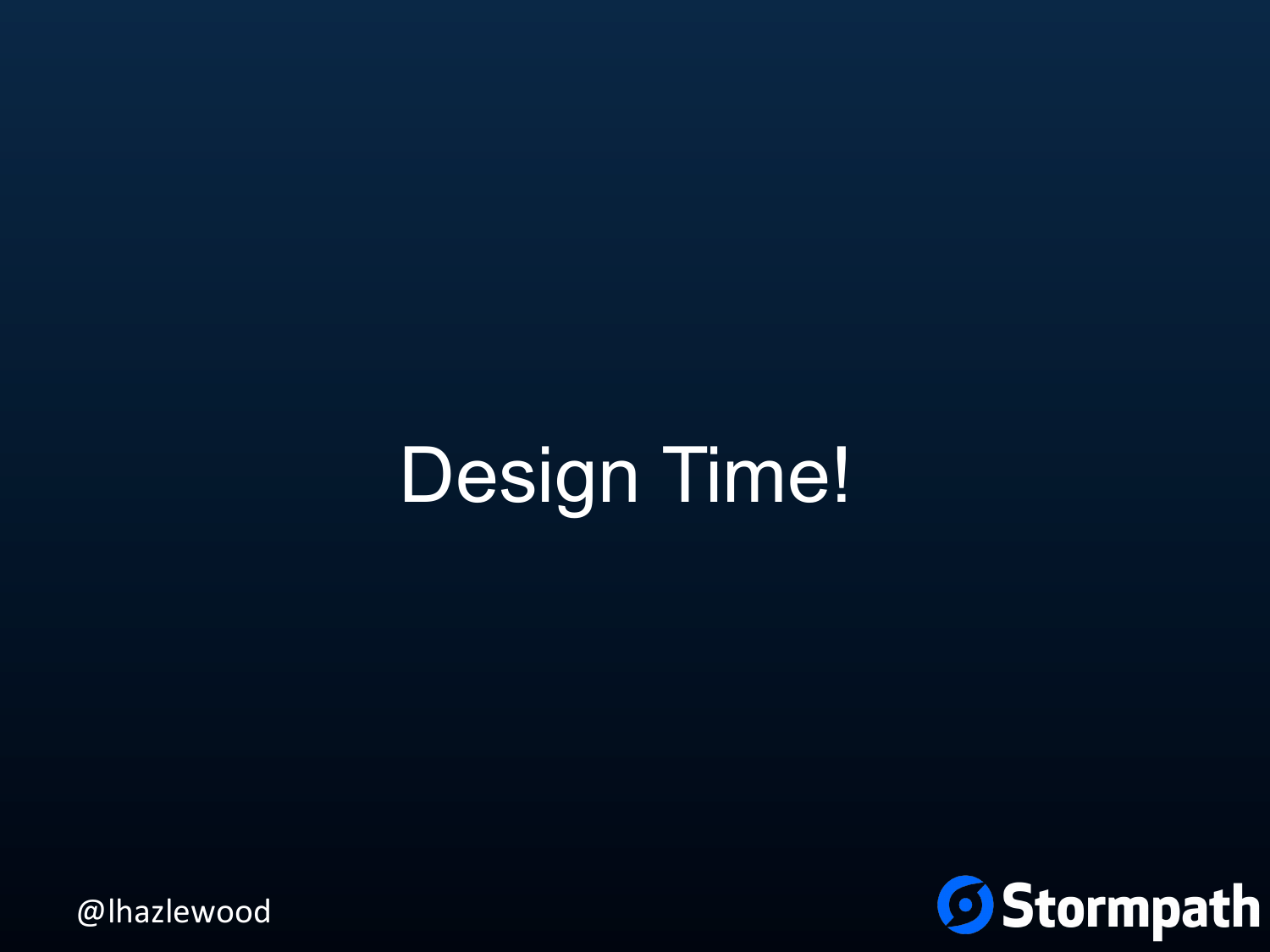# Design Time!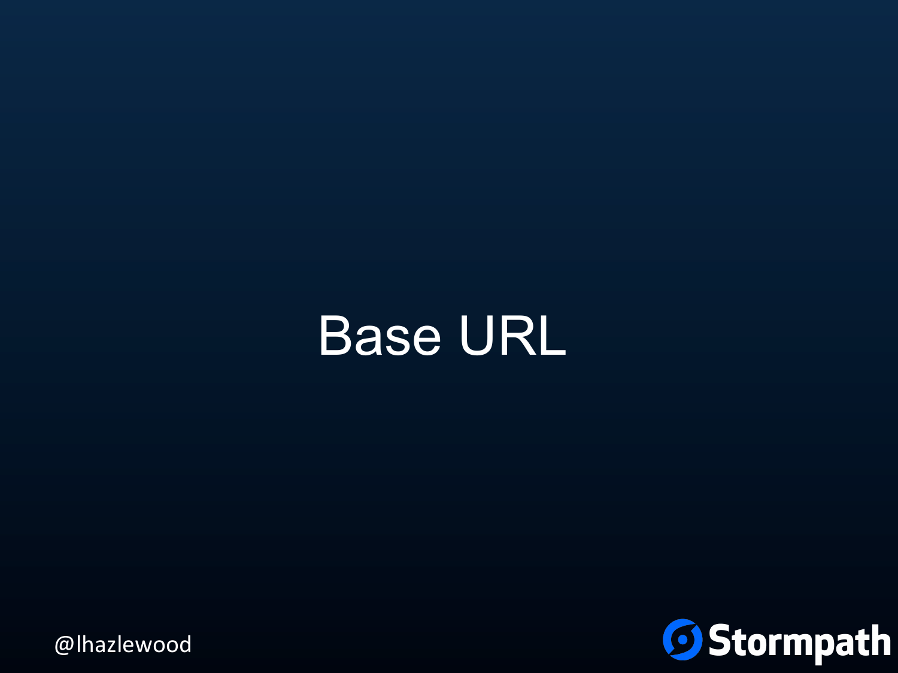# Base URL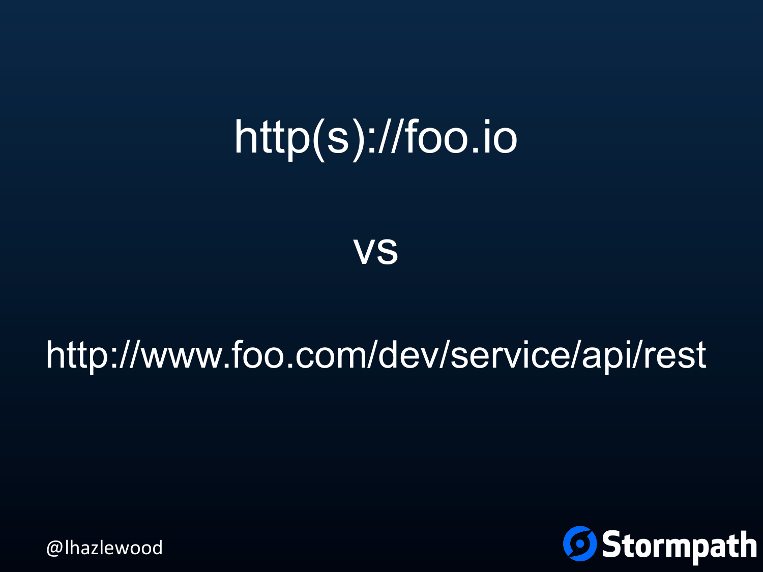http(s)://foo.io

vs

http://www.foo.com/dev/service/api/rest

@lhazlewood

Stormpath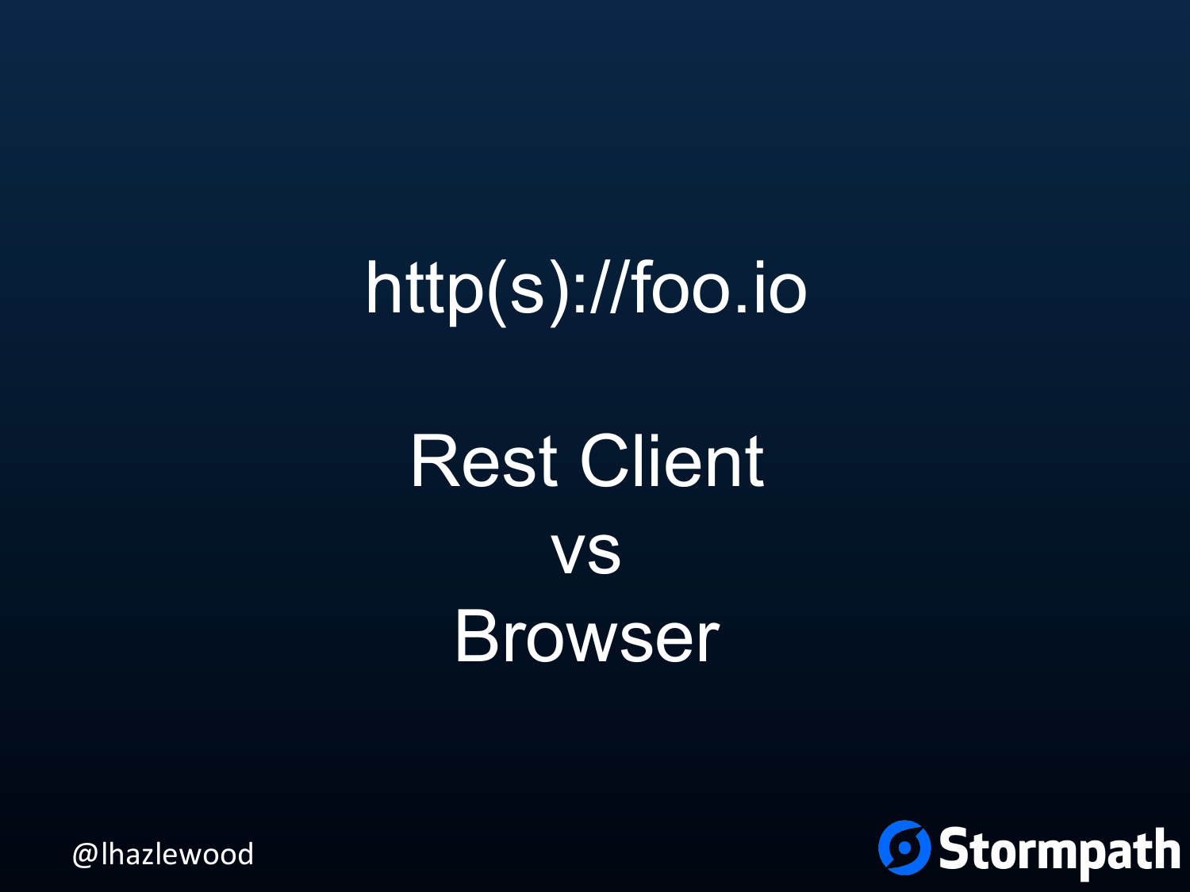http(s)://foo.io

Rest Client
vs
Browser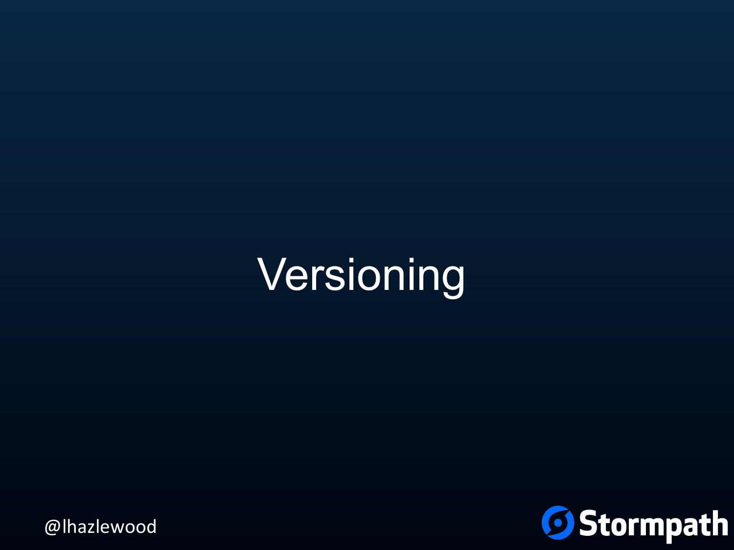# Versioning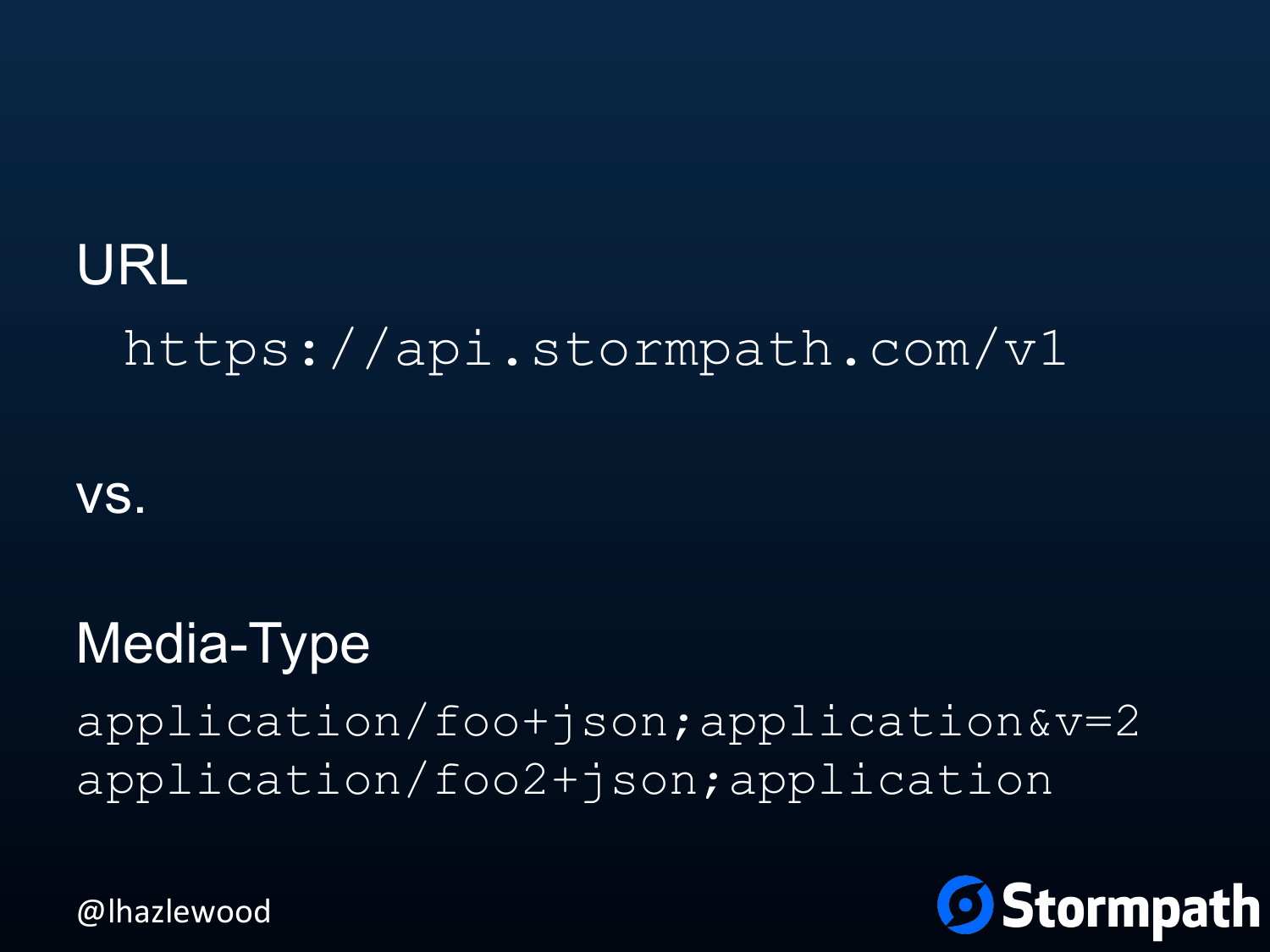URL

```
https://api.stormpath.com/v1
```

vs.

Media-Type

```
application/foo+json;application&v=2
application/foo2+json;application
```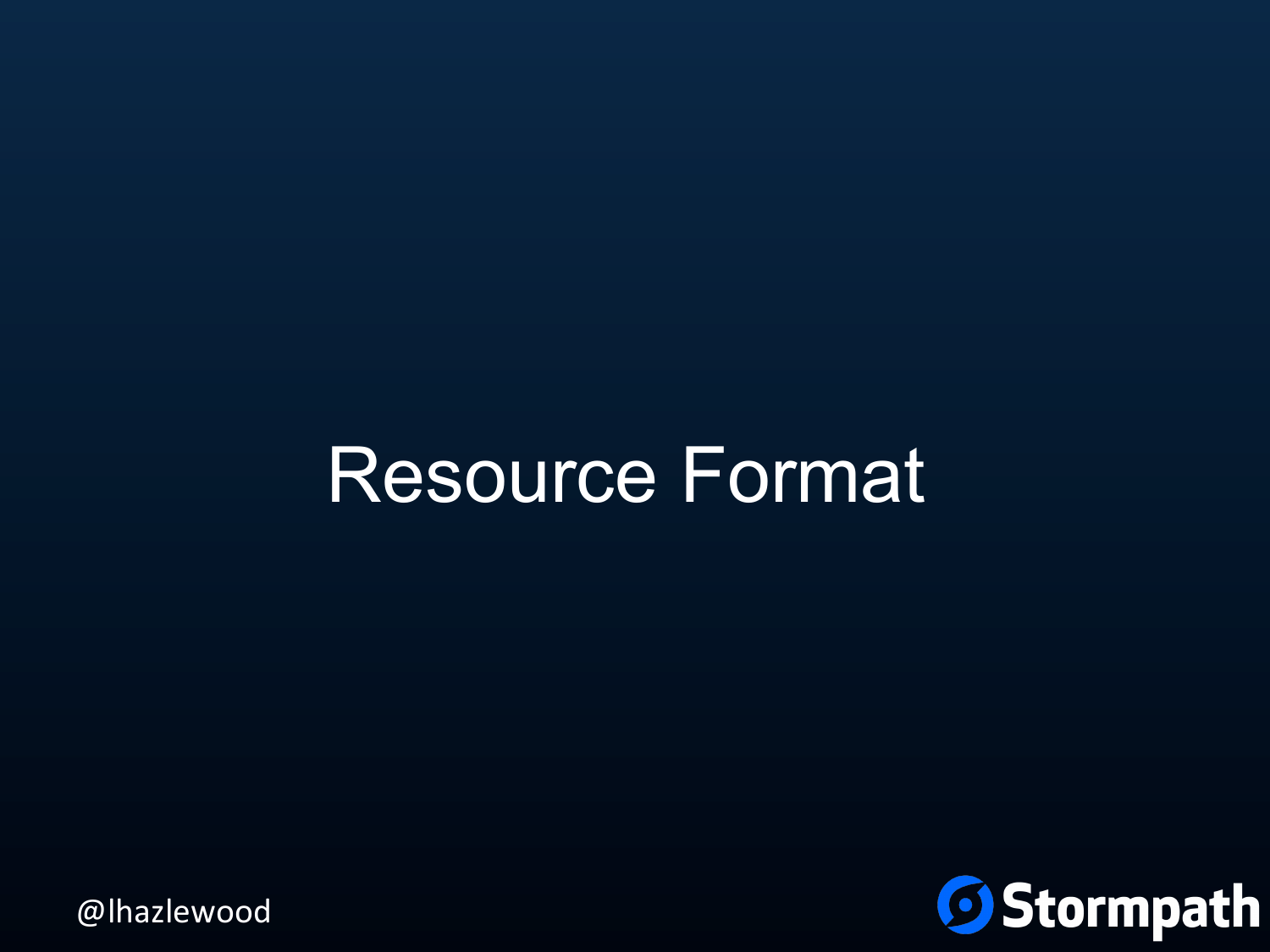# Resource Format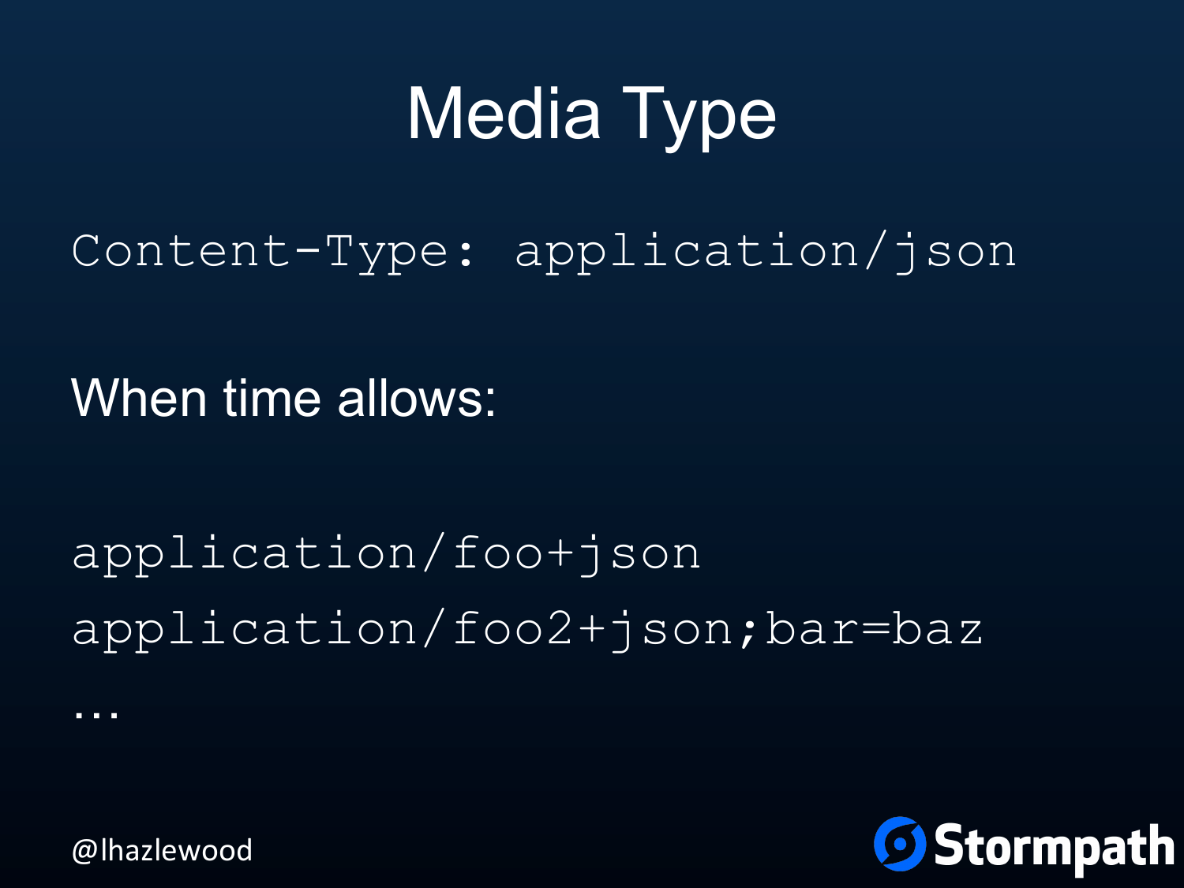# Media Type

```
Content-Type: application/json
```

When time allows:

```
application/foo+json
application/foo2+json;bar=baz
…
```

@lhazlewood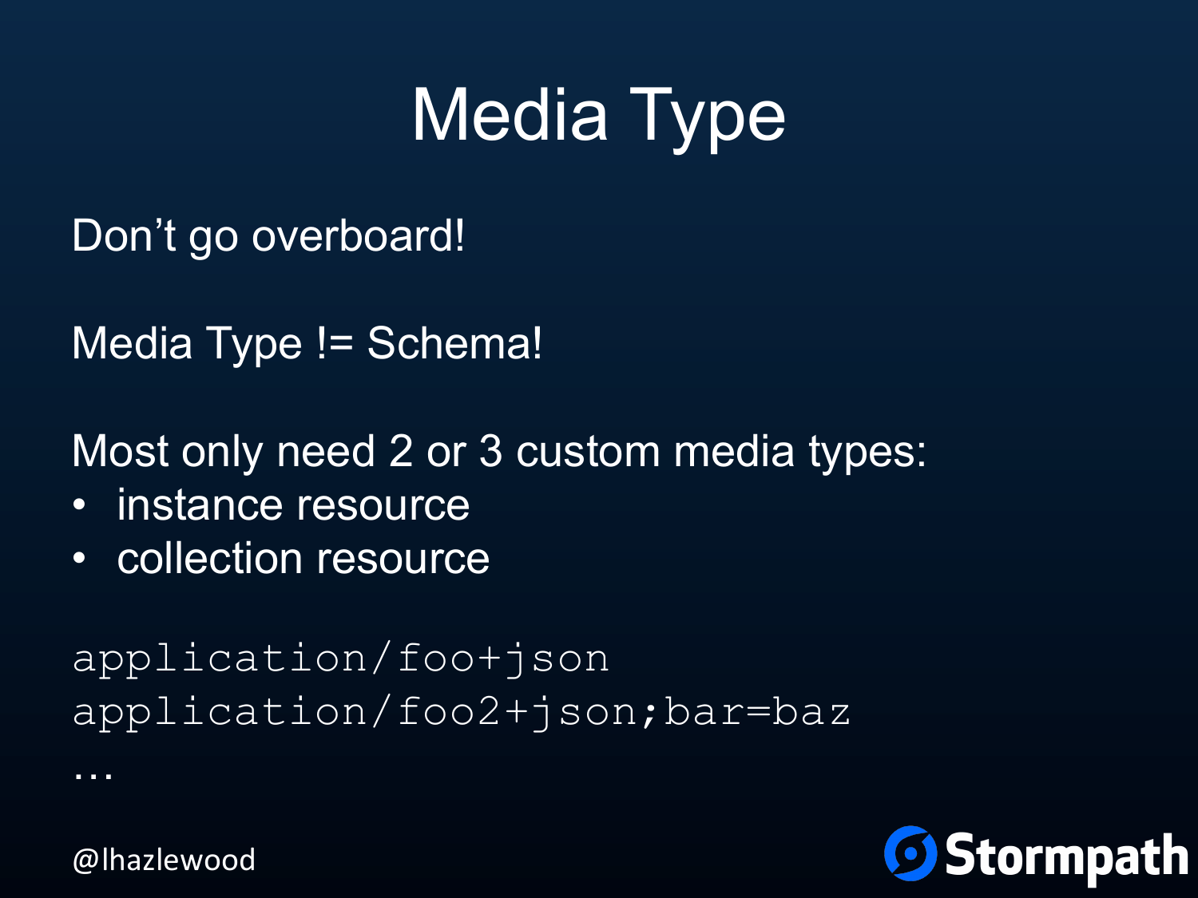# Media Type

Don't go overboard!

Media Type != Schema!

Most only need 2 or 3 custom media types:

- instance resource
- collection resource

```
application/foo+json
application/foo2+json;bar=baz
…
```

@lhazlewood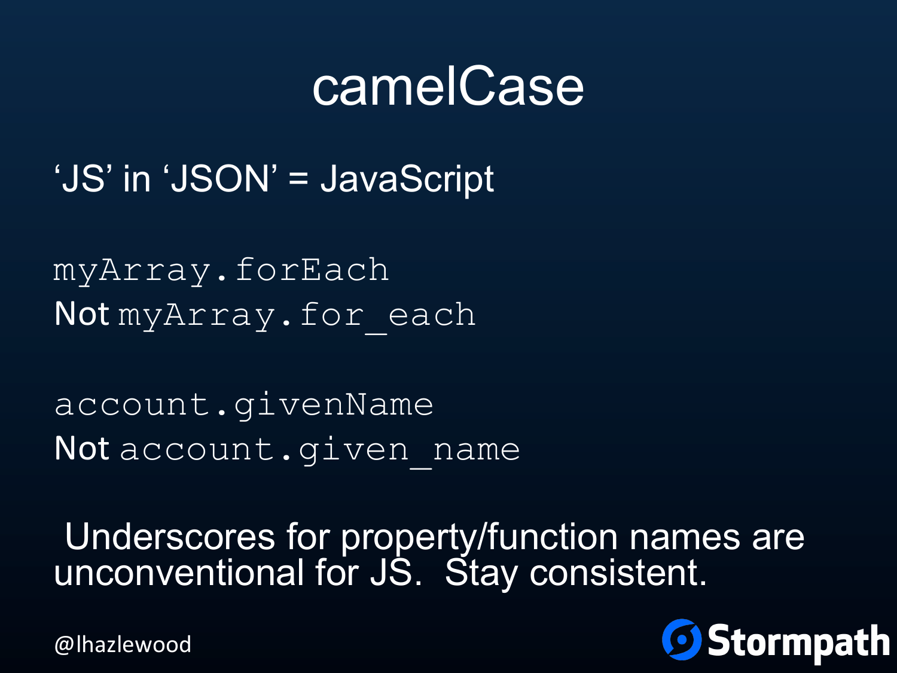# camelCase

'JS' in 'JSON' = JavaScript

`myArray.forEach`
Not `myArray.for_each`

`account.givenName`
Not `account.given_name`

Underscores for property/function names are unconventional for JS. Stay consistent.

@lhazlewood

Stormpath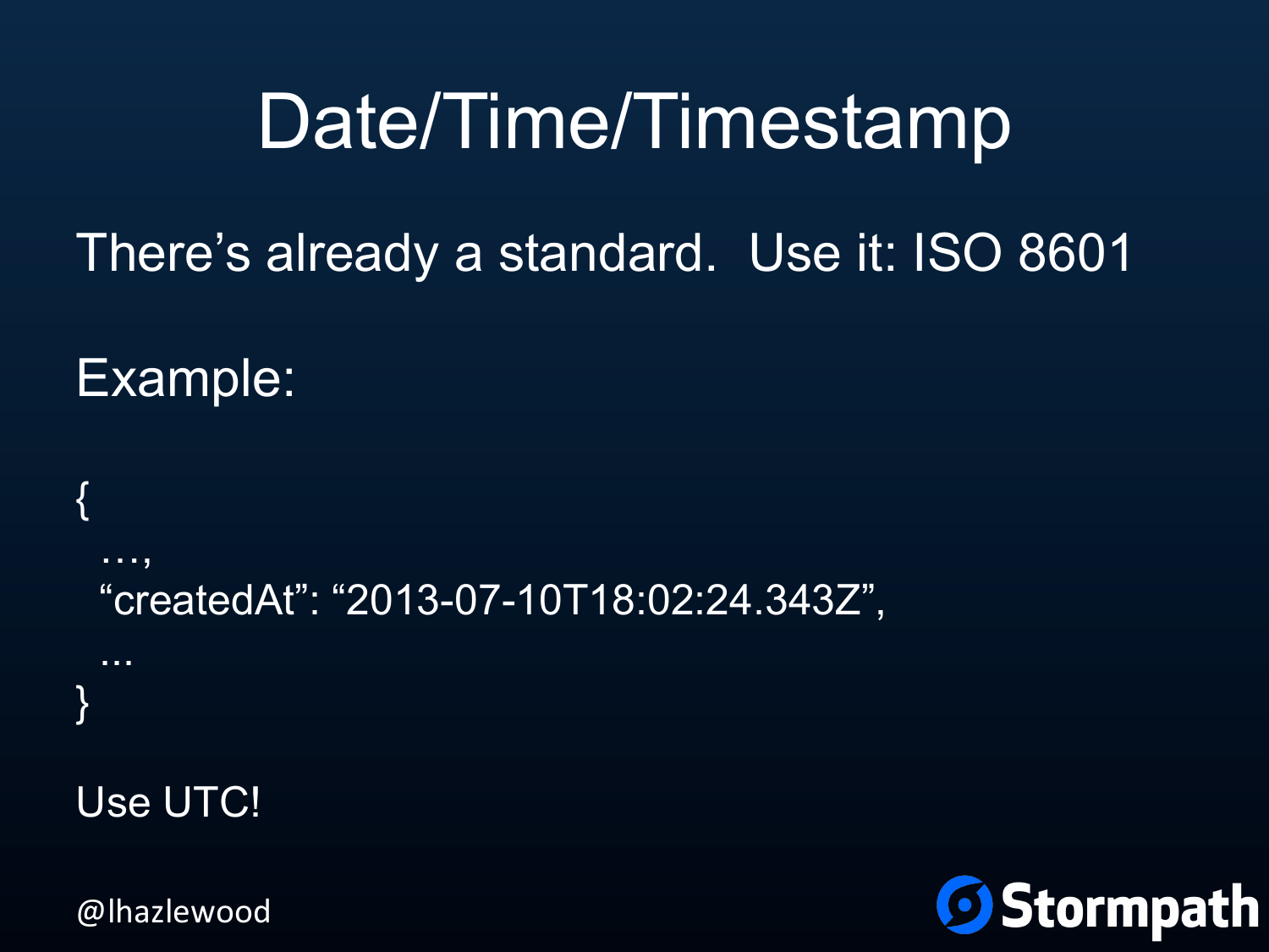# Date/Time/Timestamp

There's already a standard. Use it: ISO 8601

Example:

```
{
  …,
  "createdAt": "2013-07-10T18:02:24.343Z",
  ...
}
```

Use UTC!

@lhazlewood

Stormpath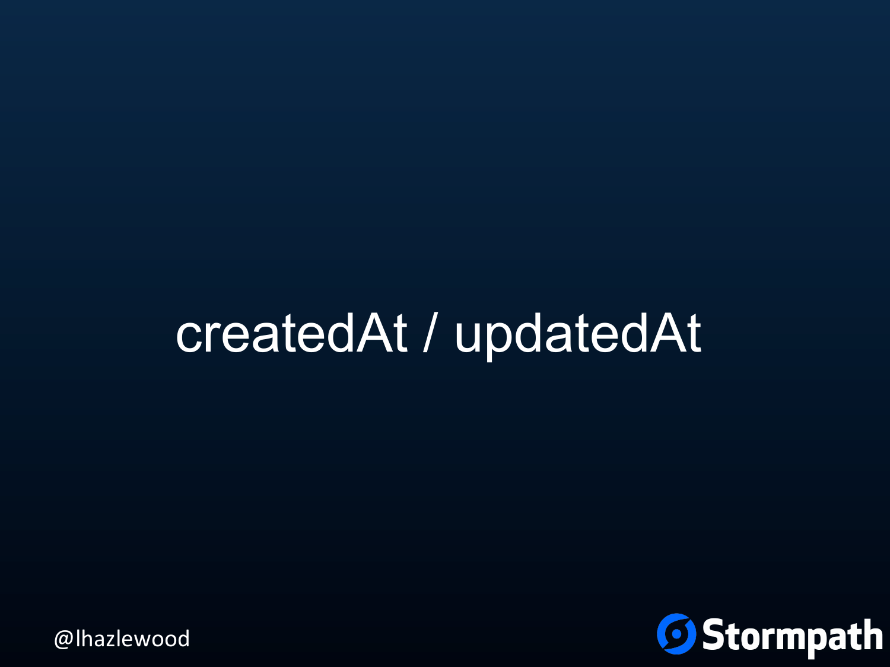# createdAt / updatedAt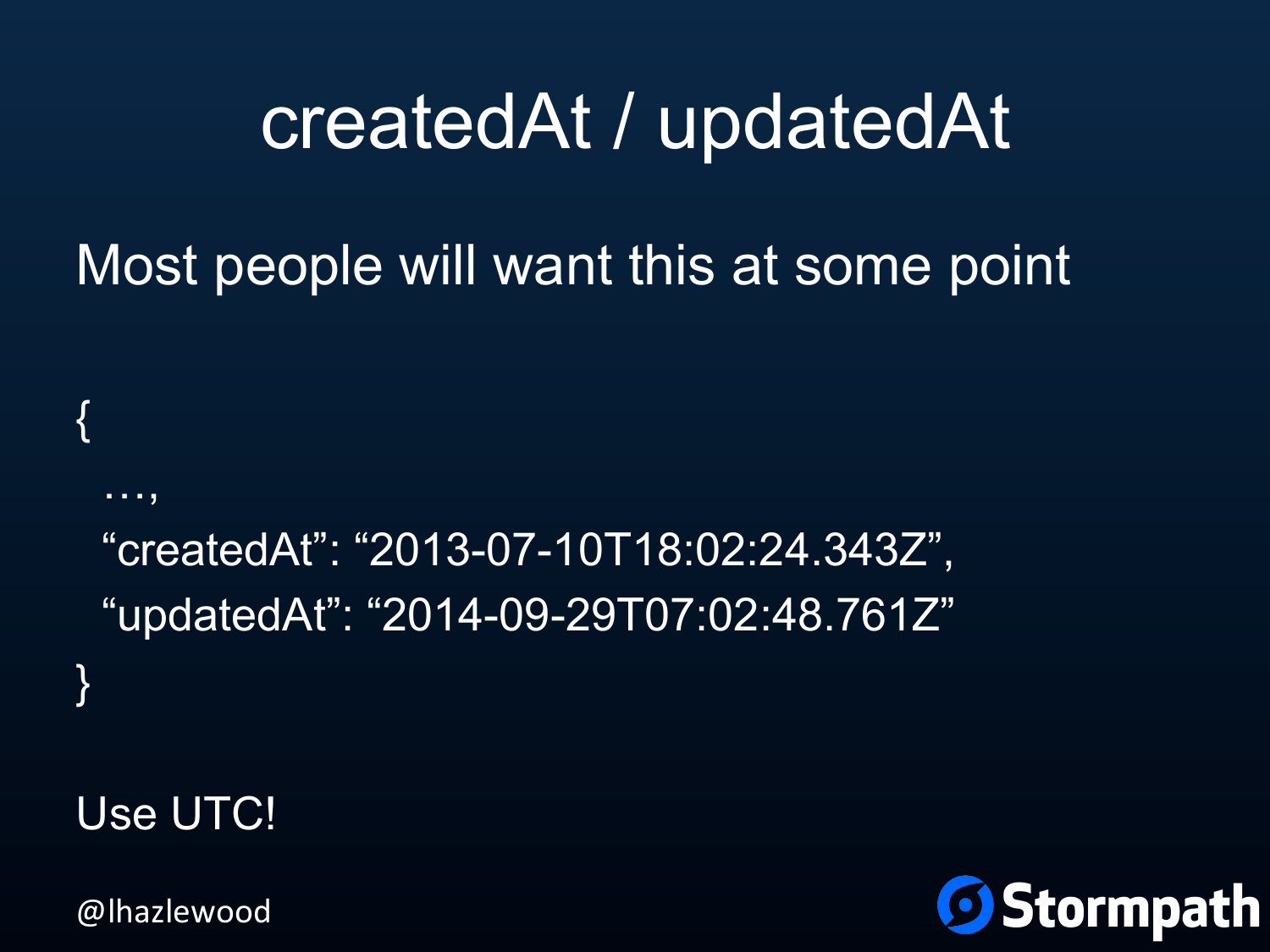# createdAt / updatedAt

Most people will want this at some point

```
{
  …,
  “createdAt”: “2013-07-10T18:02:24.343Z”,
  “updatedAt”: “2014-09-29T07:02:48.761Z”
}
```

Use UTC!

@lhazlewood

Stormpath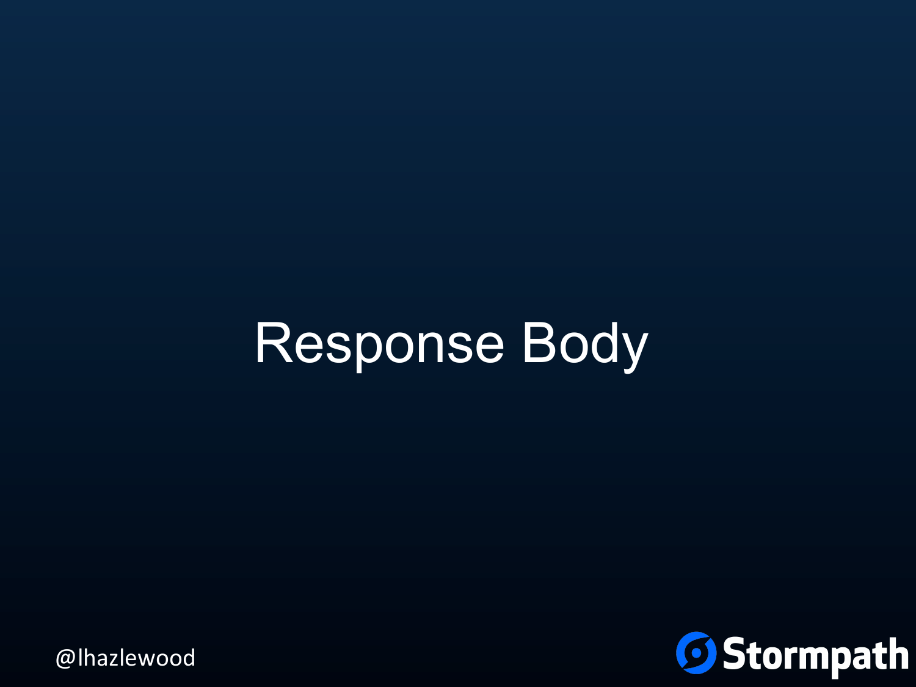# Response Body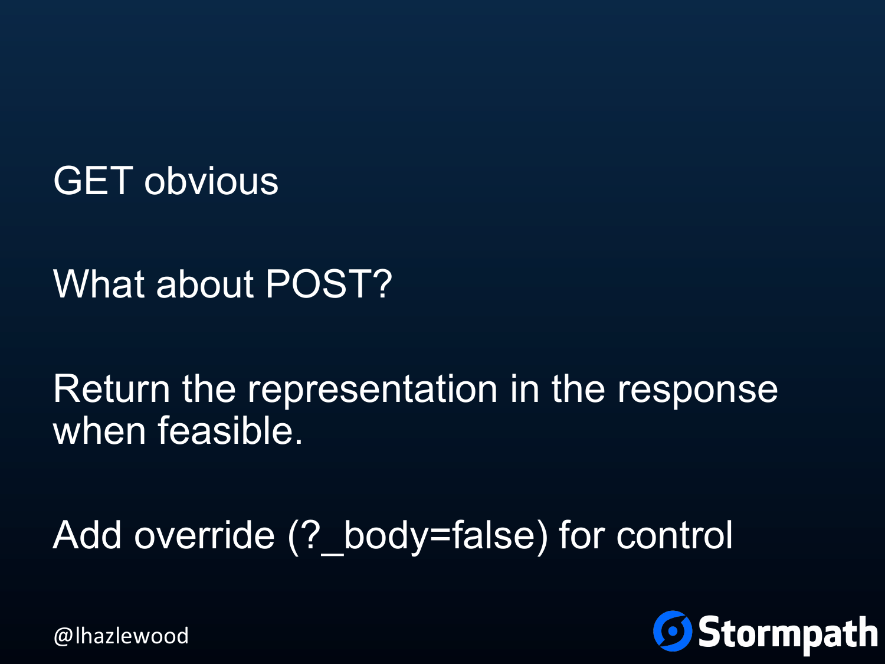GET obvious

What about POST?

Return the representation in the response when feasible.

Add override (?_body=false) for control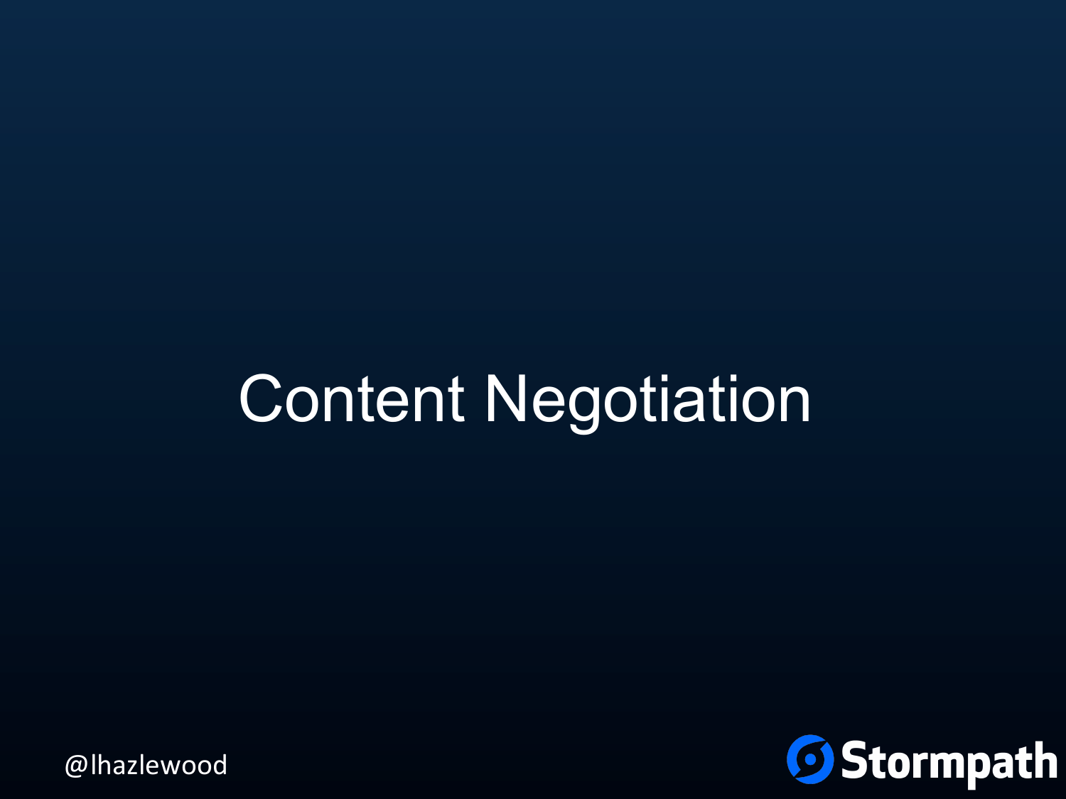# Content Negotiation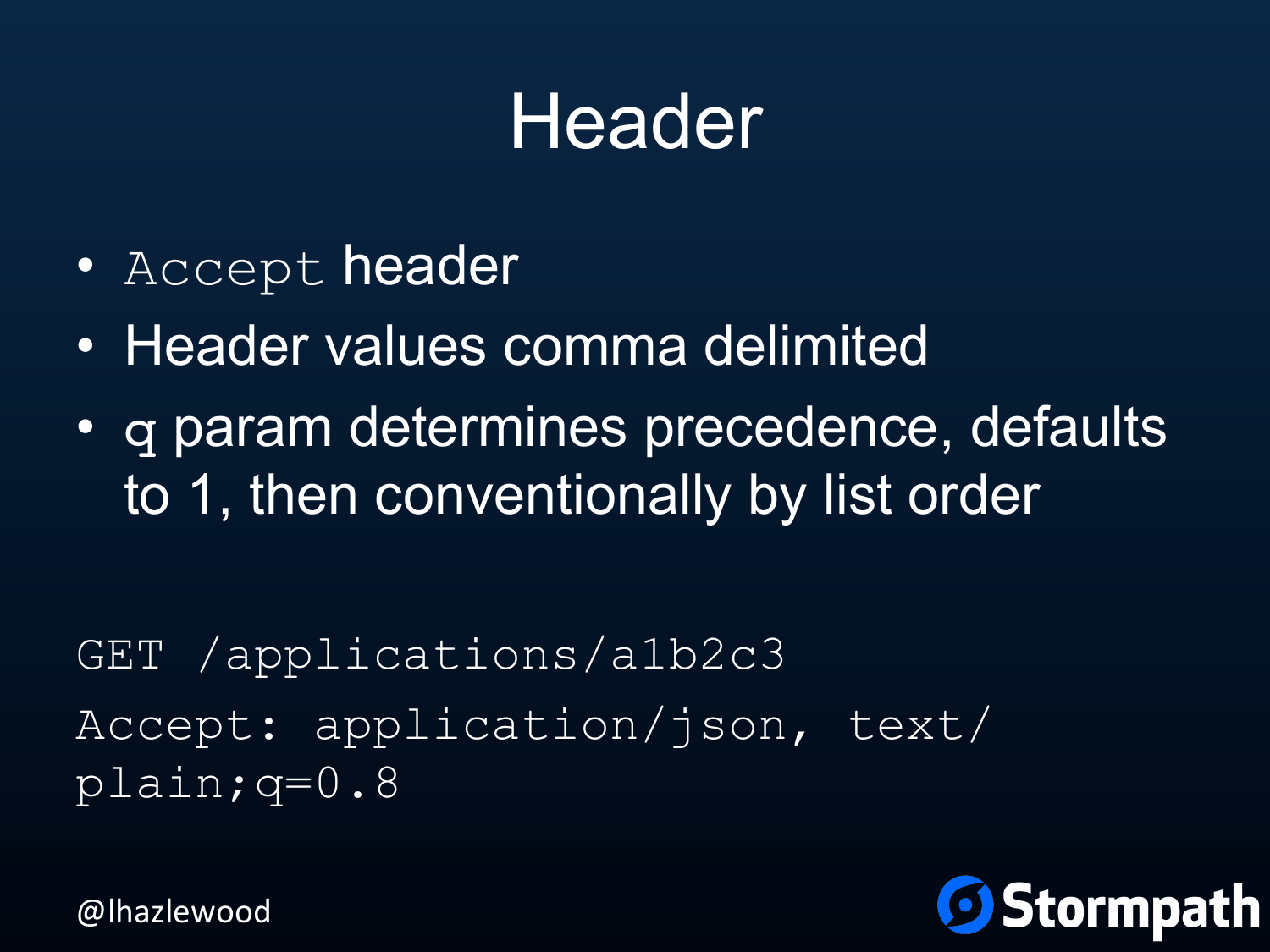# Header

- `Accept` header
- Header values comma delimited
- q param determines precedence, defaults to 1, then conventionally by list order

```
GET /applications/a1b2c3
Accept: application/json, text/plain;q=0.8
```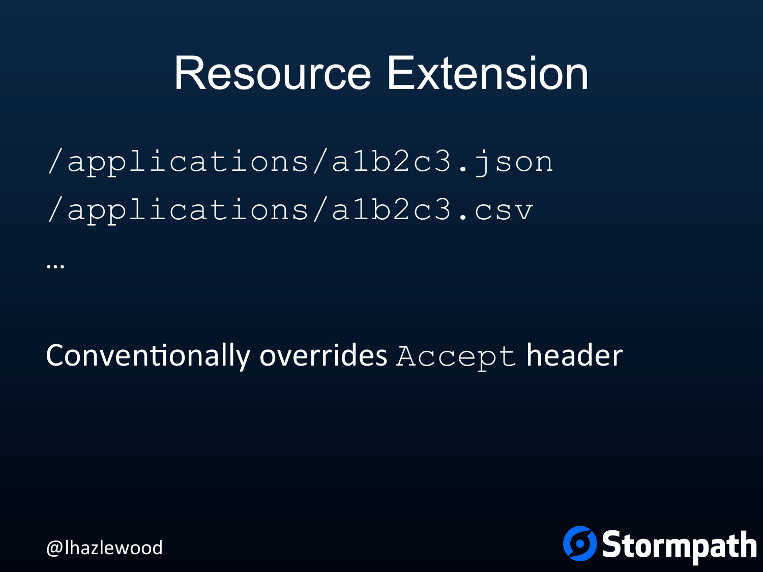# Resource Extension

```
/applications/a1b2c3.json
/applications/a1b2c3.csv
```

…

Conventionally overrides `Accept` header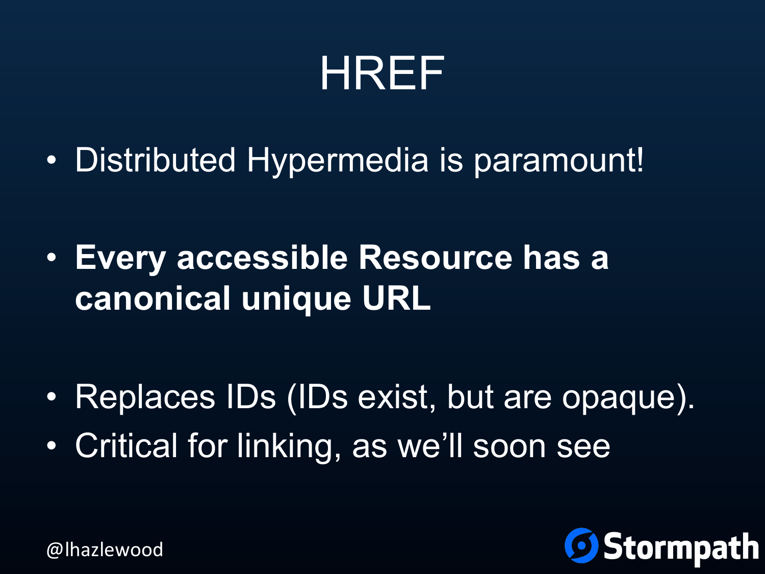# HREF

- Distributed Hypermedia is paramount!
- **Every accessible Resource has a canonical unique URL**
- Replaces IDs (IDs exist, but are opaque).
- Critical for linking, as we'll soon see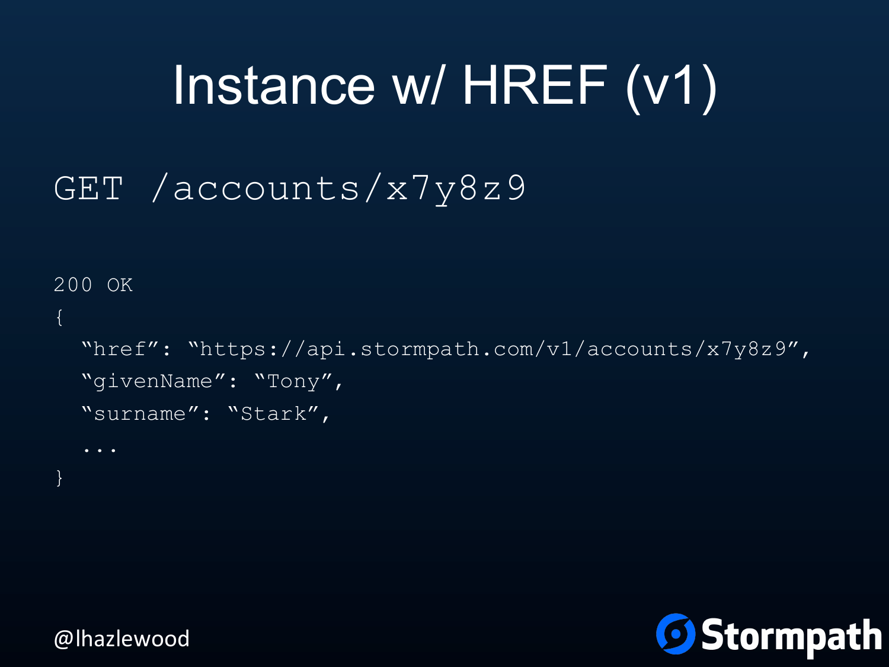# Instance w/ HREF (v1)

```
GET /accounts/x7y8z9
```

```
200 OK
{
  "href": "https://api.stormpath.com/v1/accounts/x7y8z9",
  "givenName": "Tony",
  "surname": "Stark",
  ...
}
```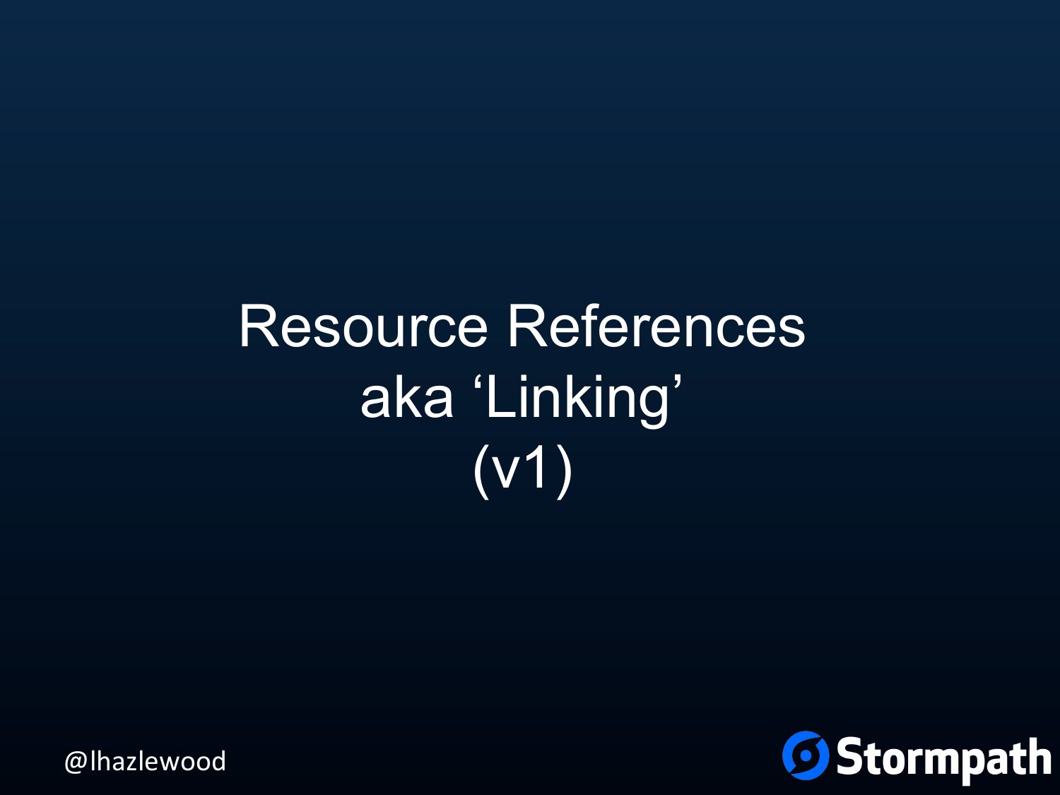# Resource References aka ‘Linking’ (v1)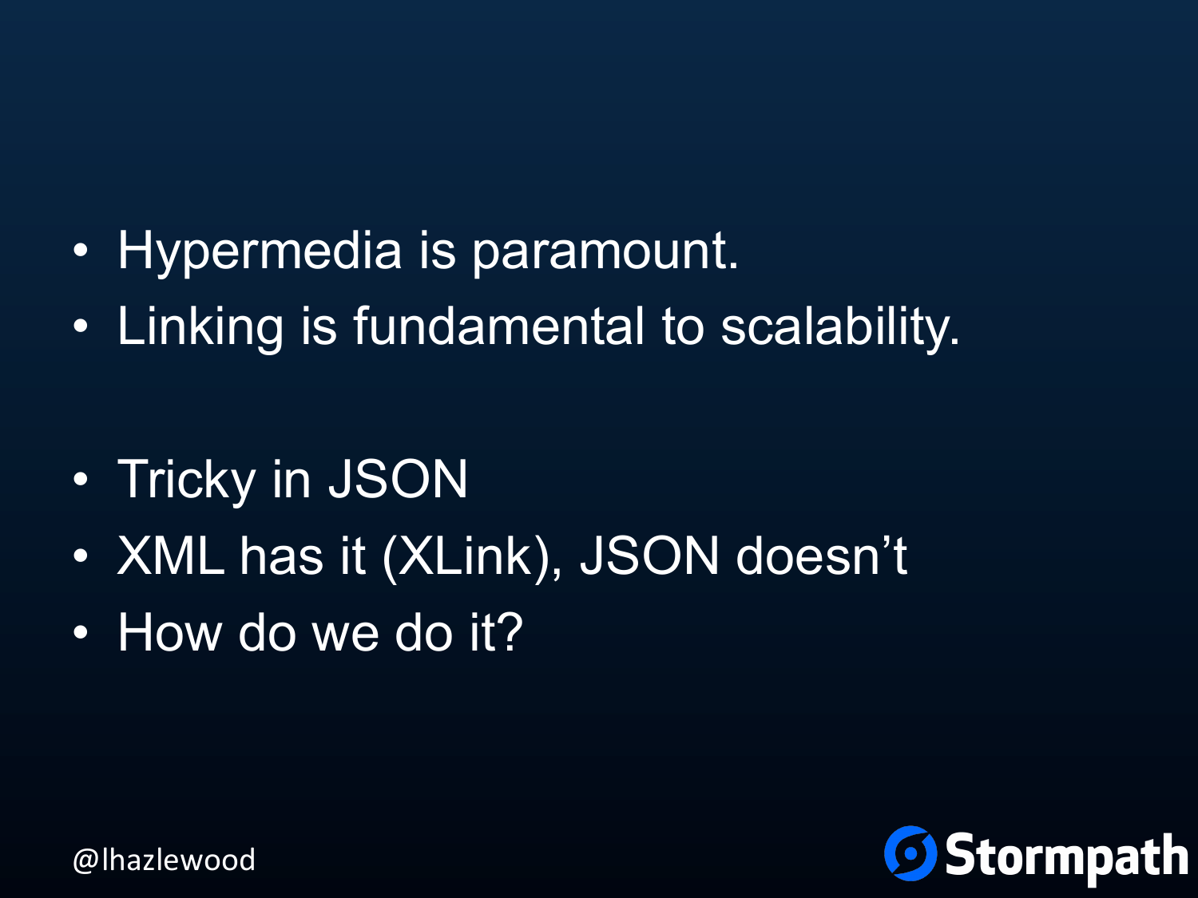- Hypermedia is paramount.
- Linking is fundamental to scalability.

- Tricky in JSON
- XML has it (XLink), JSON doesn't
- How do we do it?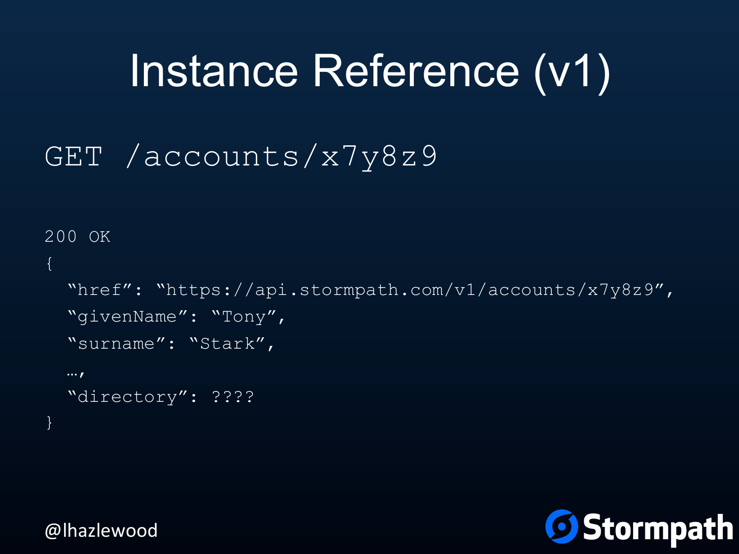# Instance Reference (v1)

```
GET /accounts/x7y8z9
```

```
200 OK
{
  "href": "https://api.stormpath.com/v1/accounts/x7y8z9",
  "givenName": "Tony",
  "surname": "Stark",
  …,
  "directory": ????
}
```

@lhazlewood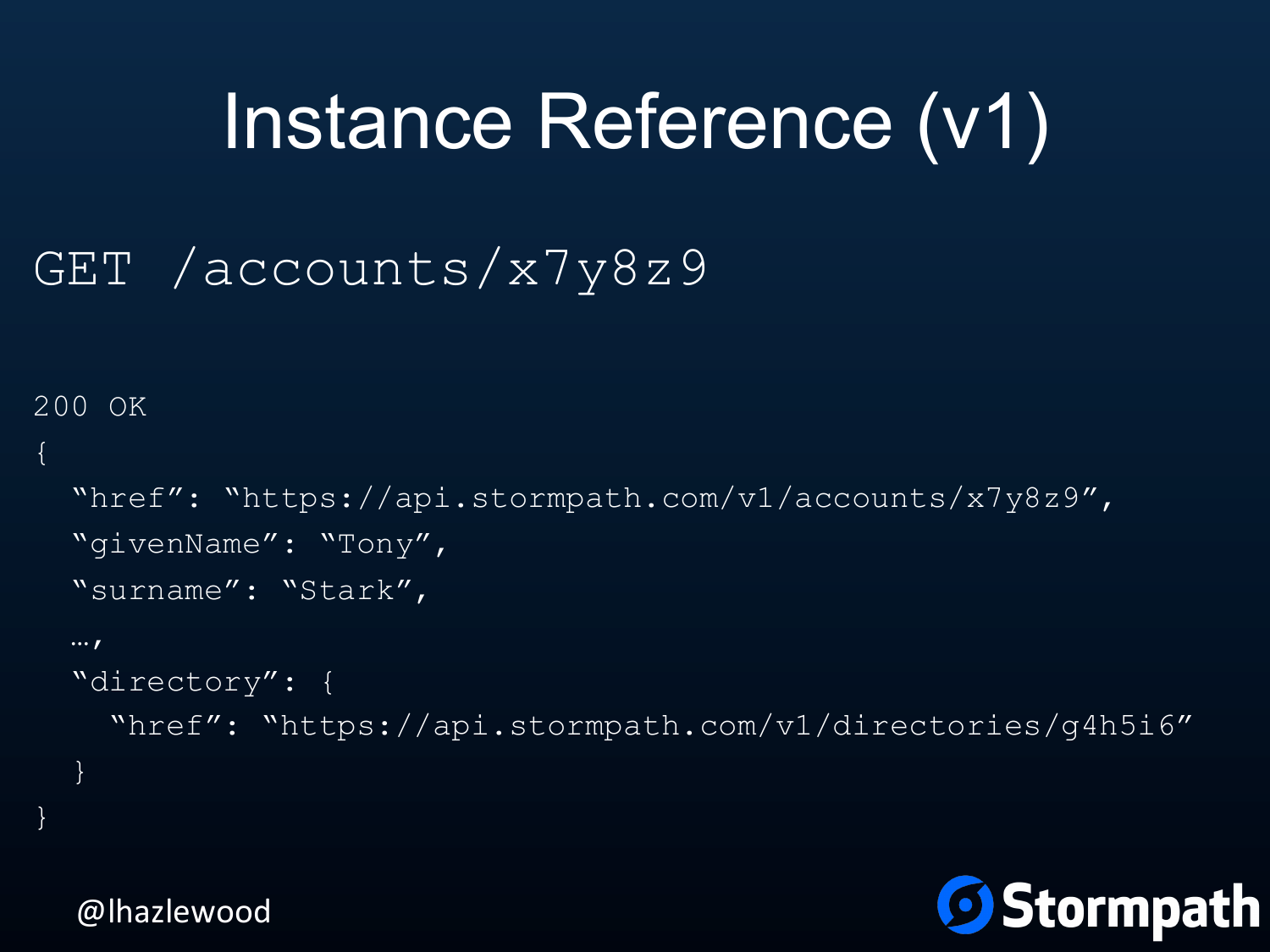# Instance Reference (v1)

```
GET /accounts/x7y8z9
```

```
200 OK
{
  "href": "https://api.stormpath.com/v1/accounts/x7y8z9",
  "givenName": "Tony",
  "surname": "Stark",
  …,
  "directory": {
    "href": "https://api.stormpath.com/v1/directories/g4h5i6"
  }
}
```

@lhazlewood

Stormpath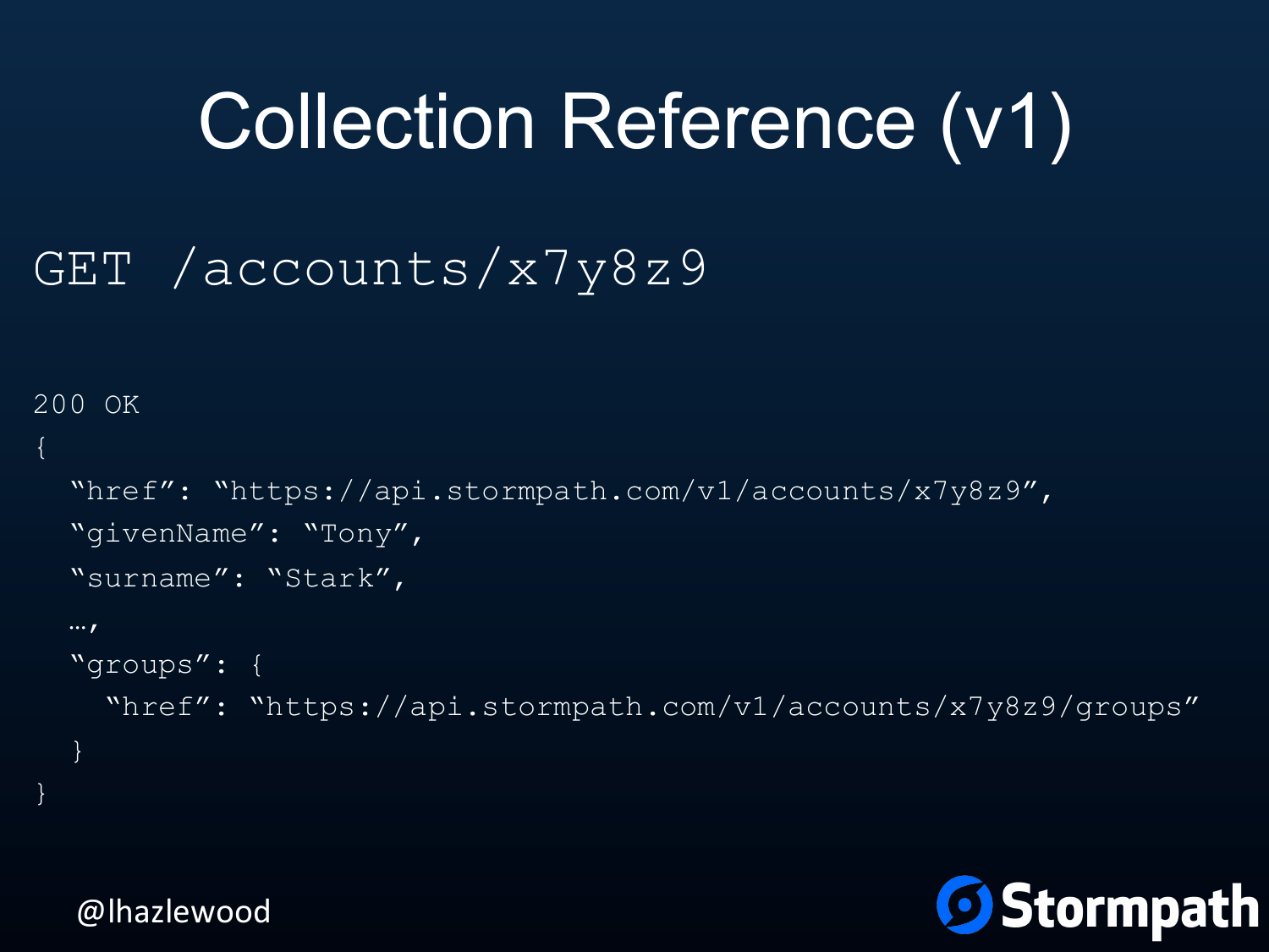# Collection Reference (v1)

```
GET /accounts/x7y8z9
```

```
200 OK
{
  "href": "https://api.stormpath.com/v1/accounts/x7y8z9",
  "givenName": "Tony",
  "surname": "Stark",
  …,
  "groups": {
    "href": "https://api.stormpath.com/v1/accounts/x7y8z9/groups"
  }
}
```

@lhazlewood

Stormpath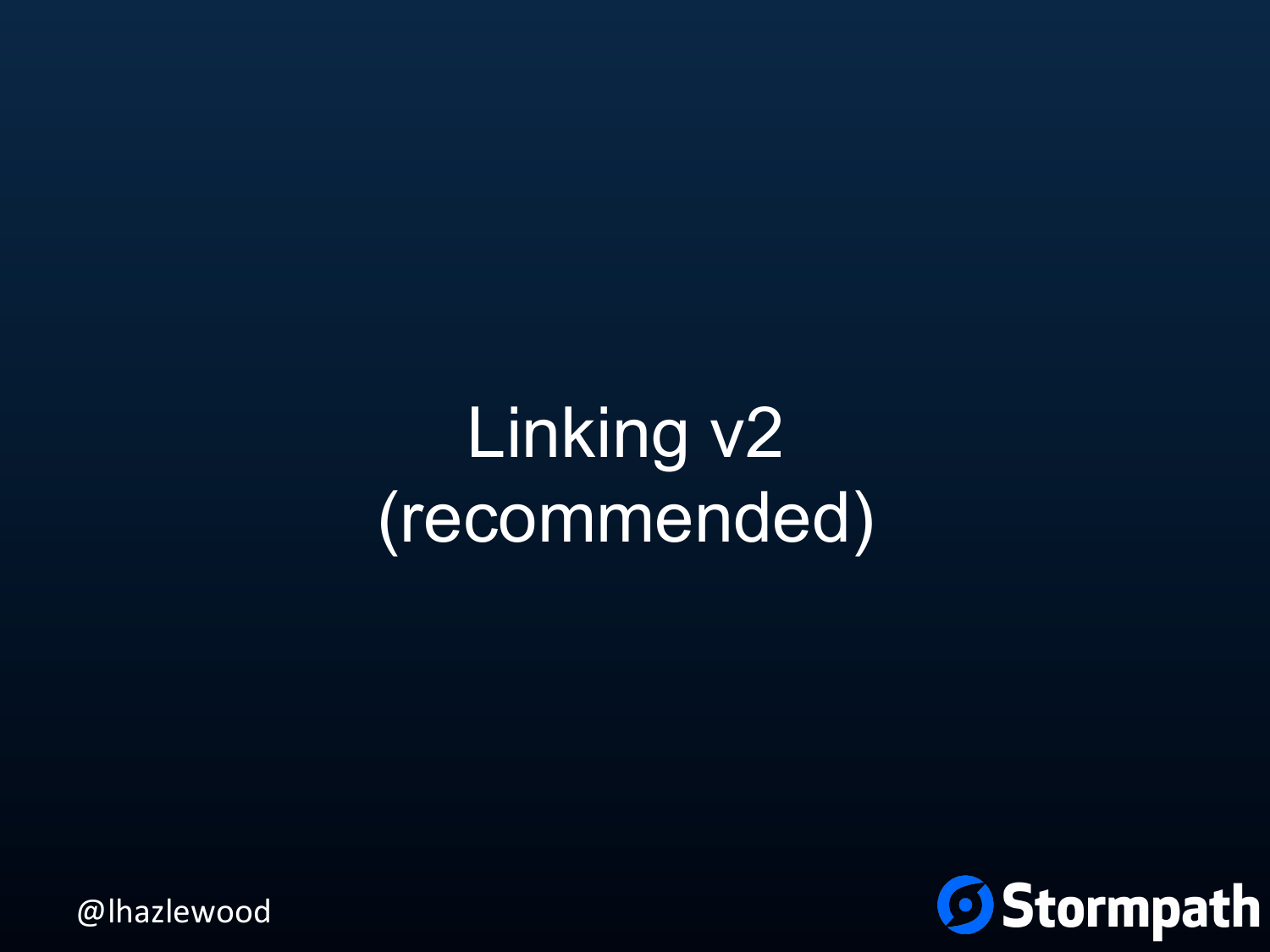# Linking v2
# (recommended)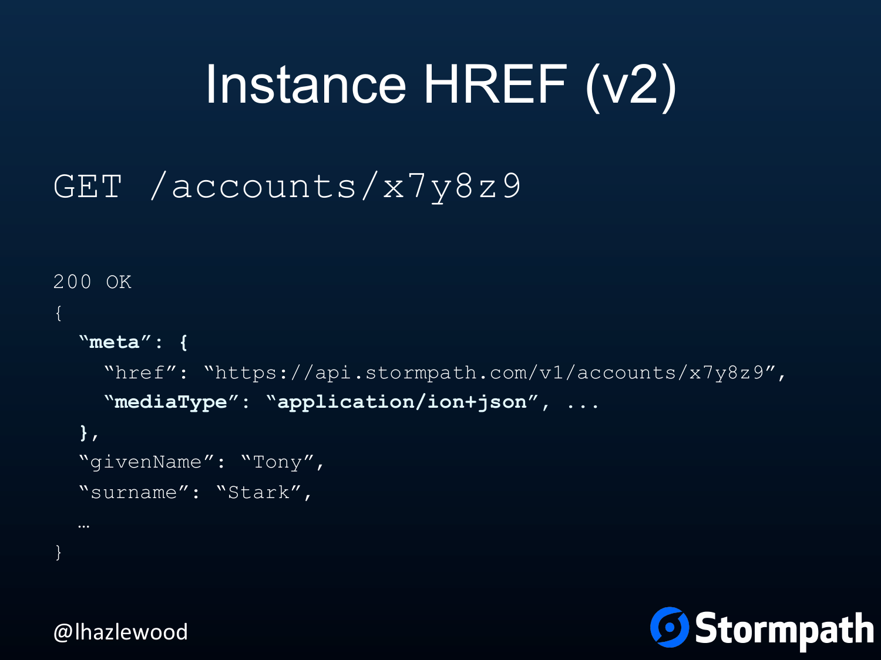# Instance HREF (v2)

```
GET /accounts/x7y8z9
```

```
200 OK
{
  "meta": {
    "href": "https://api.stormpath.com/v1/accounts/x7y8z9",
    "mediaType": "application/ion+json", ...
  },
  "givenName": "Tony",
  "surname": "Stark",
  …
}
```

@lhazlewood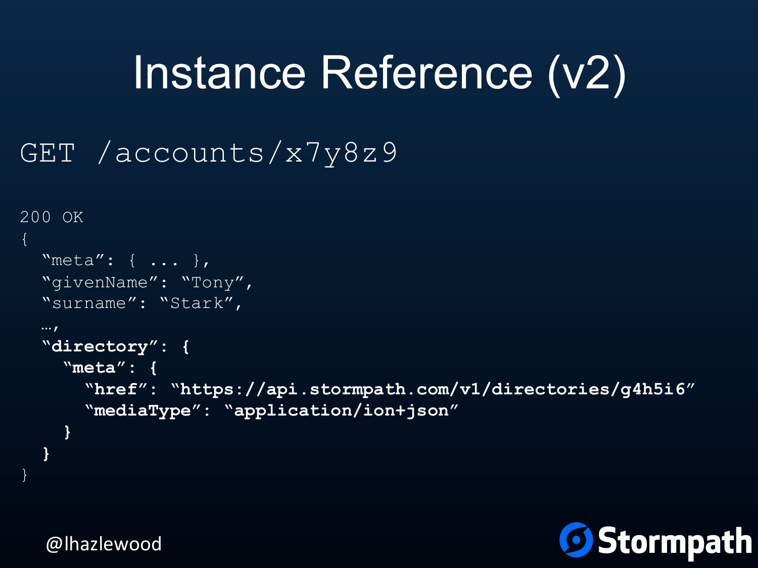# Instance Reference (v2)

GET /accounts/x7y8z9

```
200 OK
{
  "meta": { ... },
  "givenName": "Tony",
  "surname": "Stark",
  …,
  "directory": {
    "meta": {
      "href": "https://api.stormpath.com/v1/directories/g4h5i6"
      "mediaType": "application/ion+json"
    }
  }
}
```

@lhazlewood

Stormpath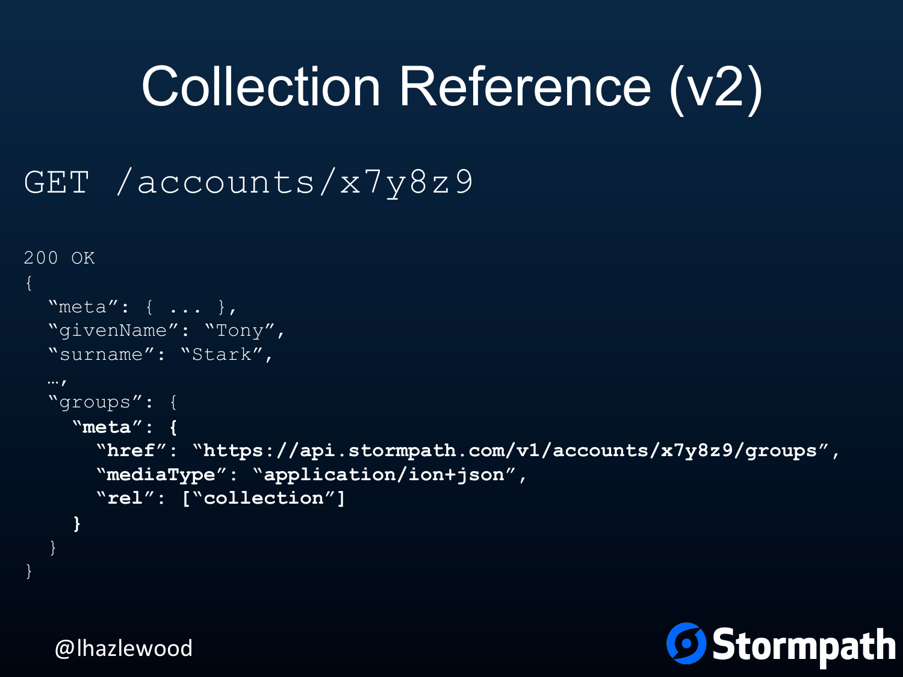# Collection Reference (v2)

GET /accounts/x7y8z9

```
200 OK
{
  “meta”: { ... },
  “givenName”: “Tony”,
  “surname”: “Stark”,
  …,
  “groups”: {
    “meta”: {
      “href”: “https://api.stormpath.com/v1/accounts/x7y8z9/groups”,
      “mediaType”: “application/ion+json”,
      “rel”: [“collection”]
    }
  }
}
```

@lhazlewood

Stormpath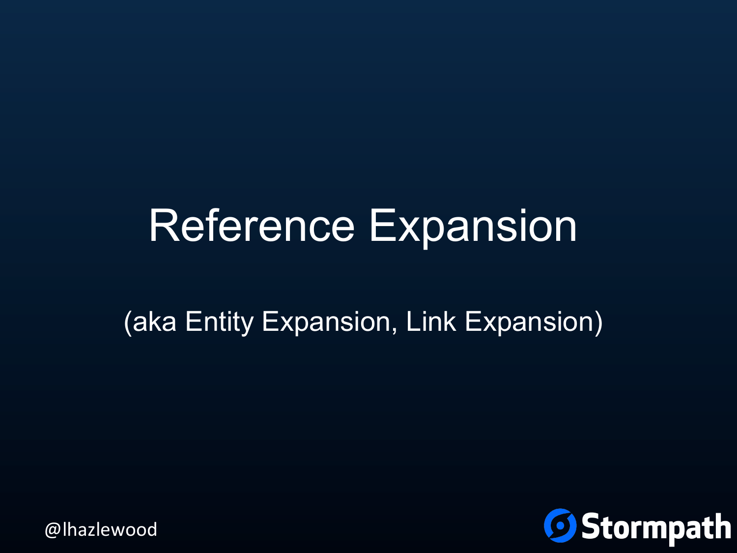# Reference Expansion

(aka Entity Expansion, Link Expansion)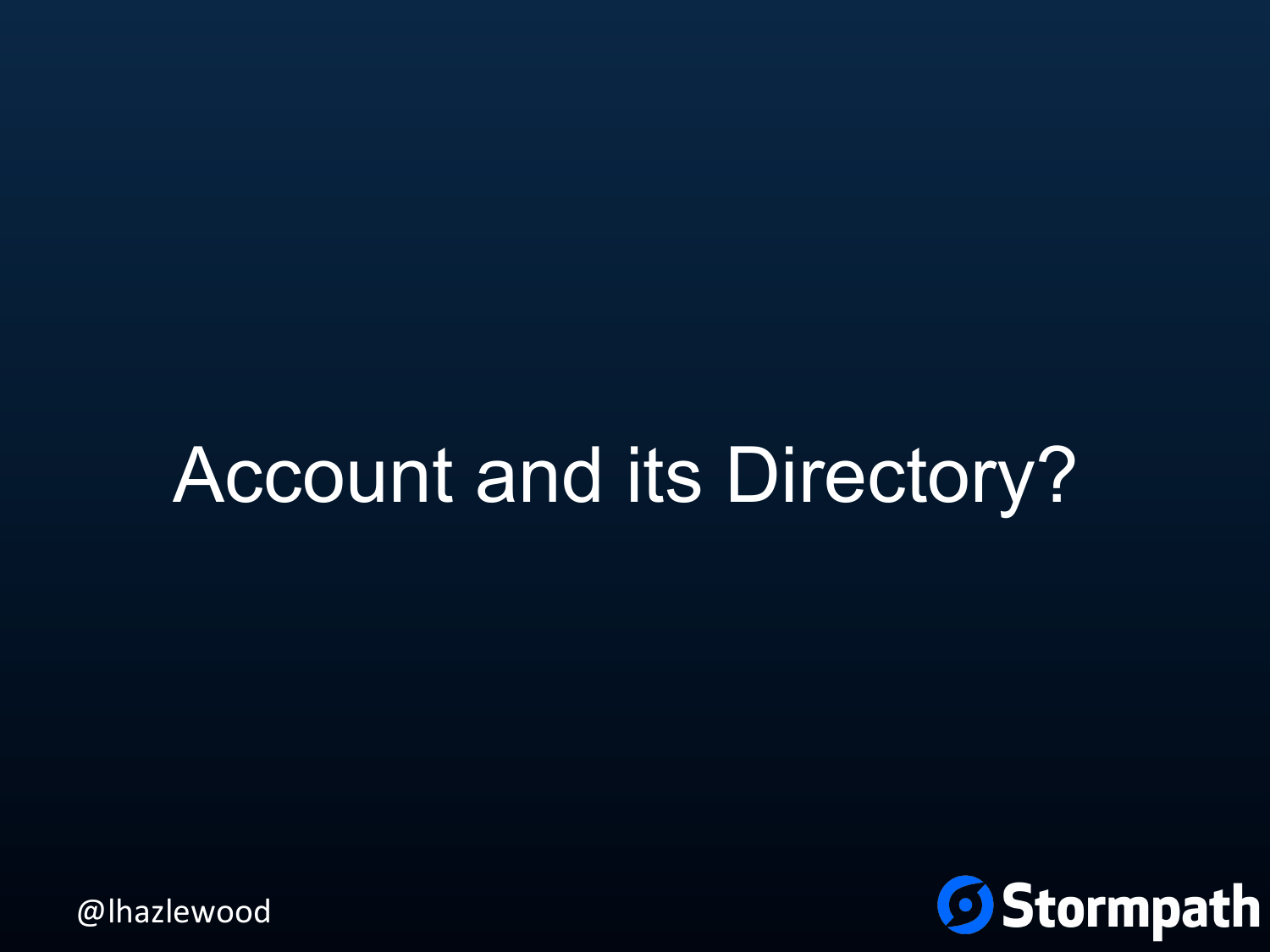# Account and its Directory?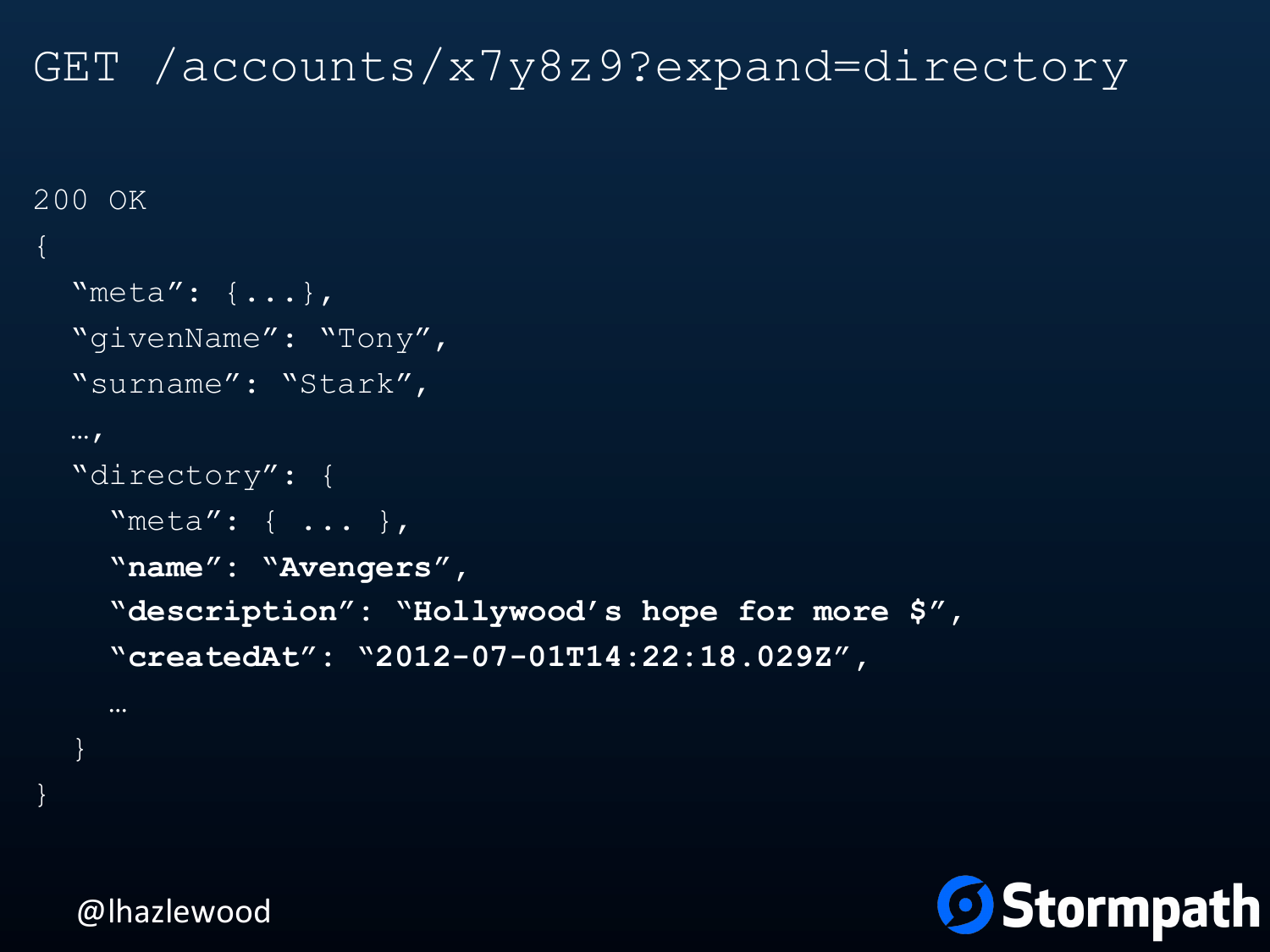# GET /accounts/x7y8z9?expand=directory

```
200 OK
{
  “meta”: {...},
  “givenName”: “Tony”,
  “surname”: “Stark”,
  …,
  “directory”: {
    “meta”: { ... },
    “name”: “Avengers”,
    “description”: “Hollywood’s hope for more $”,
    “createdAt”: “2012-07-01T14:22:18.029Z”,
    …
  }
}
```

@lhazlewood

Stormpath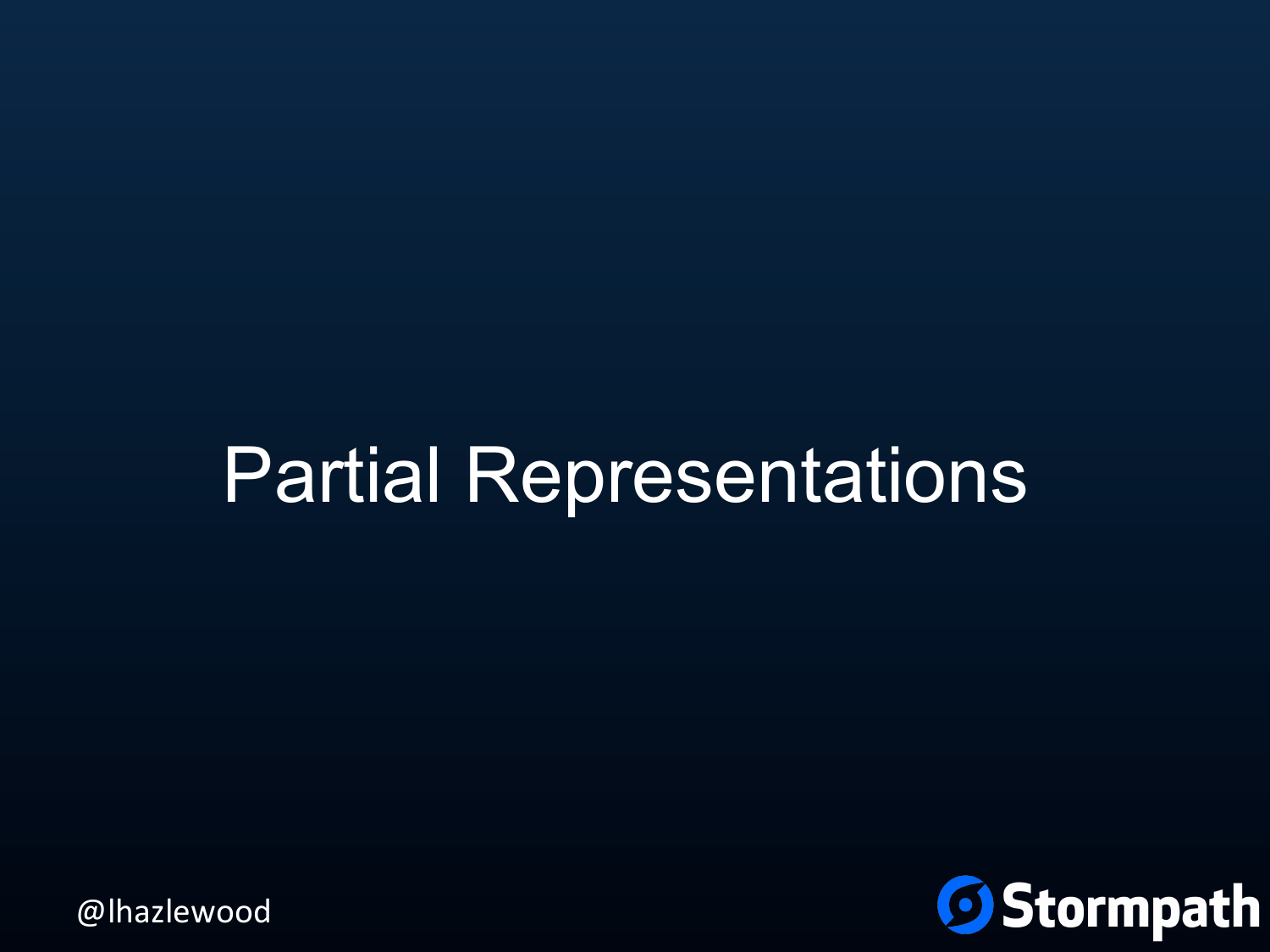# Partial Representations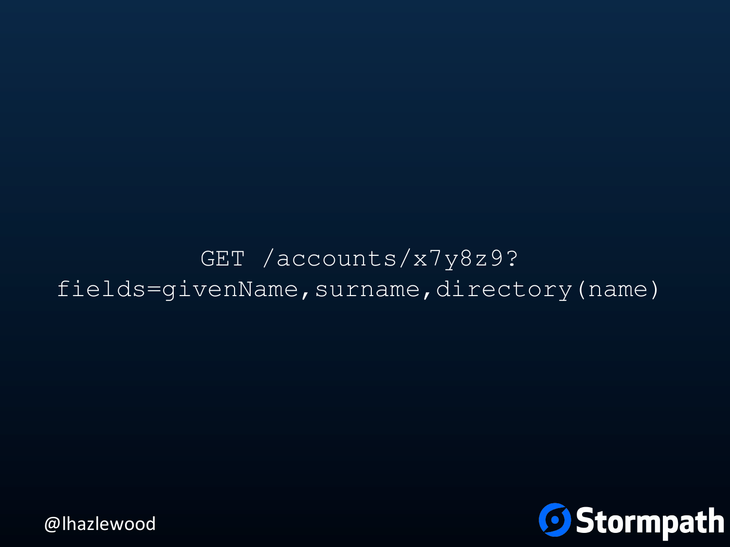```
GET /accounts/x7y8z9?
fields=givenName,surname,directory(name)
```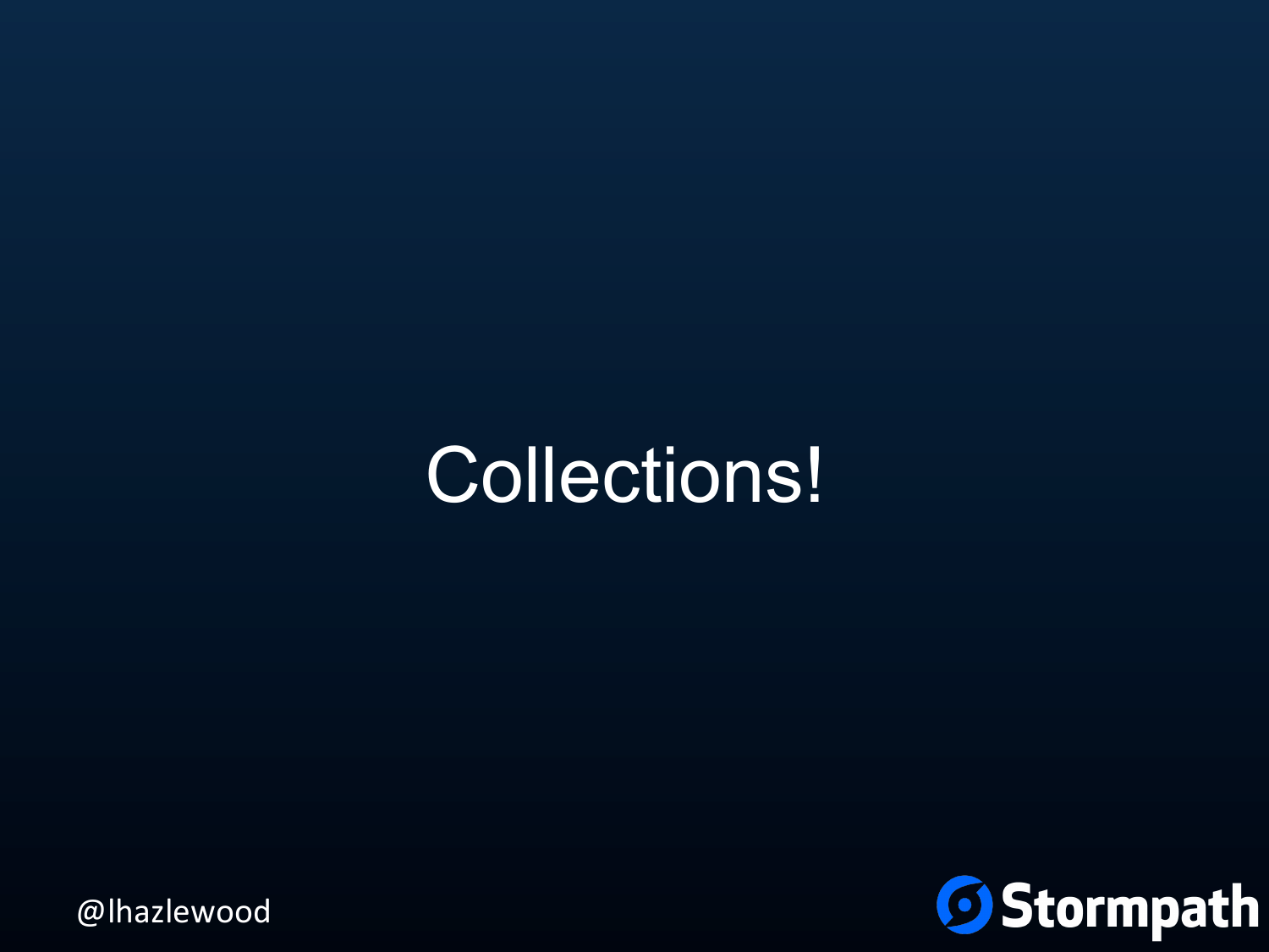# Collections!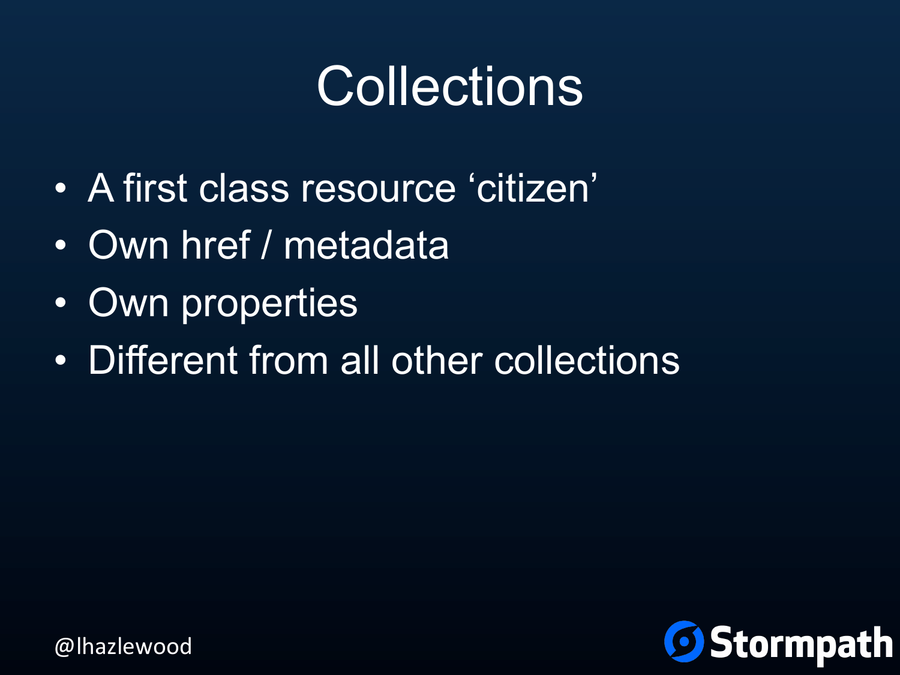# Collections

- A first class resource 'citizen'
- Own href / metadata
- Own properties
- Different from all other collections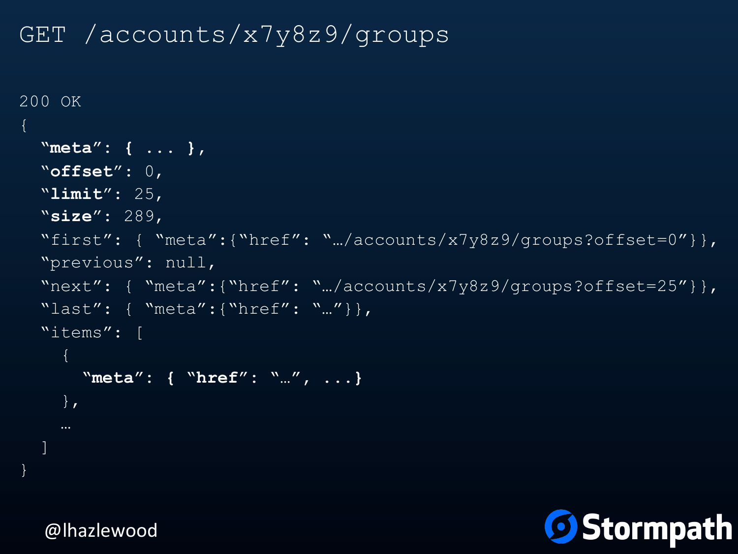# GET /accounts/x7y8z9/groups

```
200 OK
{
  "meta": { ... },
  "offset": 0,
  "limit": 25,
  "size": 289,
  "first": { "meta":{"href": "…/accounts/x7y8z9/groups?offset=0"}},
  "previous": null,
  "next": { "meta":{"href": "…/accounts/x7y8z9/groups?offset=25"}},
  "last": { "meta":{"href": "…"}},
  "items": [
    {
      "meta": { "href": "…", ...}
    },
    …
  ]
}
```

@lhazlewood

Stormpath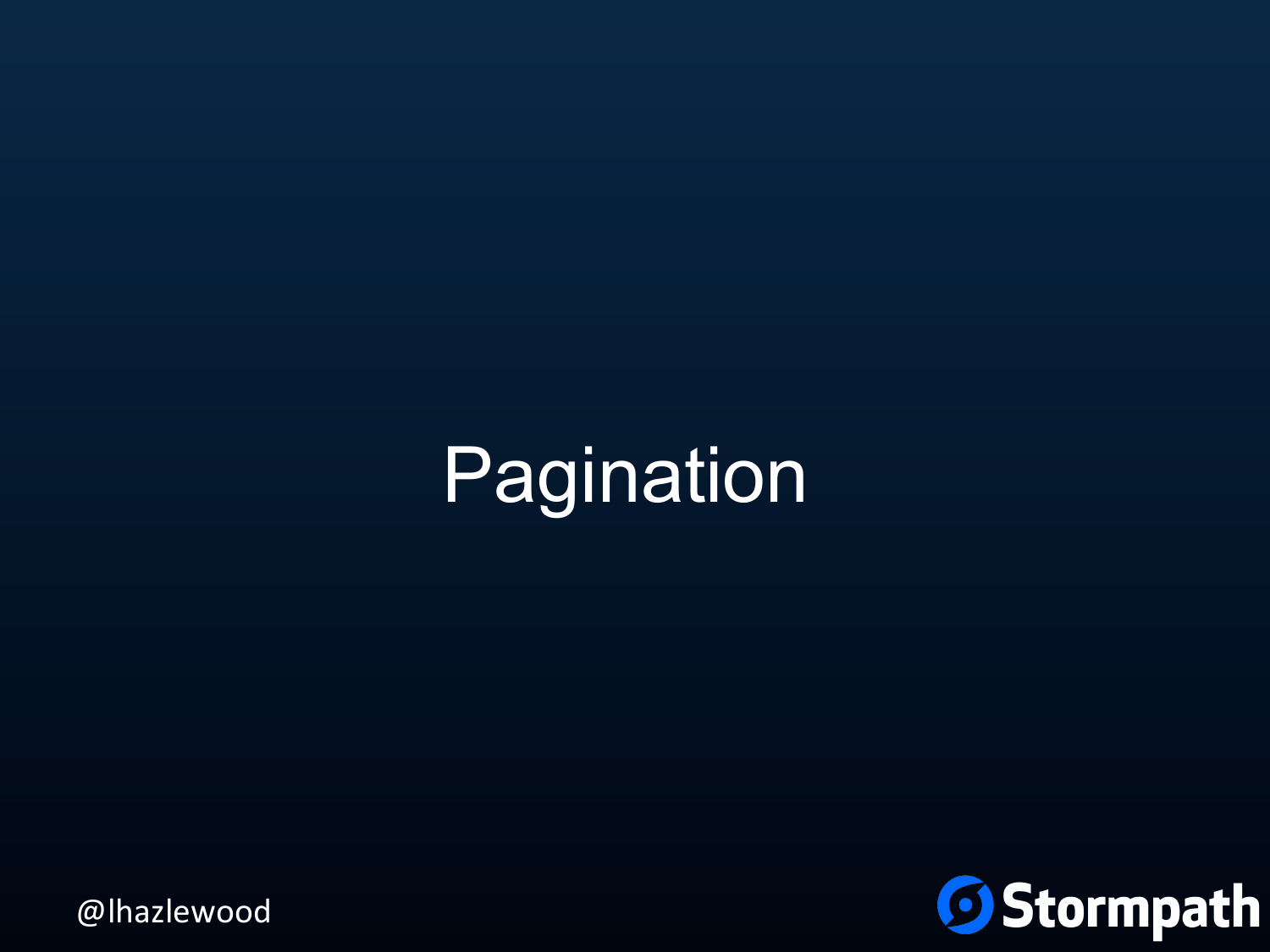# Pagination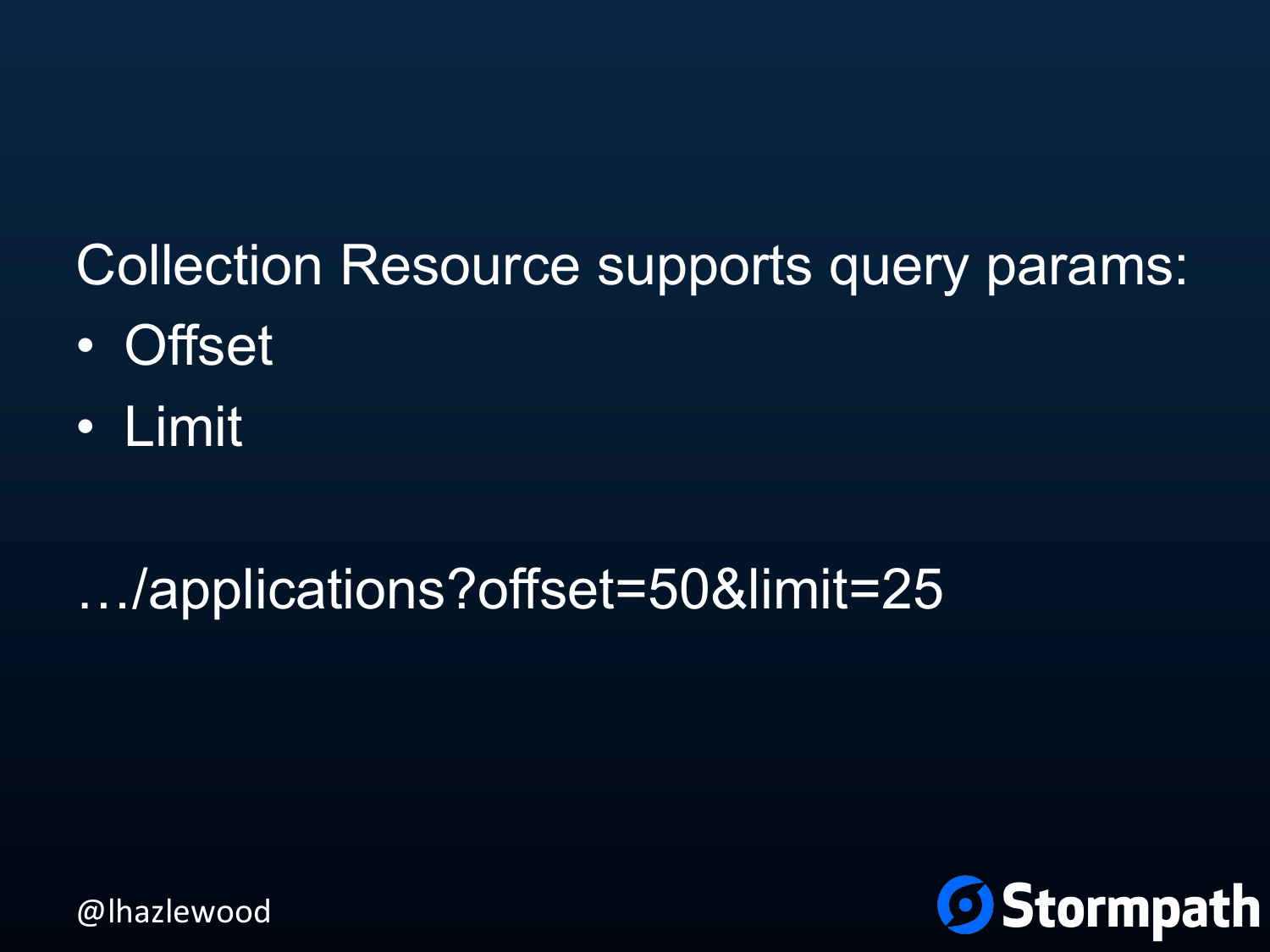Collection Resource supports query params:

- Offset
- Limit

…/applications?offset=50&limit=25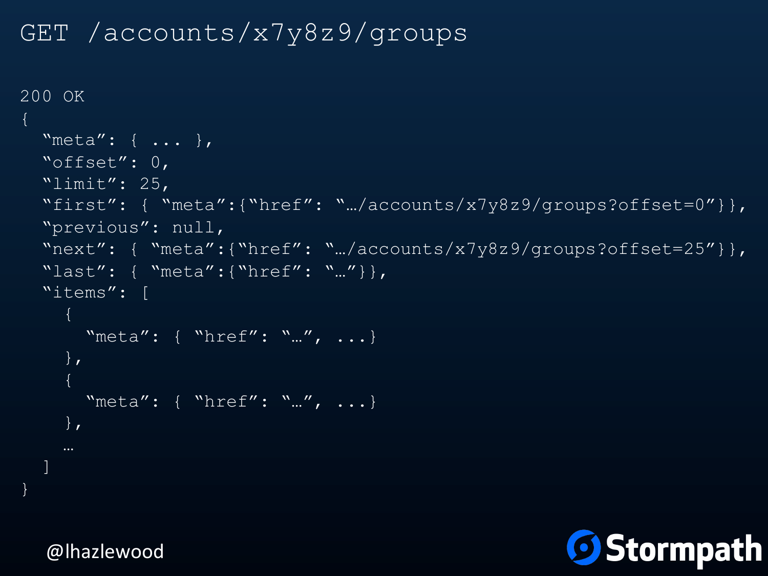# GET /accounts/x7y8z9/groups

```
200 OK
{
  "meta": { ... },
  "offset": 0,
  "limit": 25,
  "first": { "meta":{"href": "…/accounts/x7y8z9/groups?offset=0"}},
  "previous": null,
  "next": { "meta":{"href": "…/accounts/x7y8z9/groups?offset=25"}},
  "last": { "meta":{"href": "…"}},
  "items": [
    {
      "meta": { "href": "…", ...}
    },
    {
      "meta": { "href": "…", ...}
    },
    …
  ]
}
```

@lhazlewood

Stormpath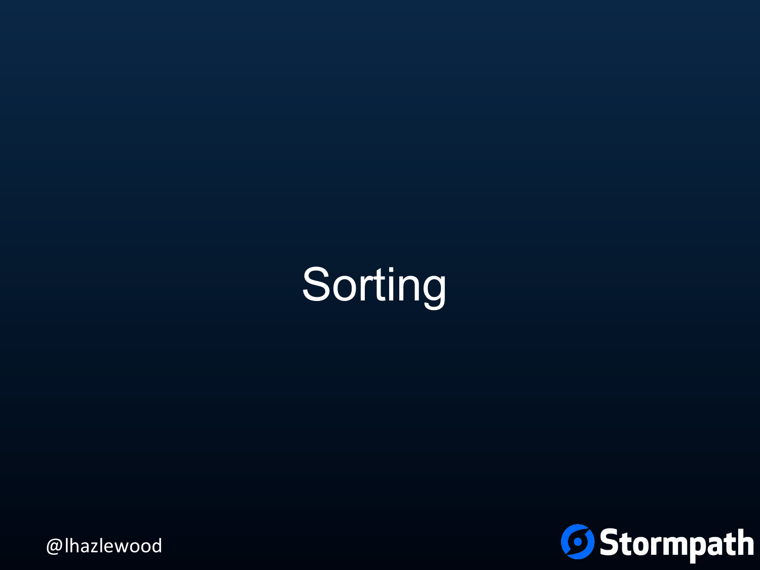# Sorting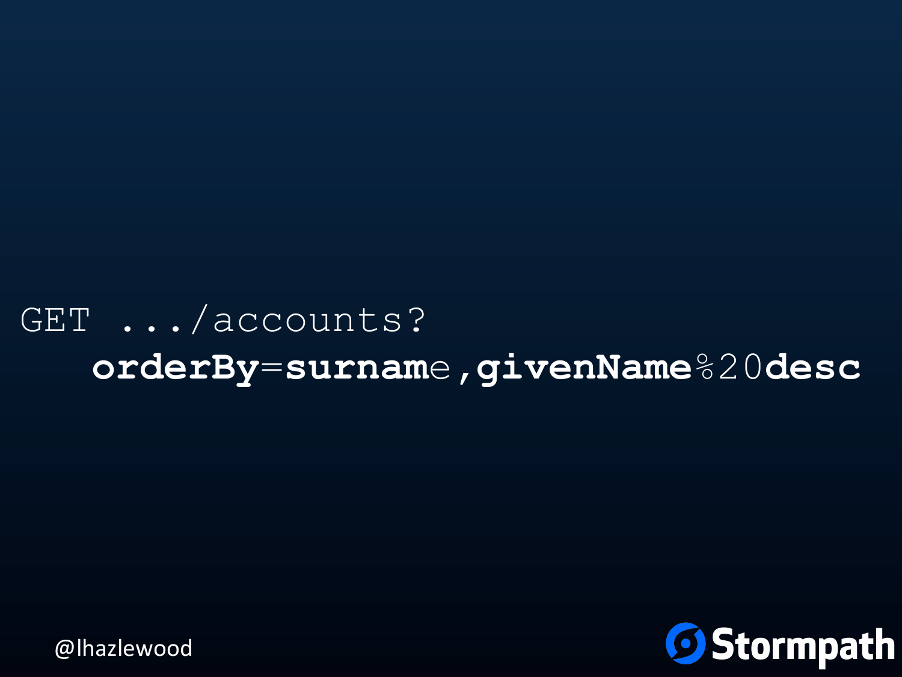```
GET .../accounts?
    orderBy=surname,givenName%20desc
```

@lhazlewood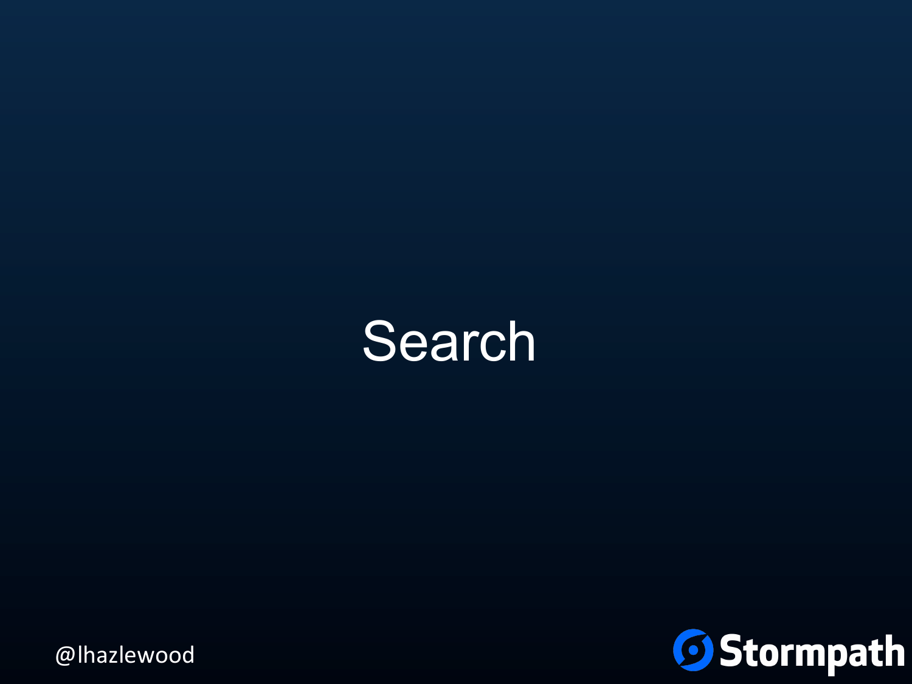# Search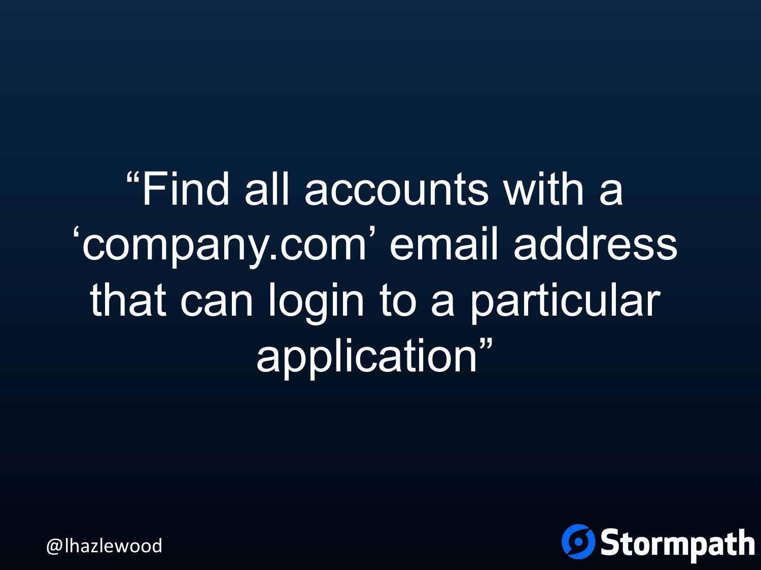"Find all accounts with a 'company.com' email address that can login to a particular application"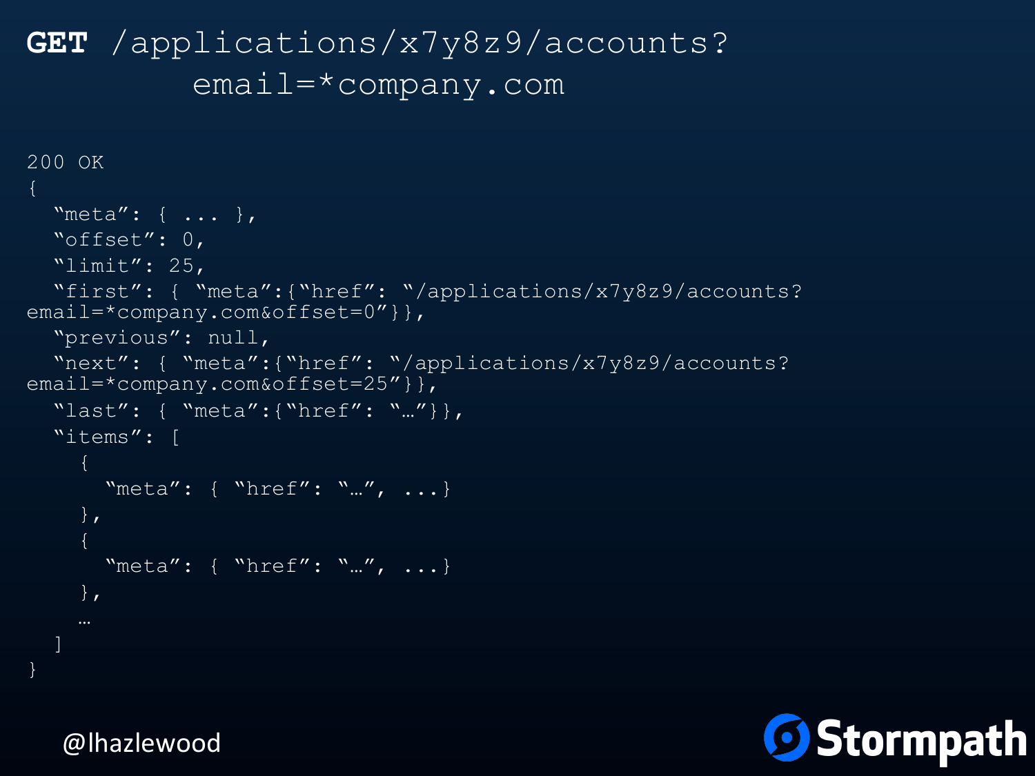**GET** /applications/x7y8z9/accounts?
email=*company.com

```
200 OK
{
  "meta": { ... },
  "offset": 0,
  "limit": 25,
  "first": { "meta":{"href": "/applications/x7y8z9/accounts?
email=*company.com&offset=0"}},
  "previous": null,
  "next": { "meta":{"href": "/applications/x7y8z9/accounts?
email=*company.com&offset=25"}},
  "last": { "meta":{"href": "…"}},
  "items": [
    {
      "meta": { "href": "…", ...}
    },
    {
      "meta": { "href": "…", ...}
    },
    …
  ]
}
```

@lhazlewood

Stormpath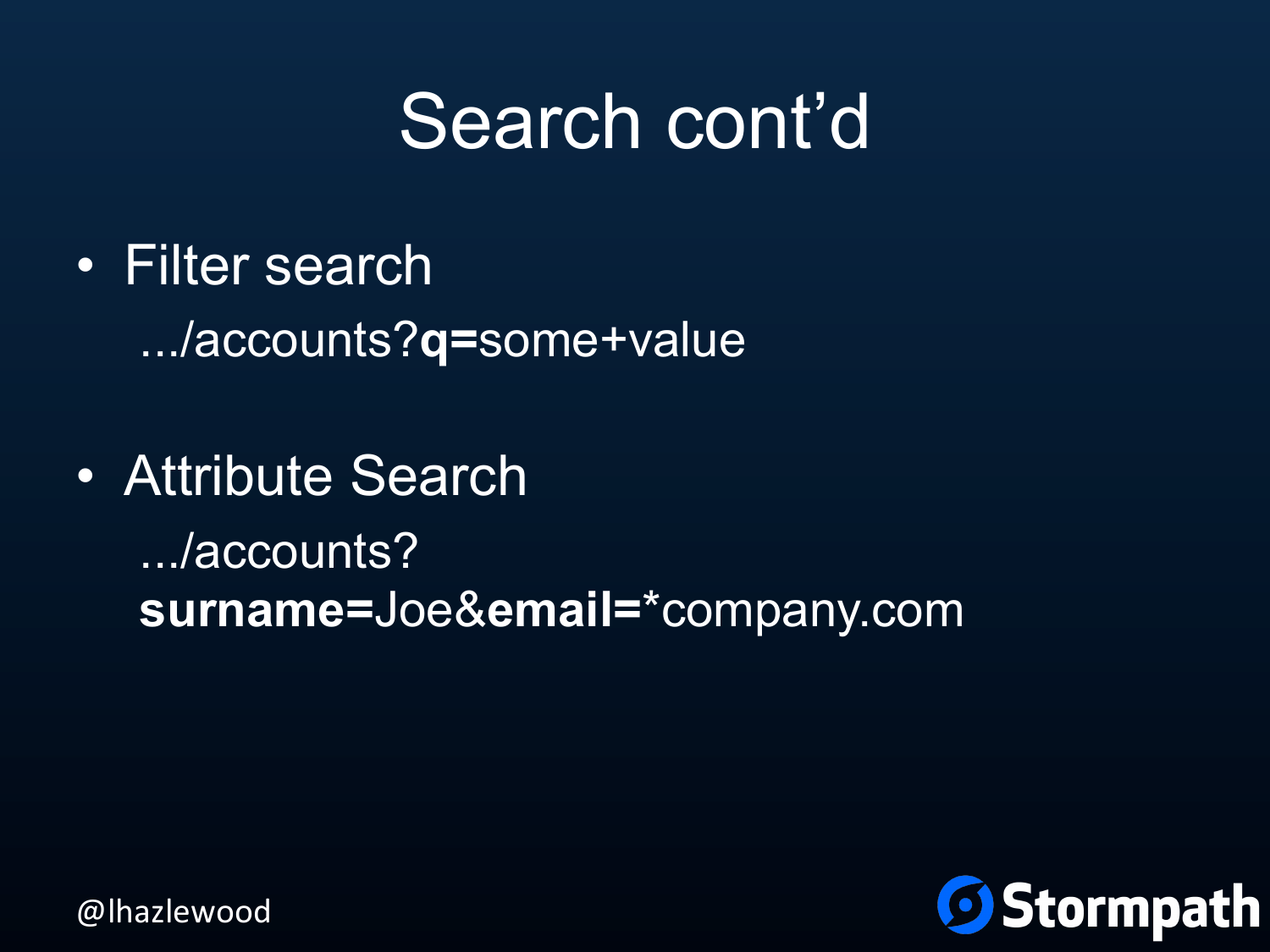# Search cont'd

- Filter search

  .../accounts?**q=**some+value

- Attribute Search

  .../accounts?
  **surname=**Joe&**email=***company.com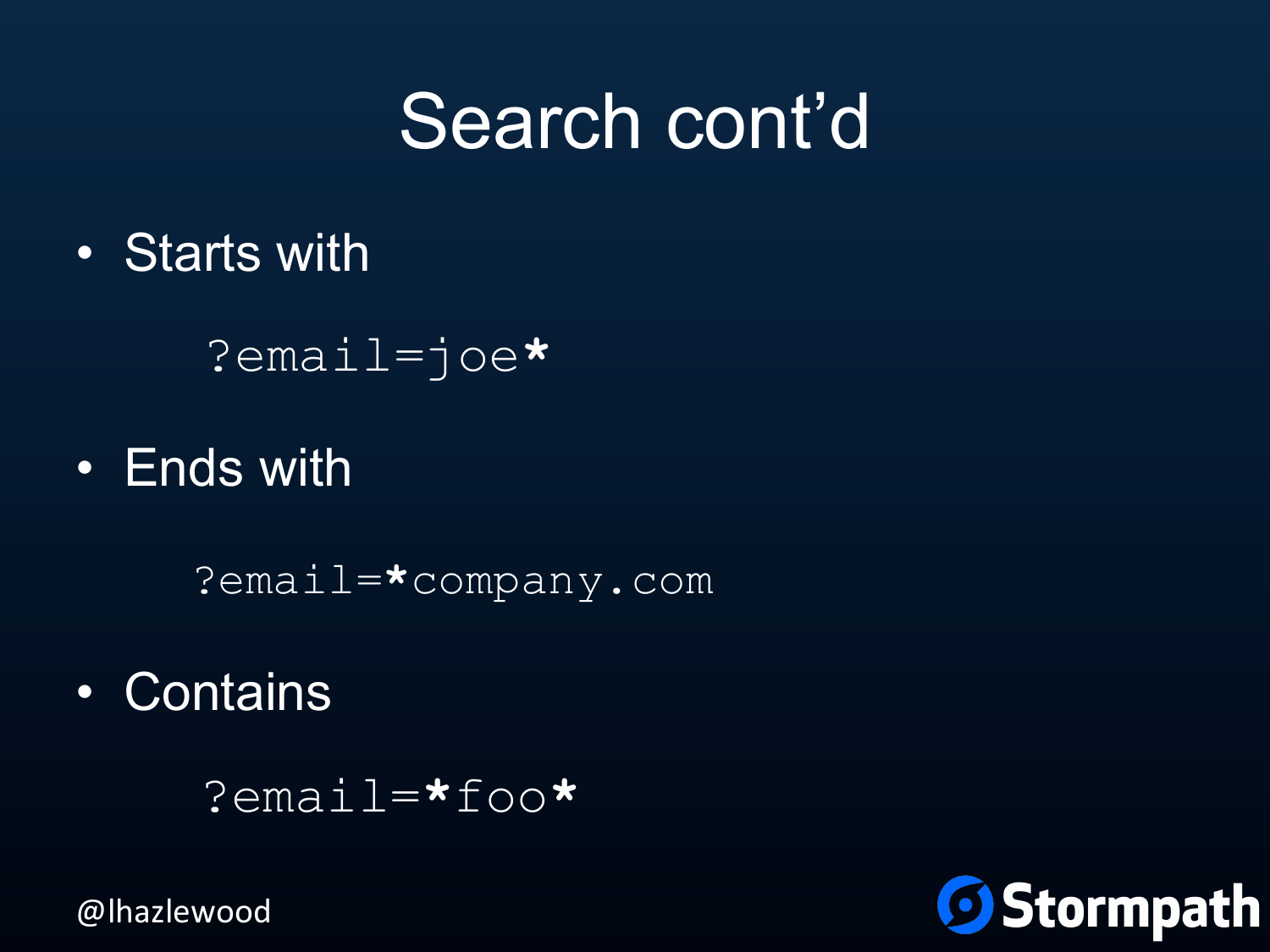# Search cont'd

- Starts with

```
?email=joe*
```

- Ends with

```
?email=*company.com
```

- Contains

```
?email=*foo*
```

@lhazlewood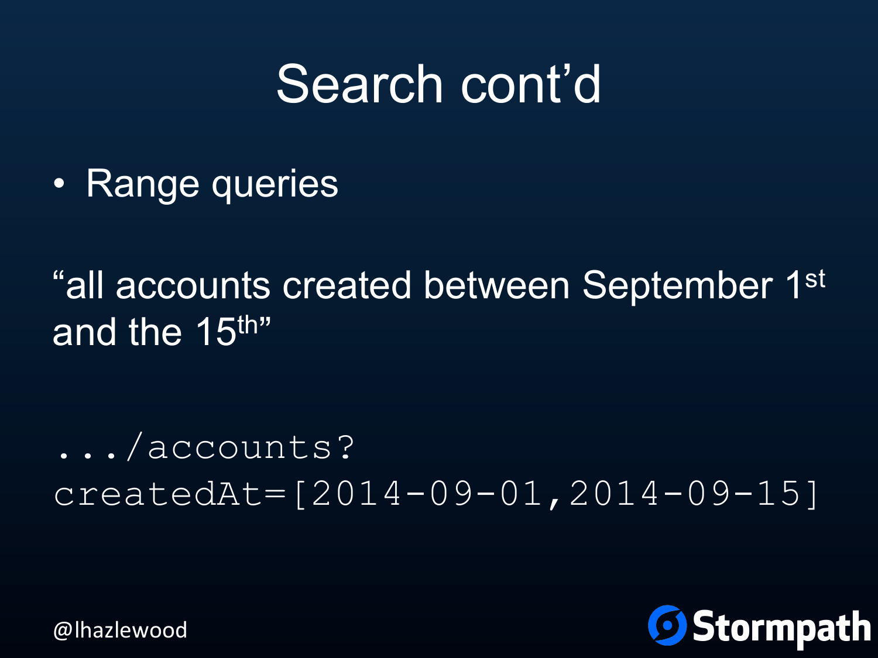# Search cont'd

- Range queries

"all accounts created between September 1st and the 15th"

```
.../accounts?
createdAt=[2014-09-01,2014-09-15]
```

@lhazlewood

Stormpath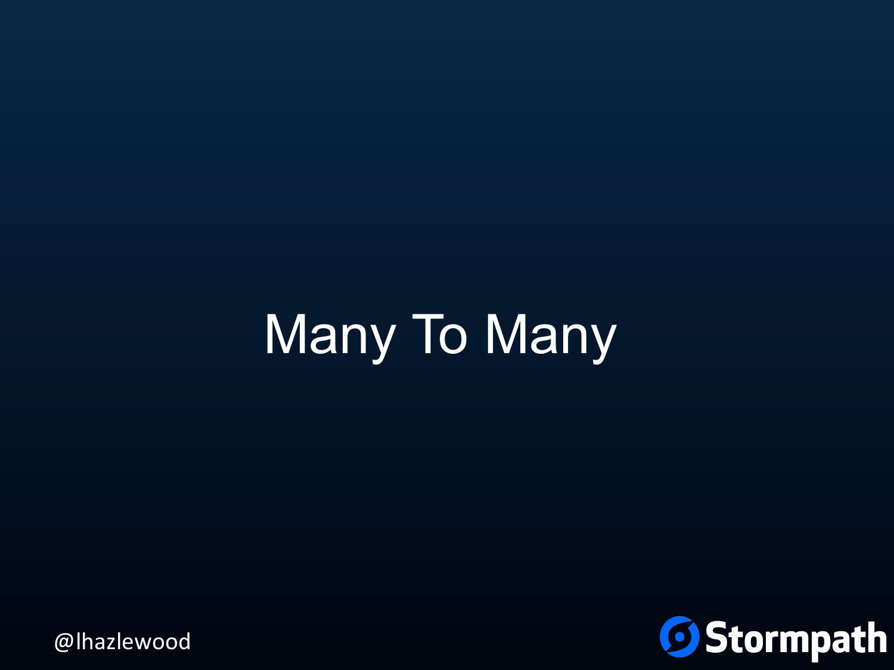# Many To Many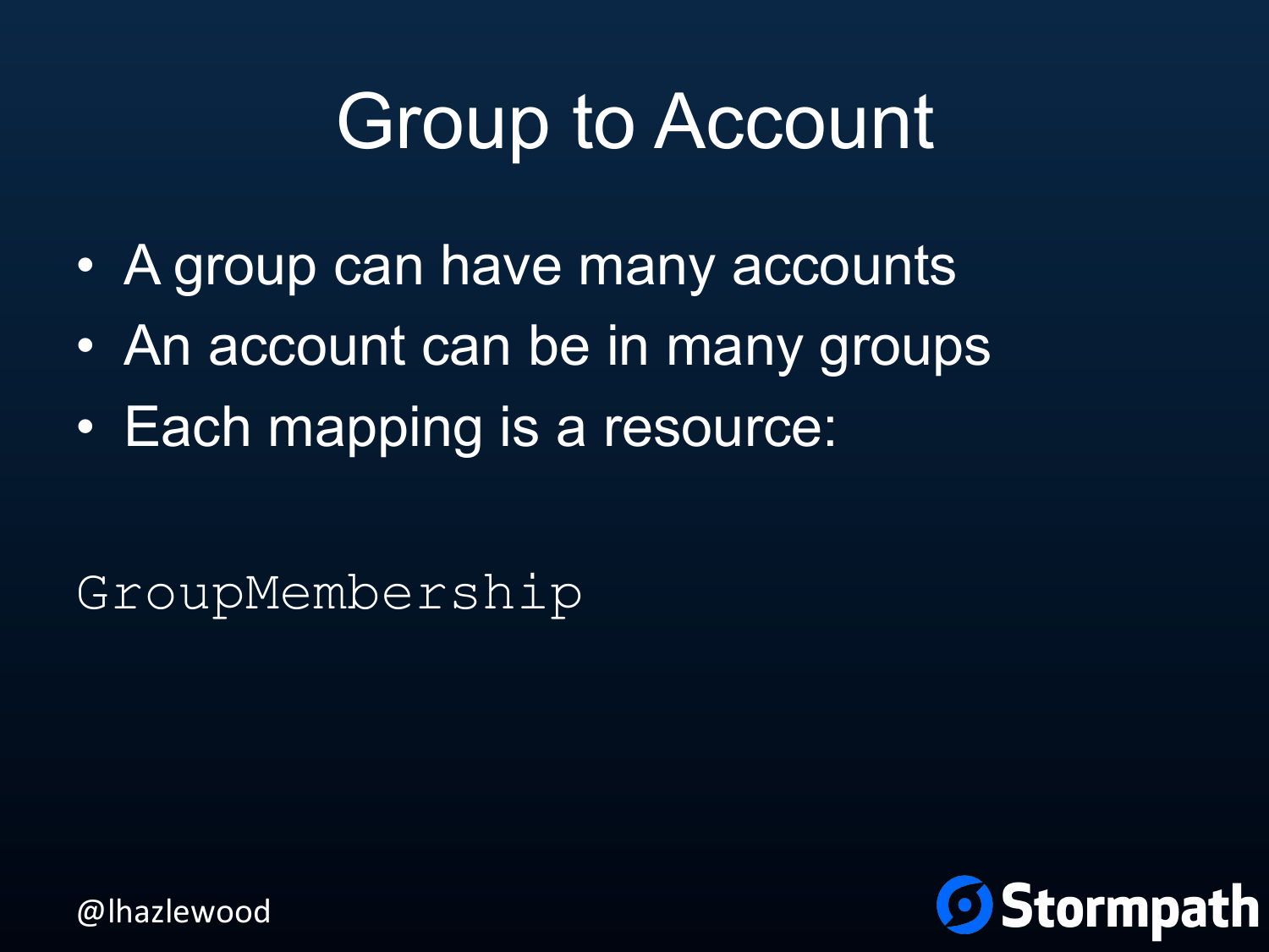# Group to Account

- A group can have many accounts
- An account can be in many groups
- Each mapping is a resource:

`GroupMembership`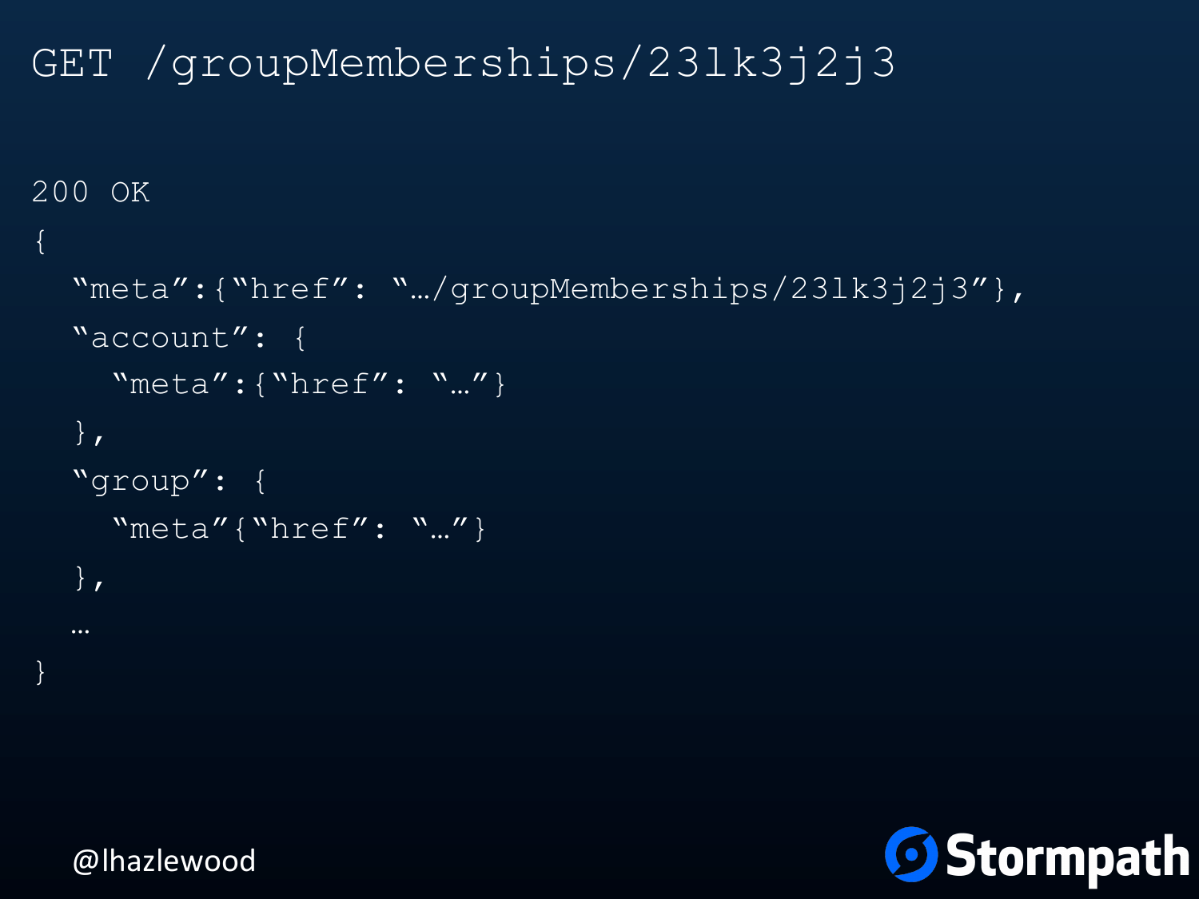```
GET /groupMemberships/23lk3j2j3
```

```
200 OK
{
  "meta":{"href": "…/groupMemberships/23lk3j2j3"},
  "account": {
    "meta":{"href": "…"}
  },
  "group": {
    "meta"{"href": "…"}
  },
  …
}
```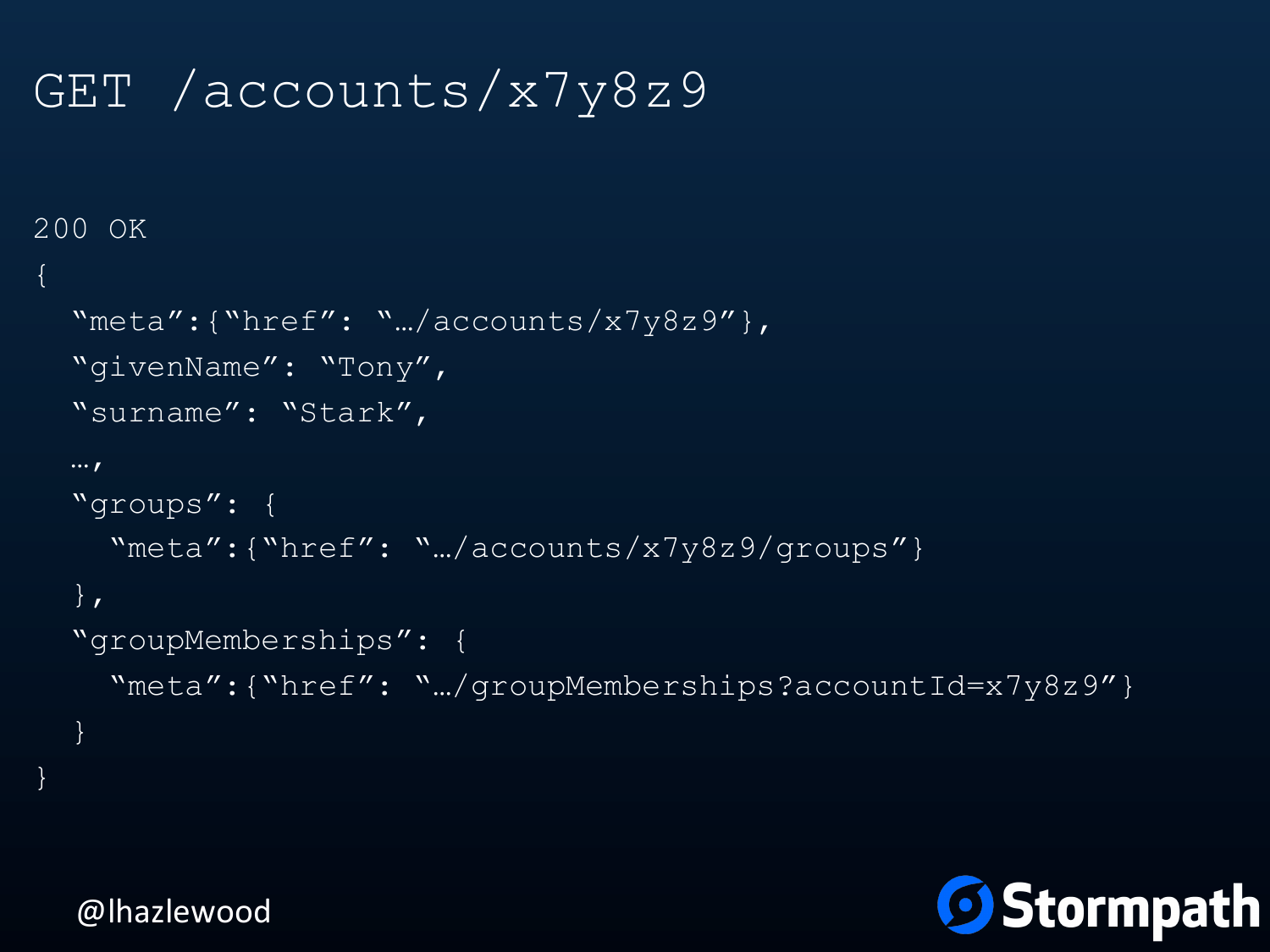# GET /accounts/x7y8z9

```
200 OK
{
  “meta”:{“href”: “…/accounts/x7y8z9”},
  “givenName”: “Tony”,
  “surname”: “Stark”,
  …,
  “groups”: {
    “meta”:{“href”: “…/accounts/x7y8z9/groups”}
  },
  “groupMemberships”: {
    “meta”:{“href”: “…/groupMemberships?accountId=x7y8z9”}
  }
}
```

@lhazlewood

Stormpath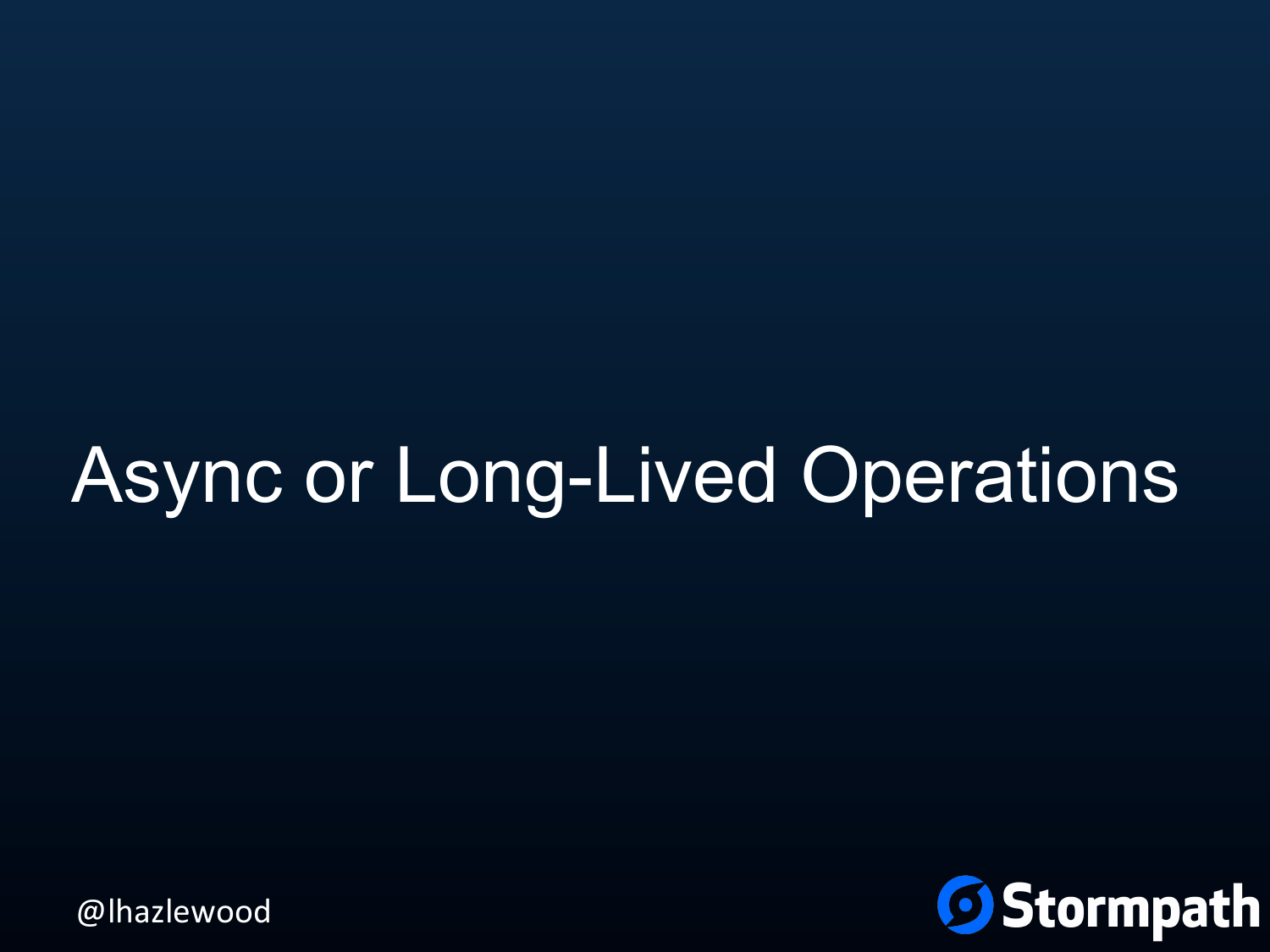# Async or Long-Lived Operations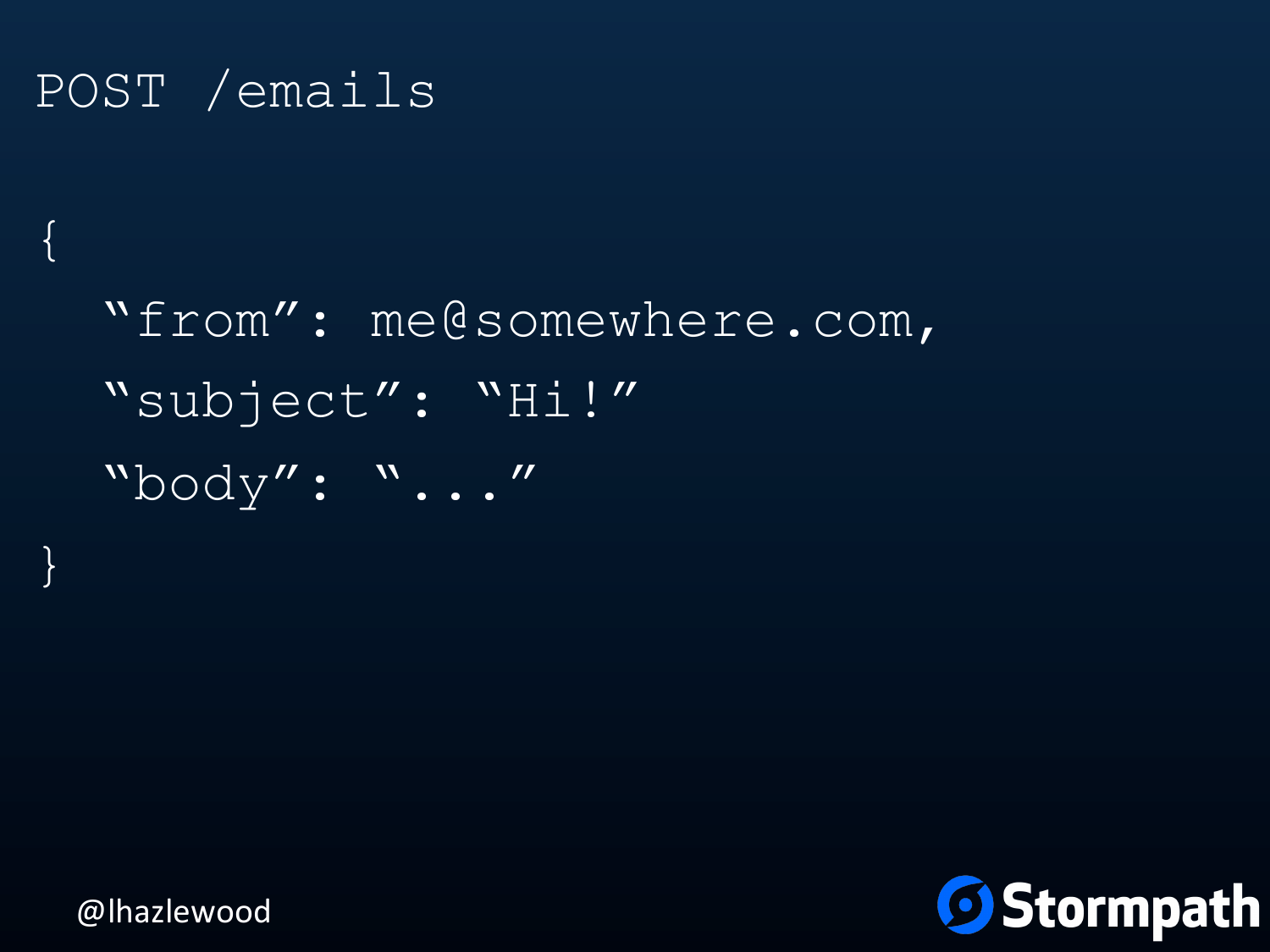```
POST /emails

{
  "from": me@somewhere.com,
  "subject": "Hi!"
  "body": "..."
}
```

@lhazlewood

Stormpath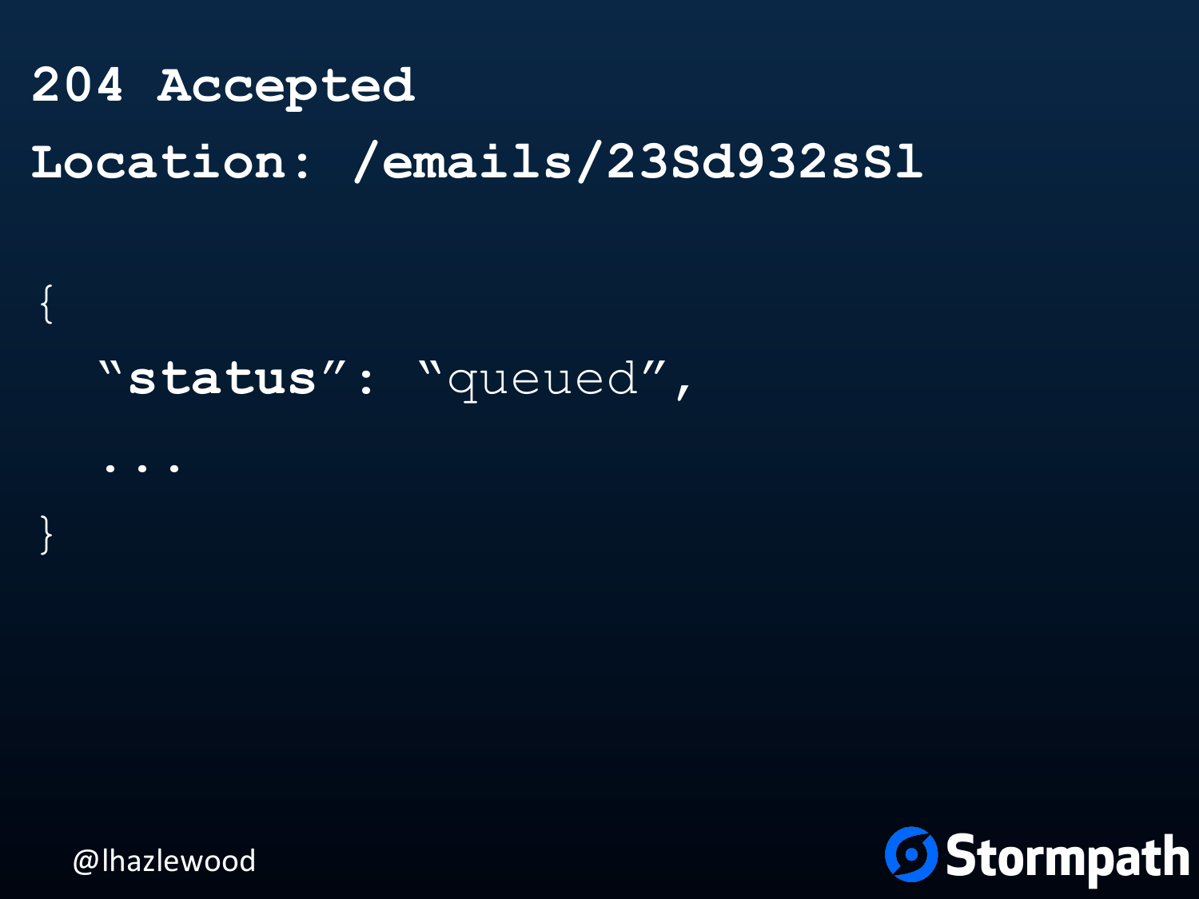```
204 Accepted
Location: /emails/23Sd932sSl

{
  "status": "queued",
  ...
}
```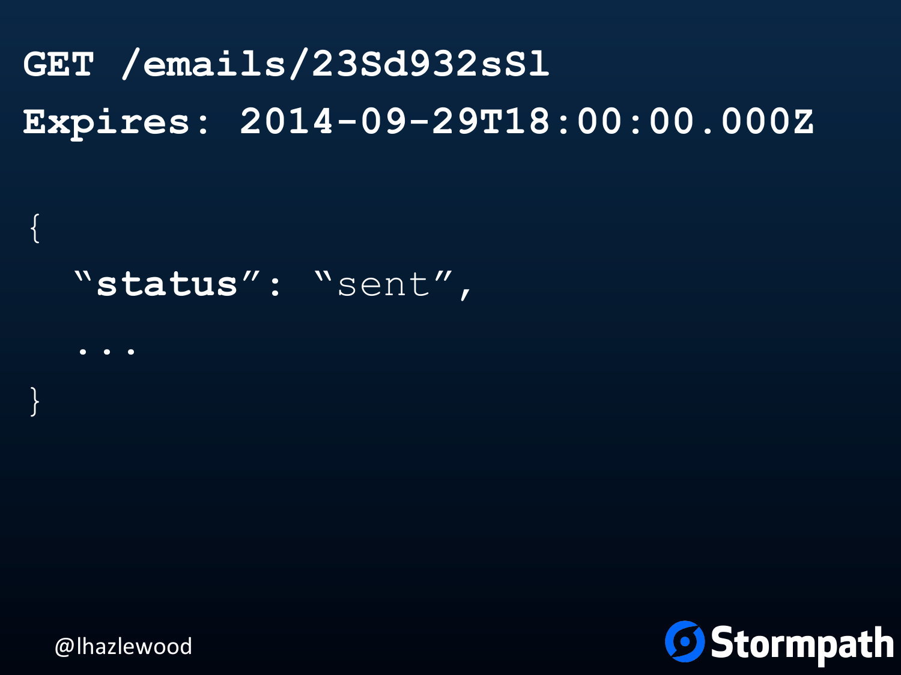```
GET /emails/23Sd932sSl
Expires: 2014-09-29T18:00:00.000Z

{
  "status": "sent",
  ...
}
```

@lhazlewood

Stormpath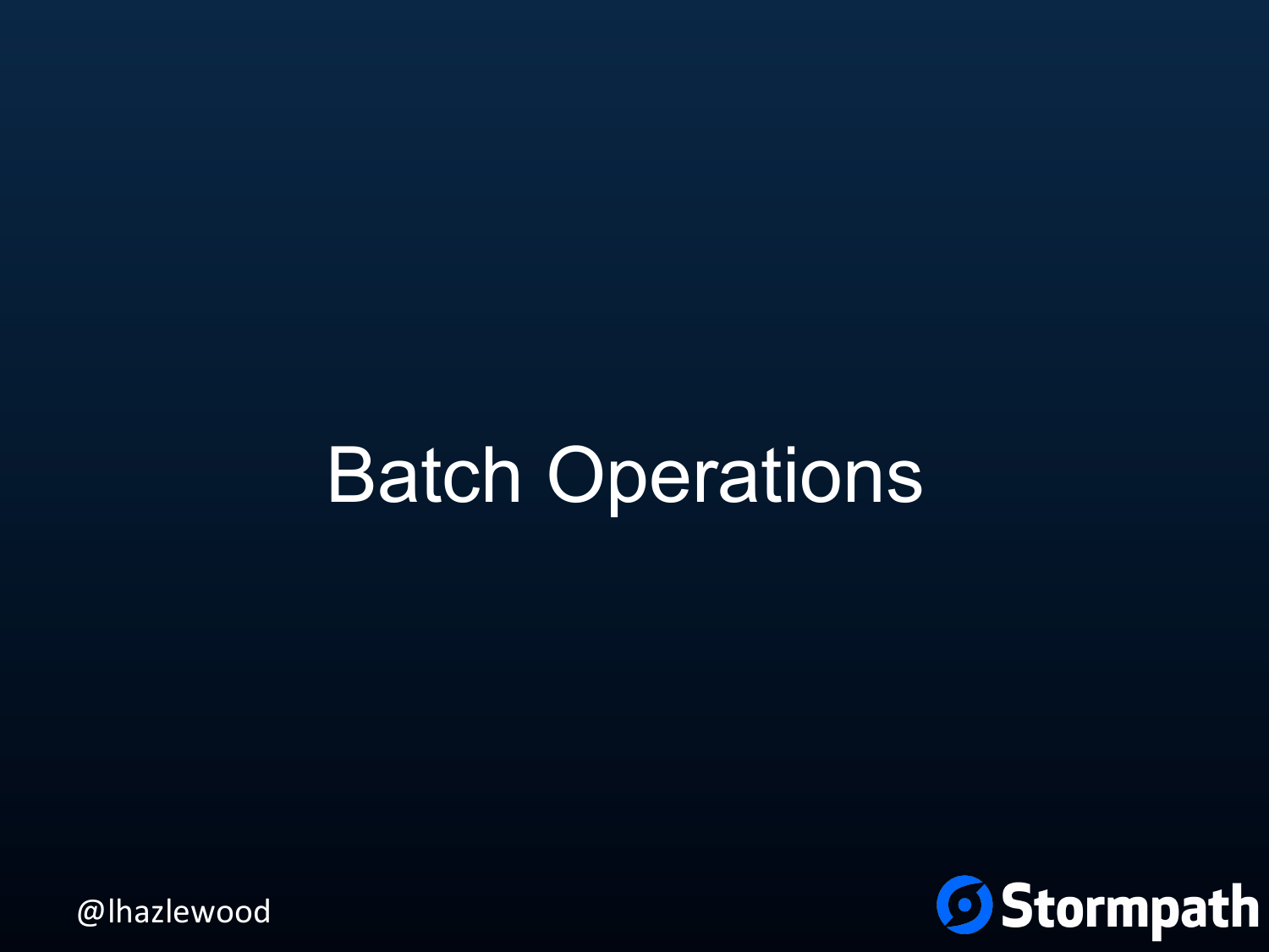# Batch Operations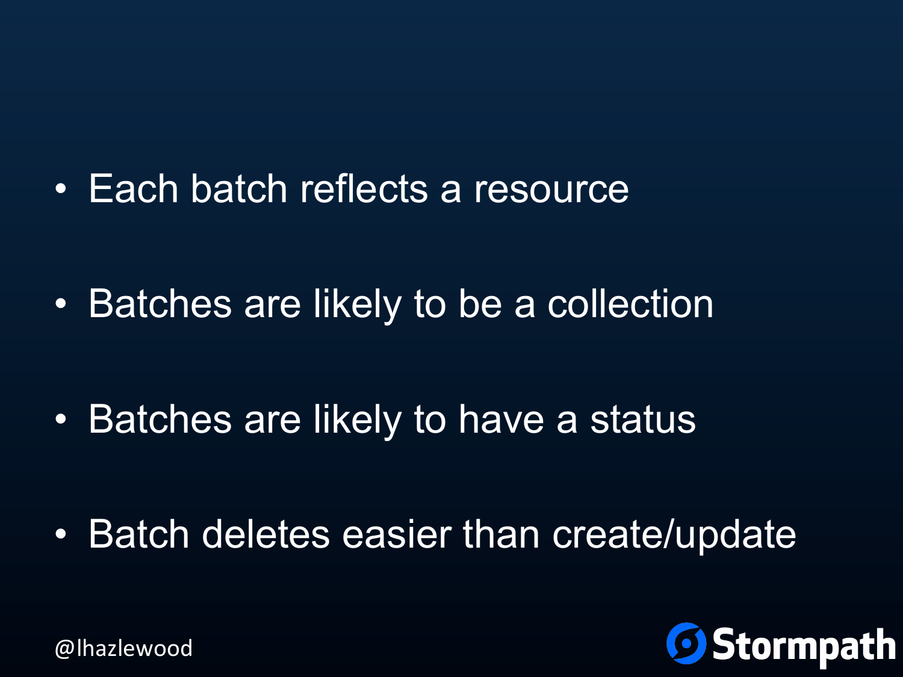- Each batch reflects a resource
- Batches are likely to be a collection
- Batches are likely to have a status
- Batch deletes easier than create/update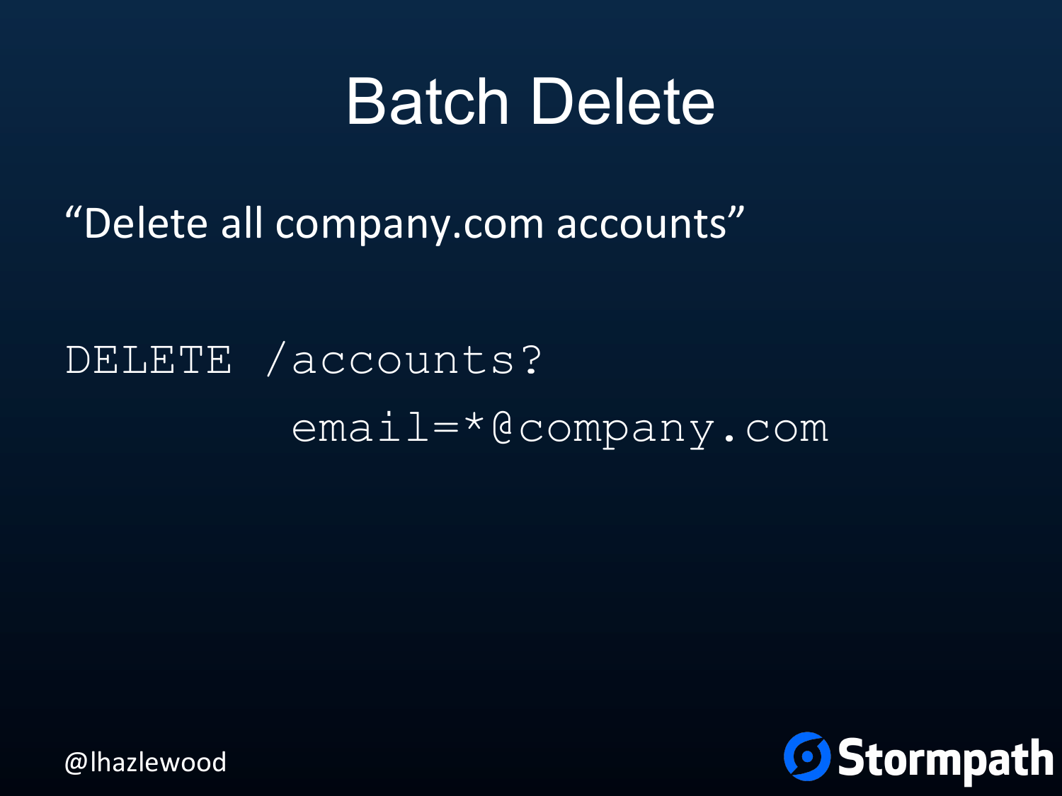# Batch Delete

“Delete all company.com accounts”

```
DELETE /accounts?
         email=*@company.com
```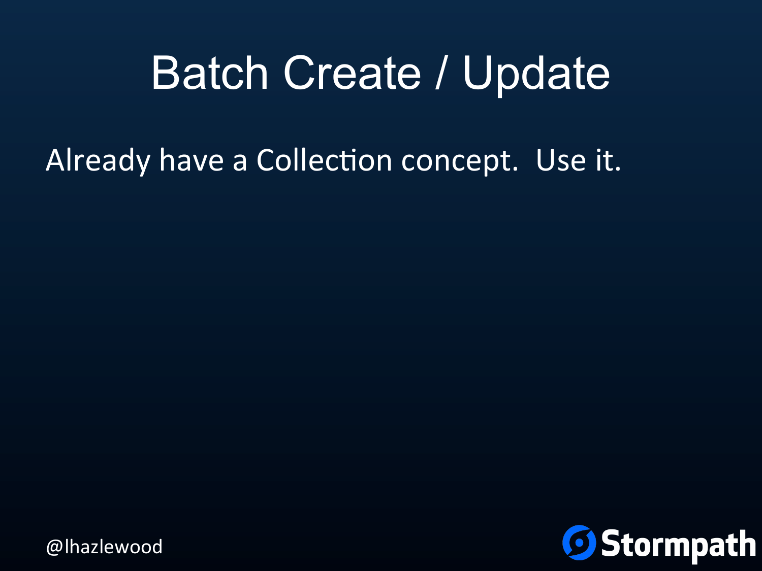# Batch Create / Update

Already have a Collection concept. Use it.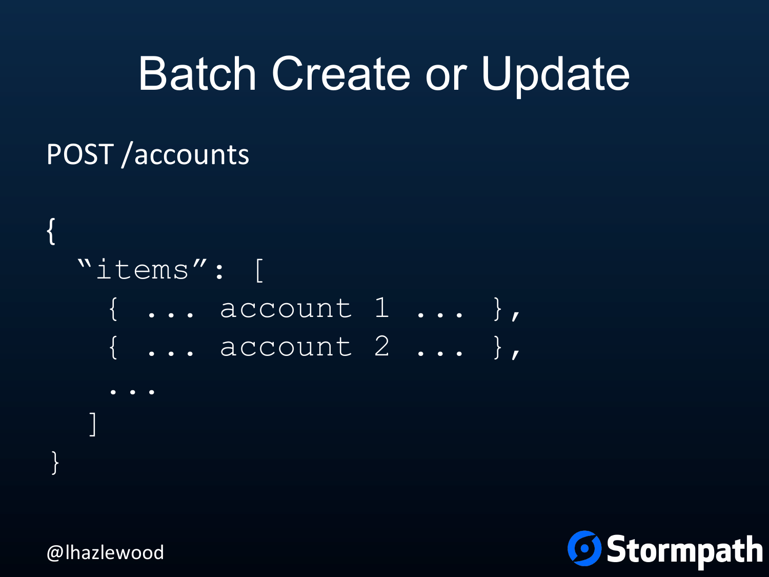# Batch Create or Update

POST /accounts

```
{
  "items": [
    { ... account 1 ... },
    { ... account 2 ... },
    ...
  ]
}
```

@lhazlewood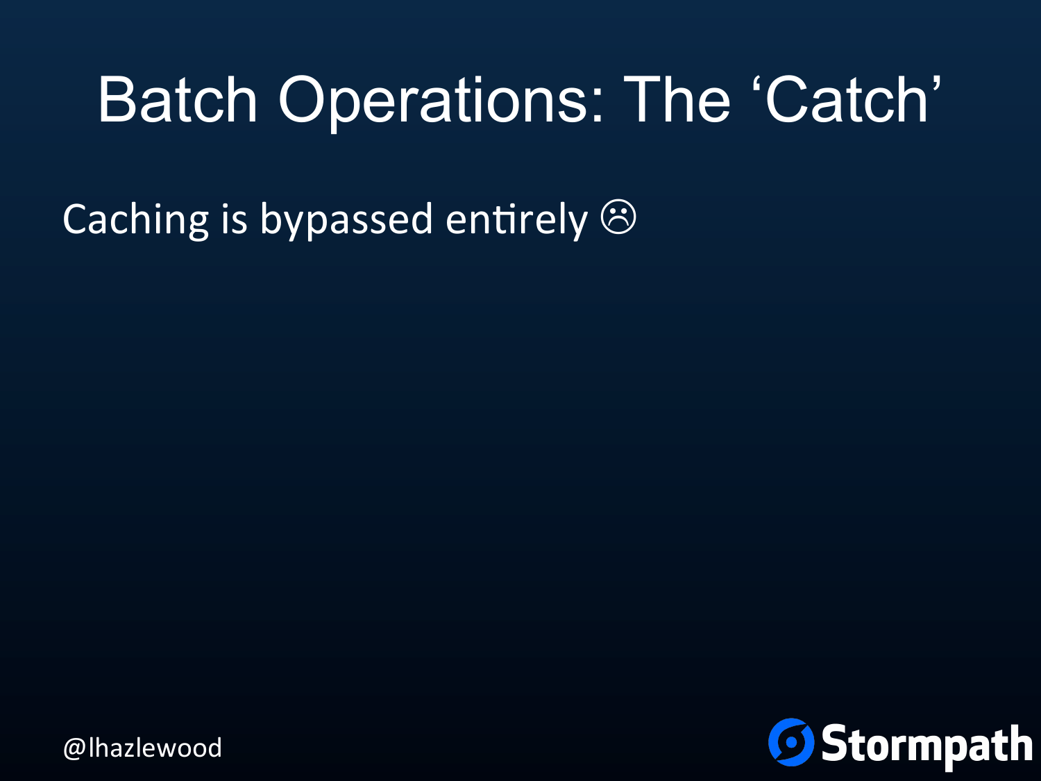# Batch Operations: The 'Catch'

Caching is bypassed entirely ☹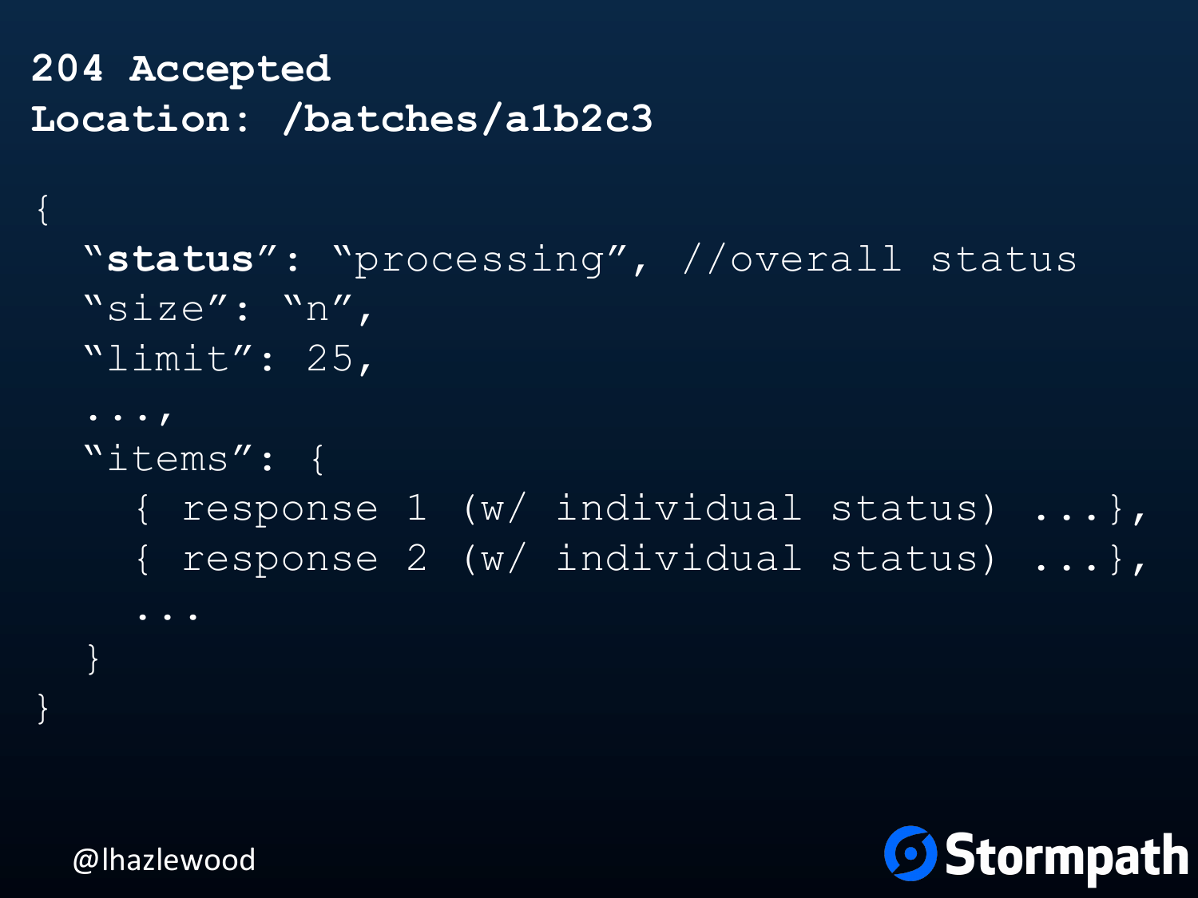```
204 Accepted
Location: /batches/a1b2c3

{
  "status": "processing", //overall status
  "size": "n",
  "limit": 25,
  ...,
  "items": {
    { response 1 (w/ individual status) ...},
    { response 2 (w/ individual status) ...},
    ...
  }
}
```

@lhazlewood

Stormpath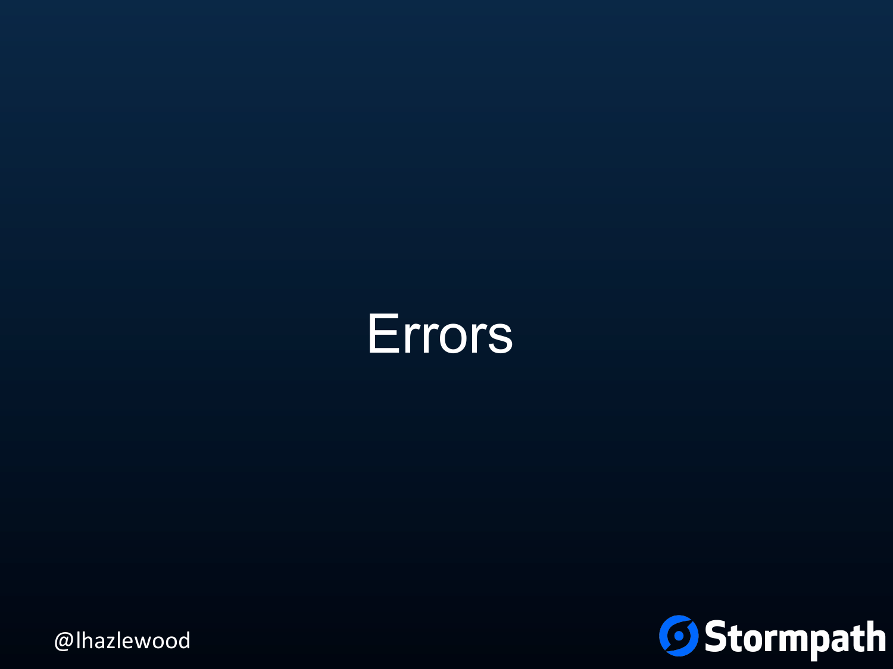# Errors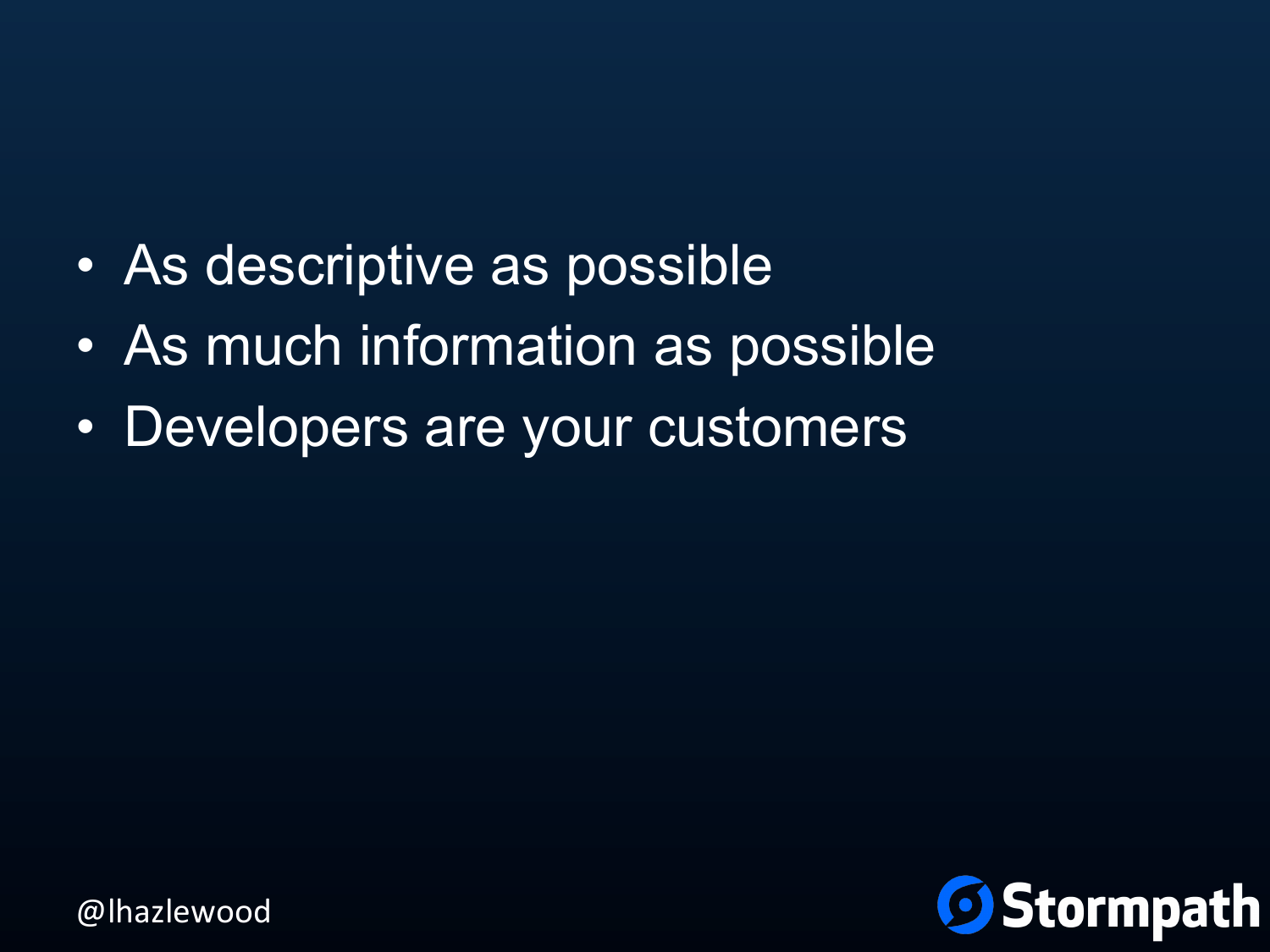- As descriptive as possible
- As much information as possible
- Developers are your customers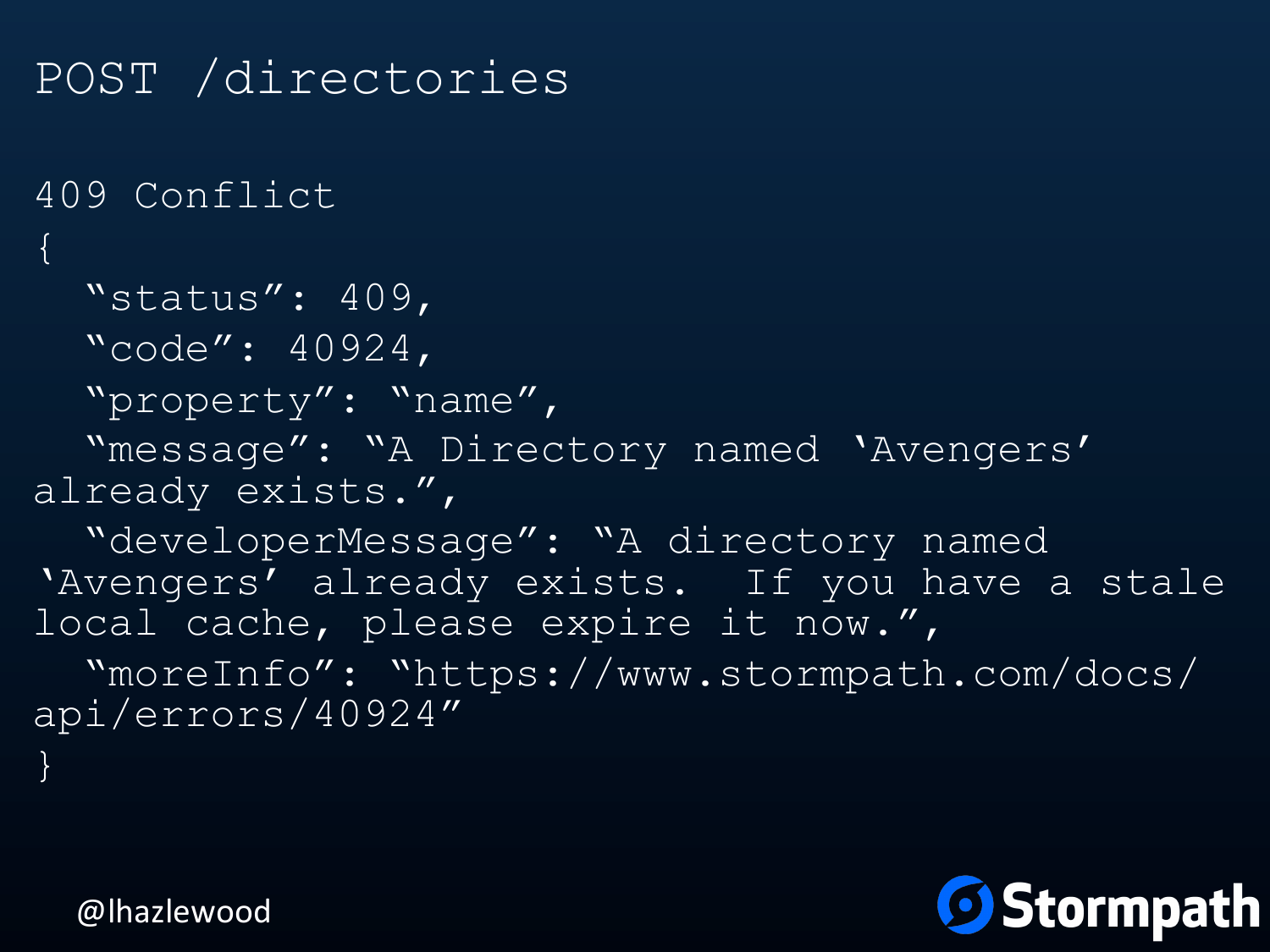POST /directories

```
409 Conflict
{
  "status": 409,
  "code": 40924,
  "property": "name",
  "message": "A Directory named 'Avengers' already exists.",
  "developerMessage": "A directory named 'Avengers' already exists.  If you have a stale local cache, please expire it now.",
  "moreInfo": "https://www.stormpath.com/docs/api/errors/40924"
}
```

@lhazlewood

Stormpath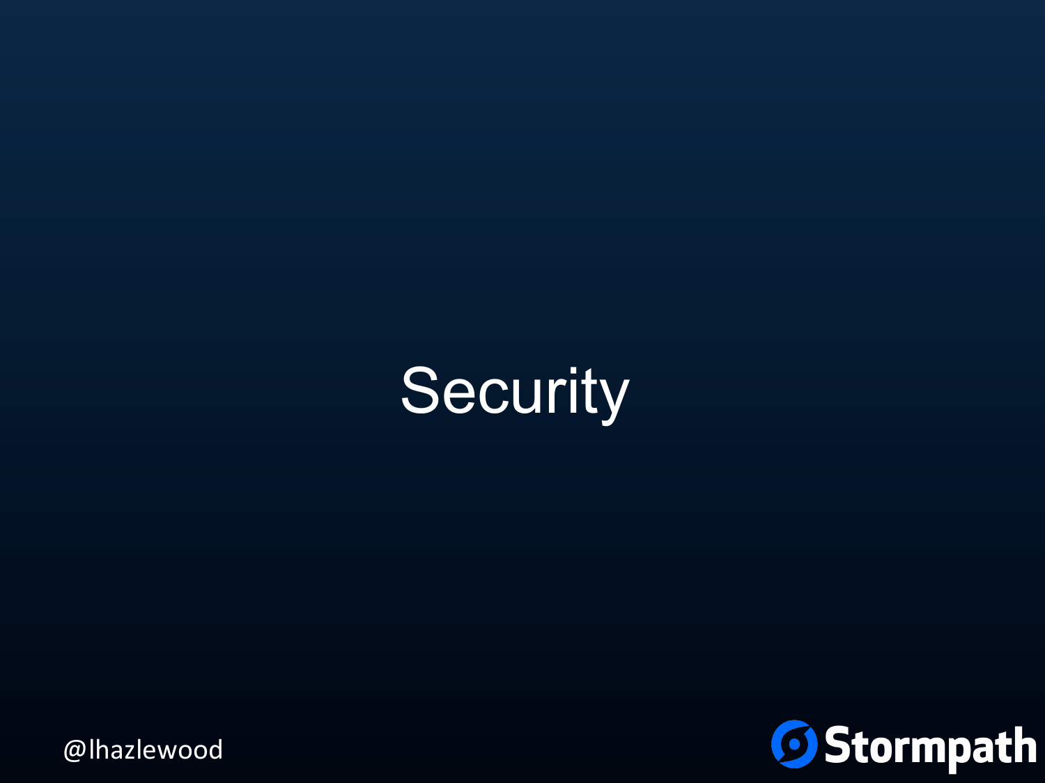# Security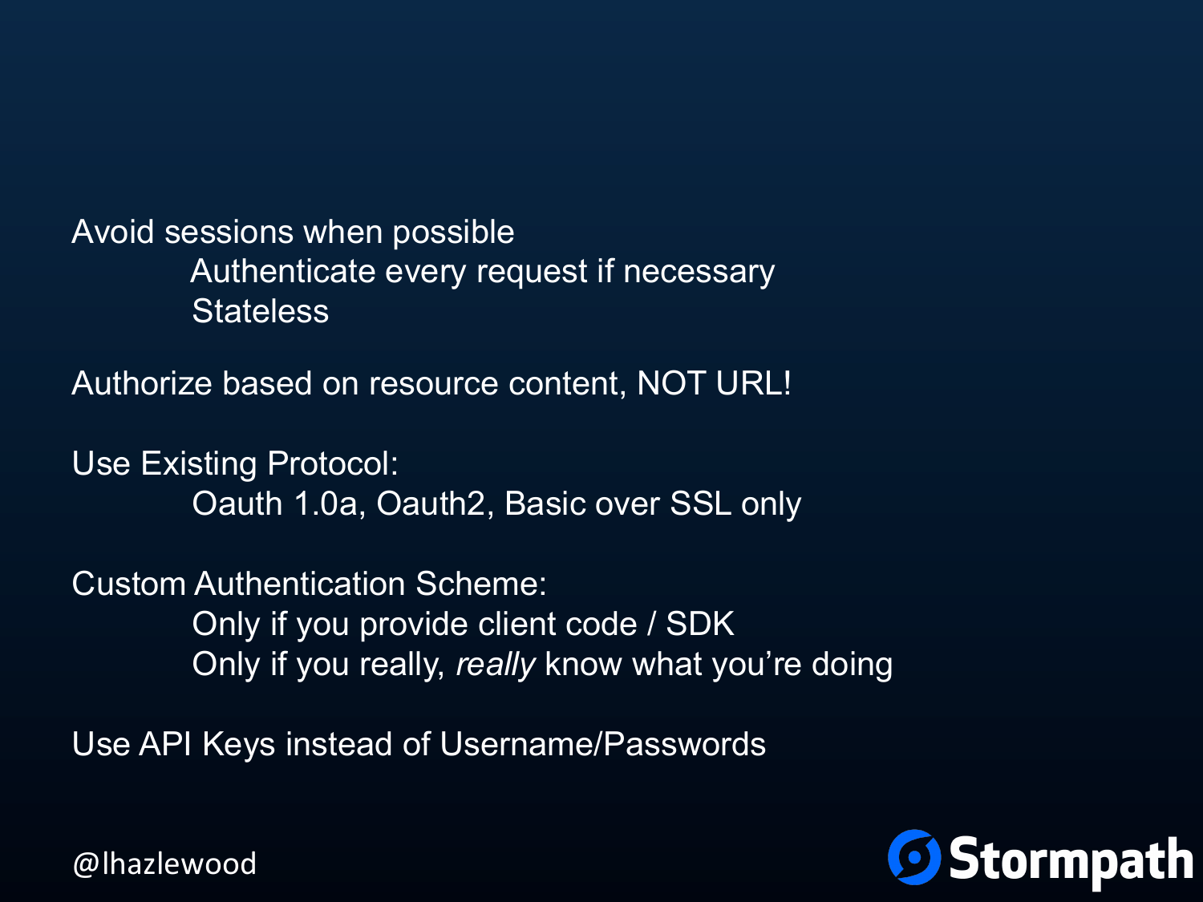Avoid sessions when possible

- Authenticate every request if necessary
- Stateless

Authorize based on resource content, NOT URL!

Use Existing Protocol:

- Oauth 1.0a, Oauth2, Basic over SSL only

Custom Authentication Scheme:

- Only if you provide client code / SDK
- Only if you really, *really* know what you're doing

Use API Keys instead of Username/Passwords

@lhazlewood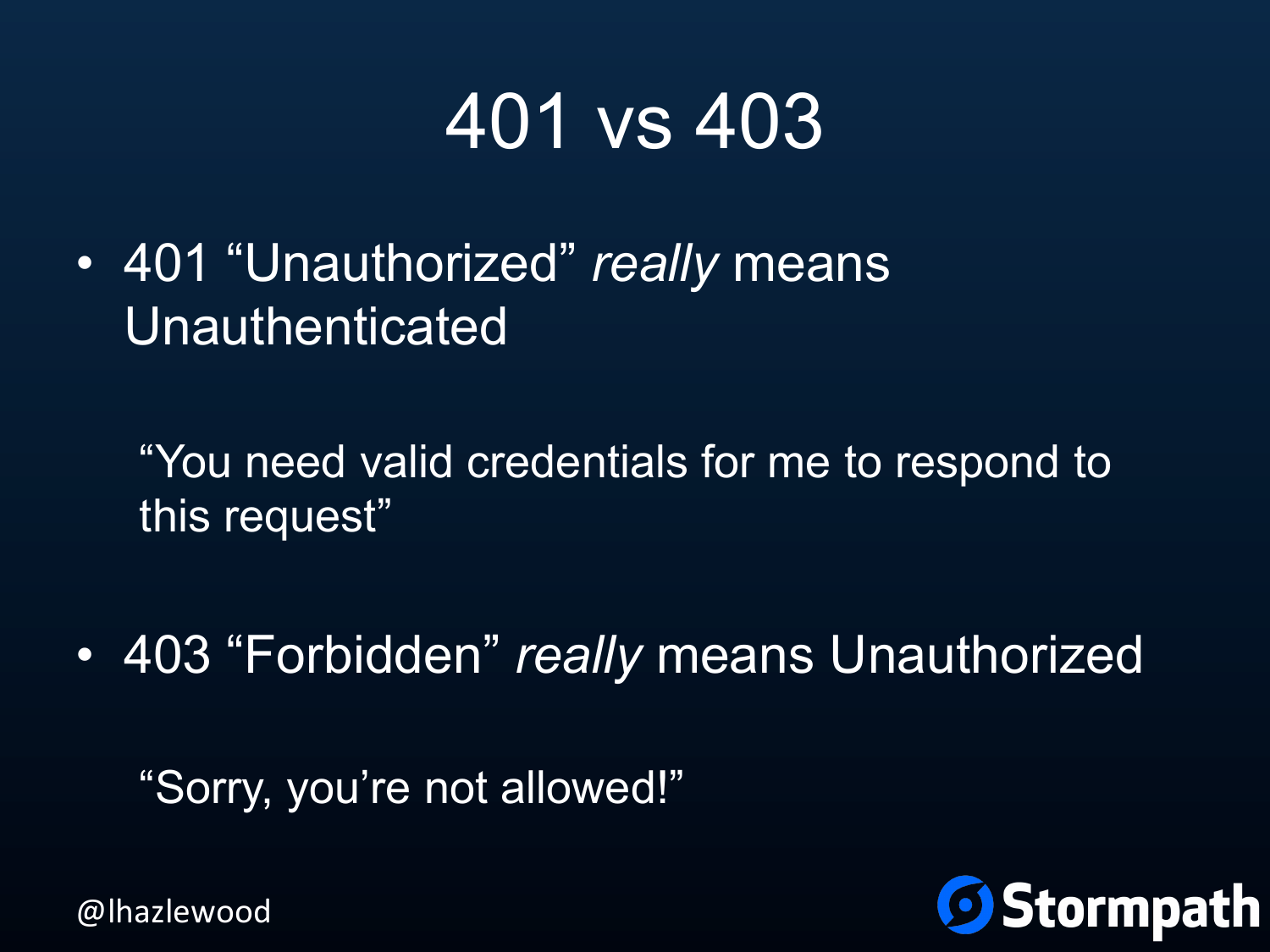# 401 vs 403

- 401 "Unauthorized" *really* means Unauthenticated

  "You need valid credentials for me to respond to this request"

- 403 "Forbidden" *really* means Unauthorized

  "Sorry, you're not allowed!"

@lhazlewood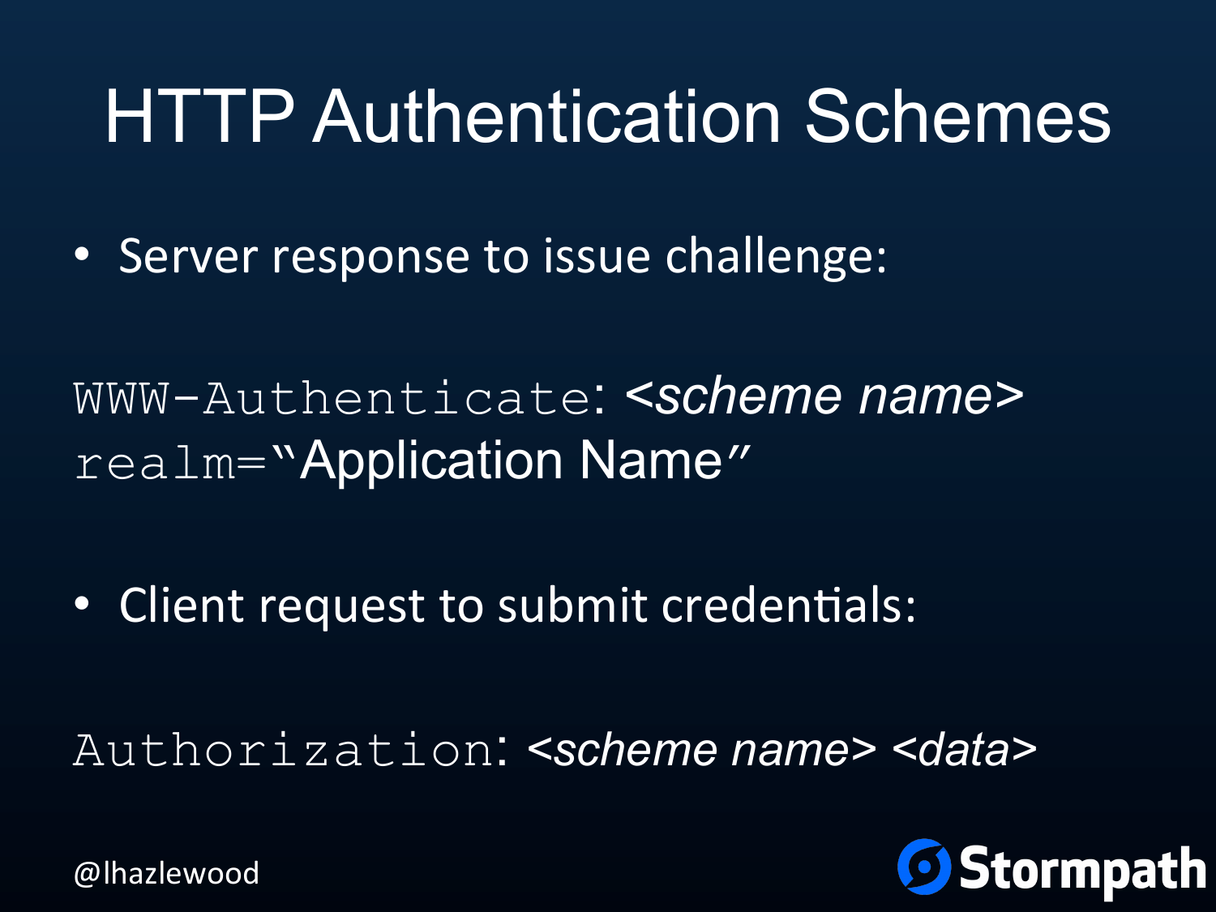# HTTP Authentication Schemes

- Server response to issue challenge:

```
WWW-Authenticate: <scheme name>
realm="Application Name"
```

- Client request to submit credentials:

```
Authorization: <scheme name> <data>
```

@lhazlewood

Stormpath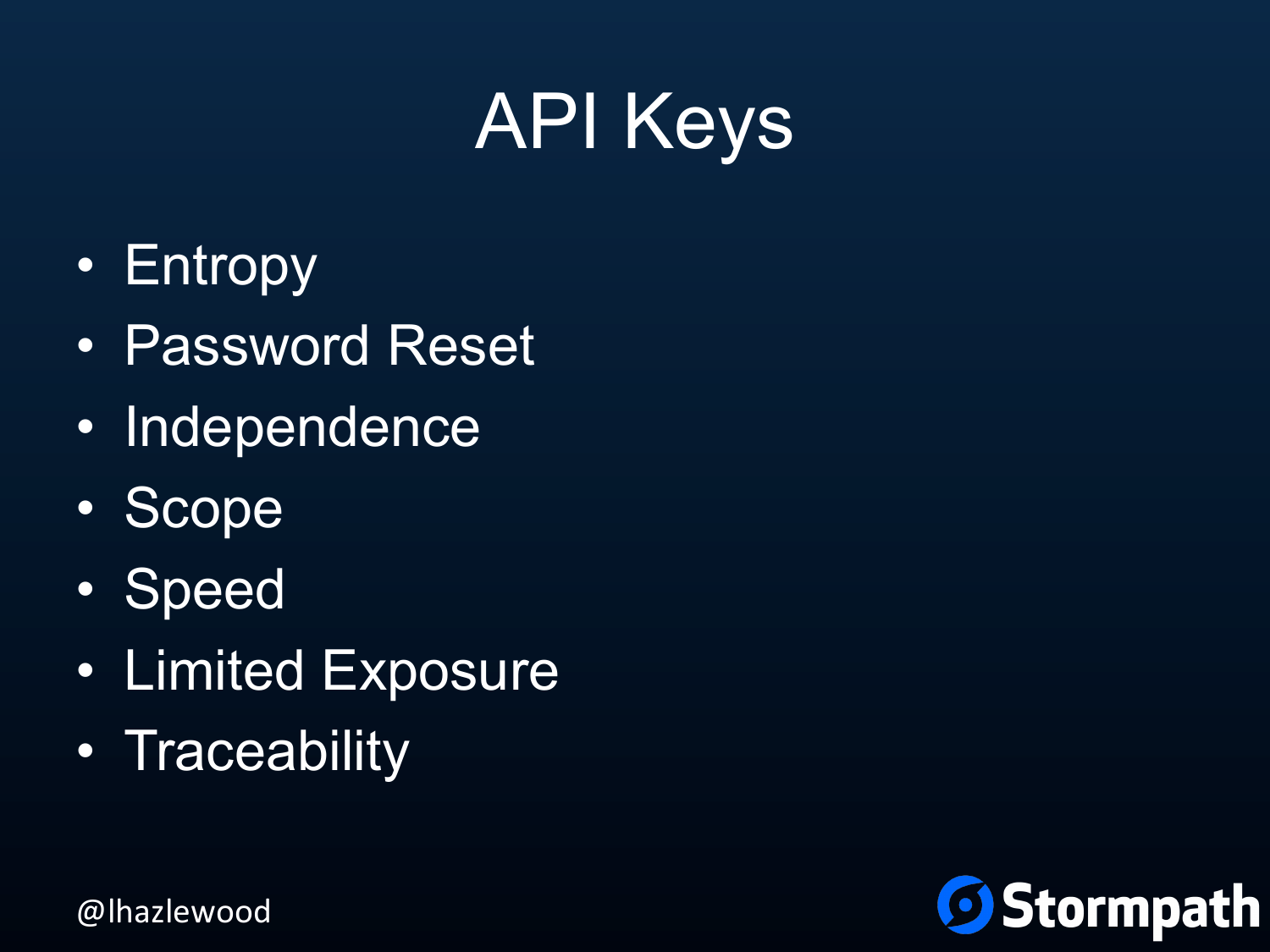# API Keys

- Entropy
- Password Reset
- Independence
- Scope
- Speed
- Limited Exposure
- Traceability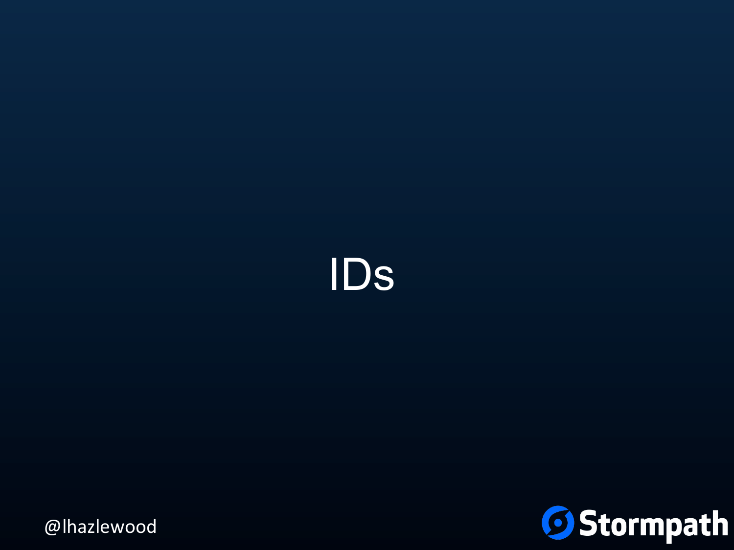# IDs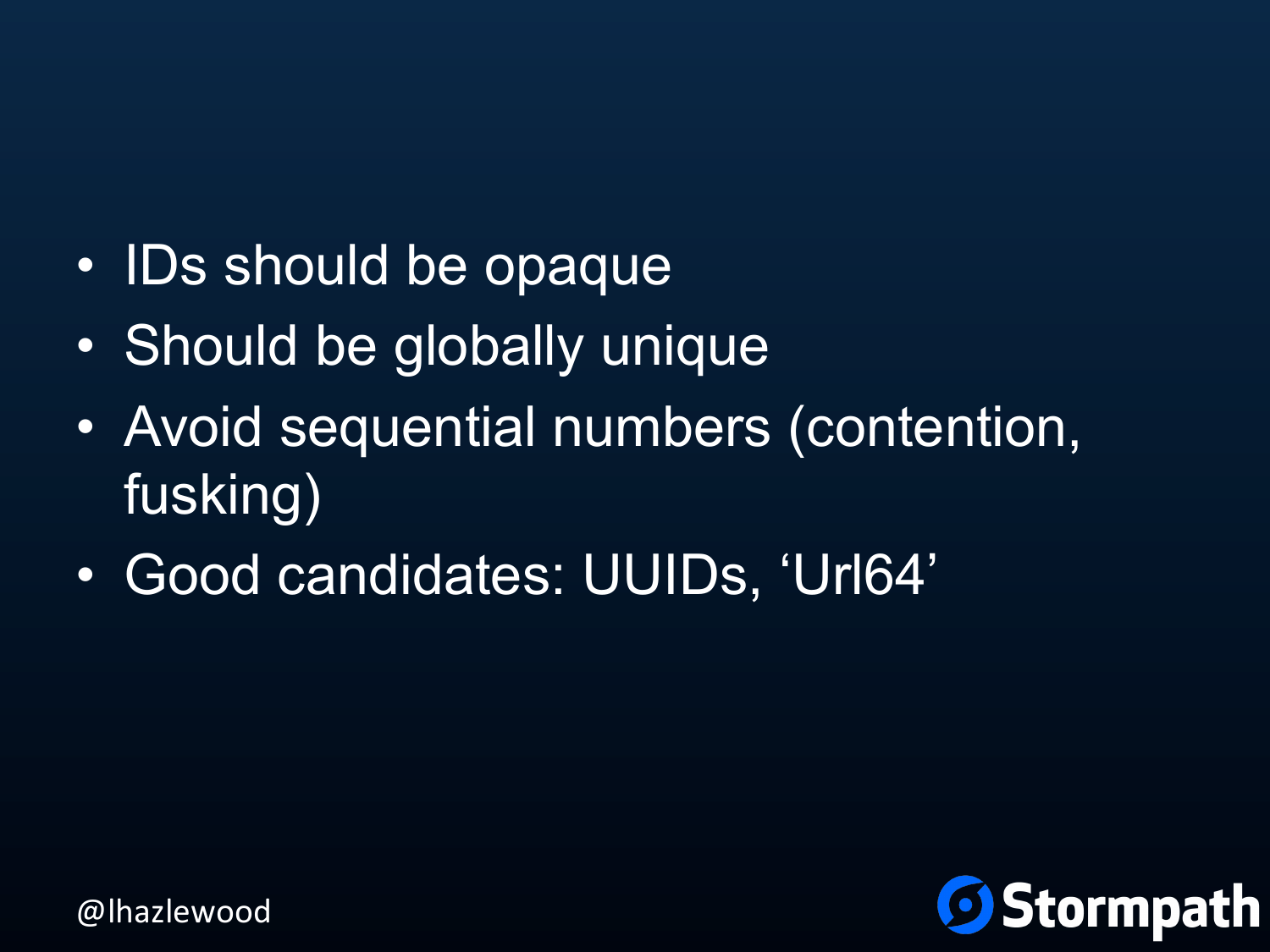- IDs should be opaque
- Should be globally unique
- Avoid sequential numbers (contention, fusking)
- Good candidates: UUIDs, 'Url64'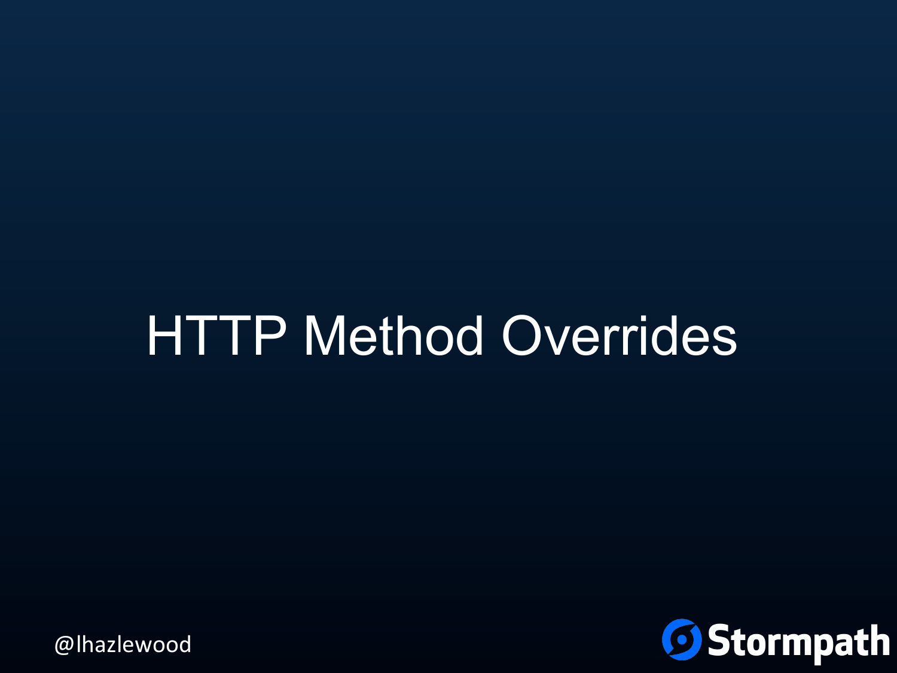# HTTP Method Overrides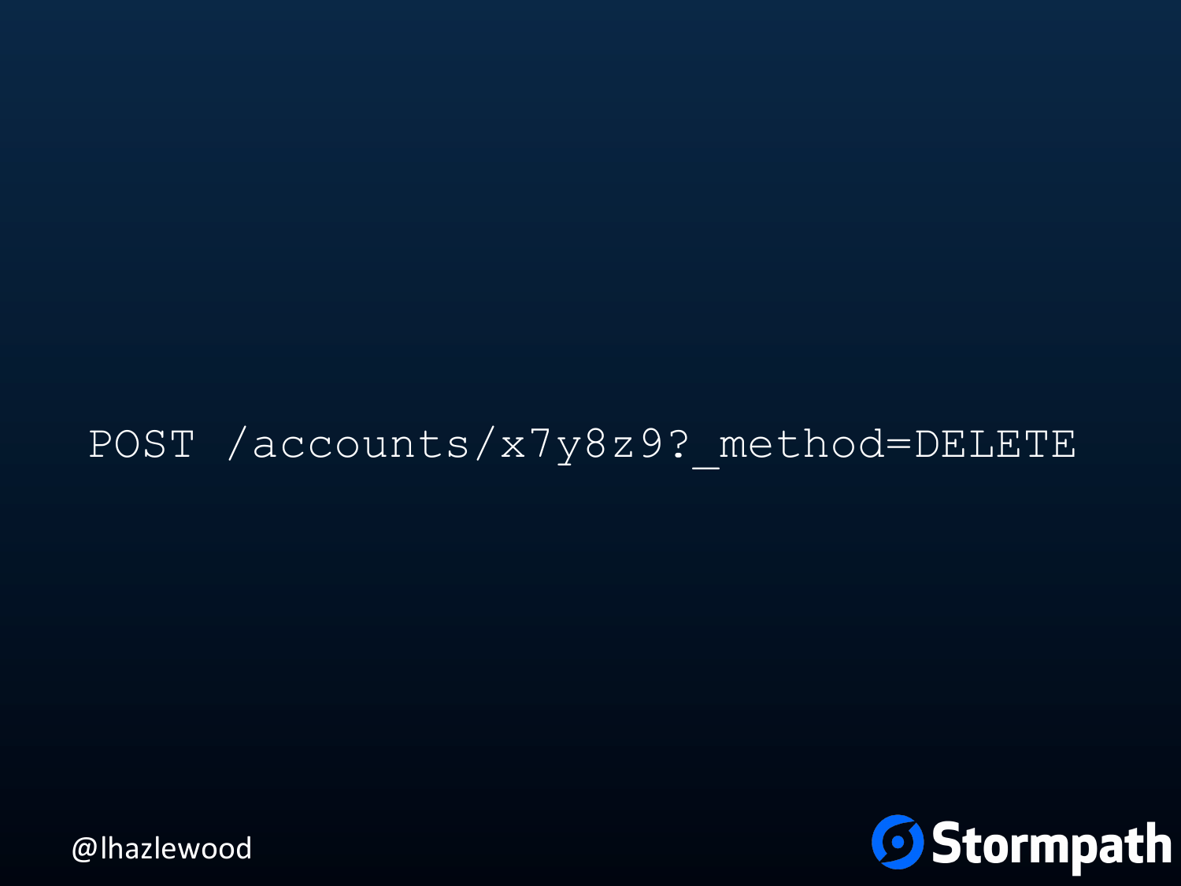```
POST /accounts/x7y8z9?_method=DELETE
```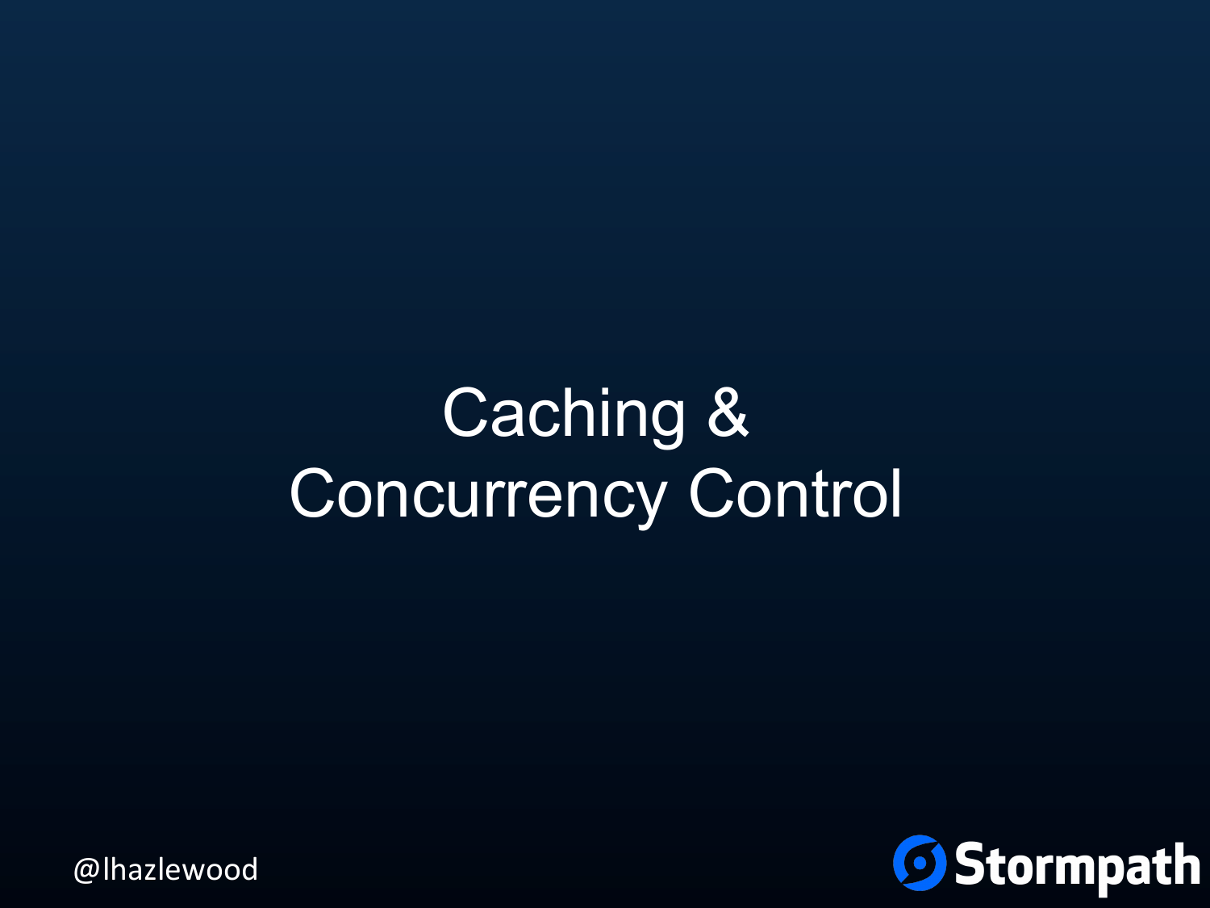# Caching & Concurrency Control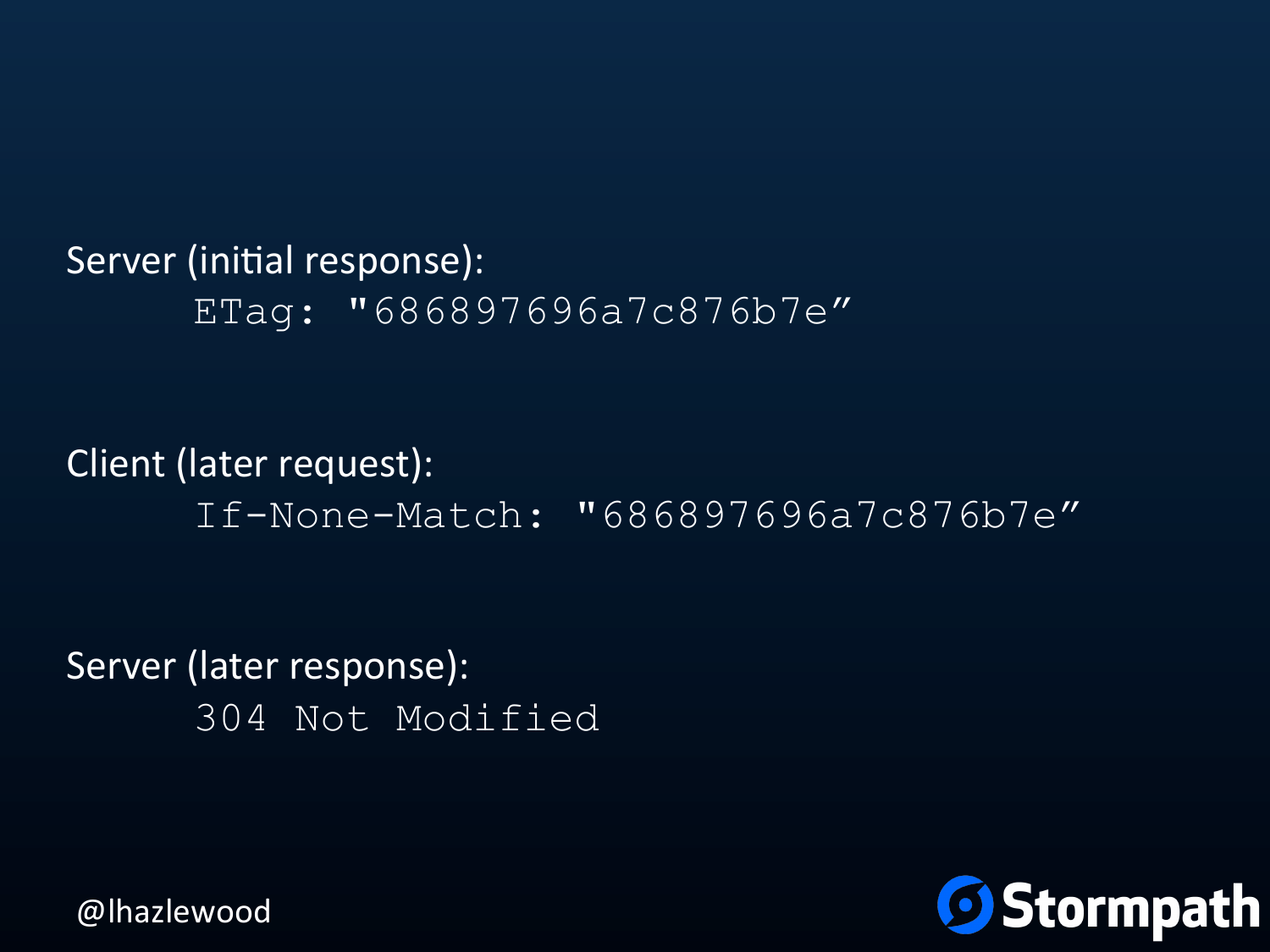Server (initial response):

```
ETag: "686897696a7c876b7e"
```

Client (later request):

```
If-None-Match: "686897696a7c876b7e"
```

Server (later response):

```
304 Not Modified
```

@lhazlewood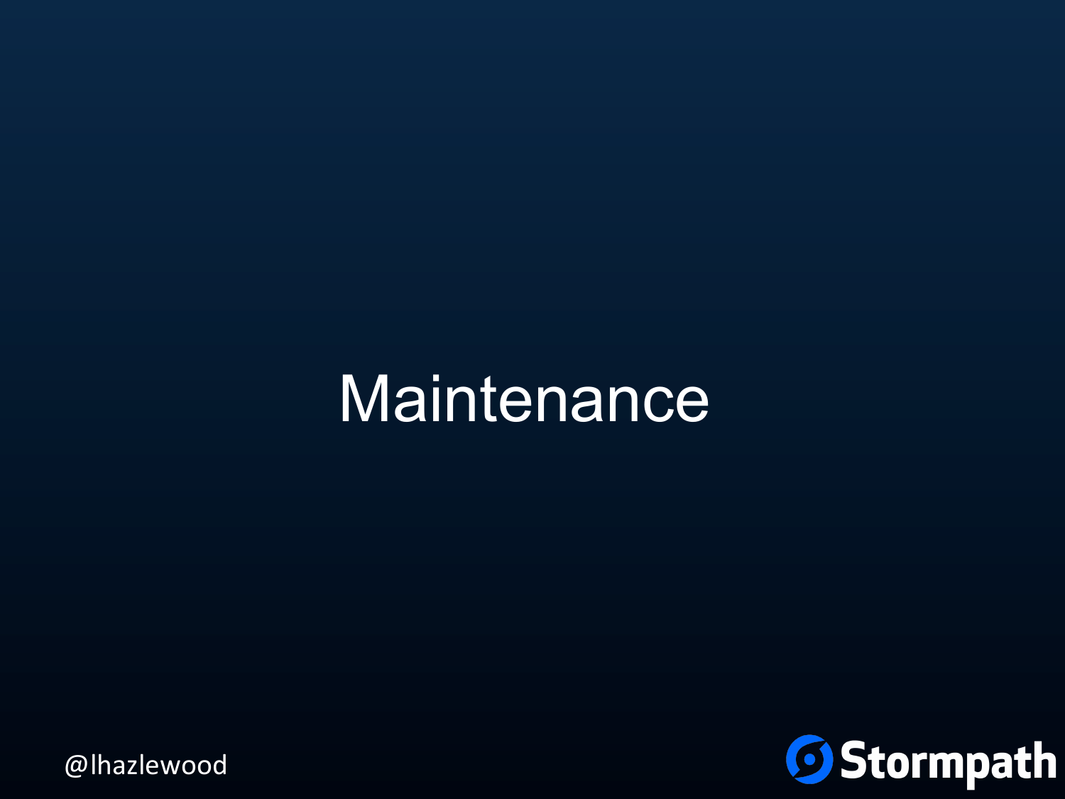# Maintenance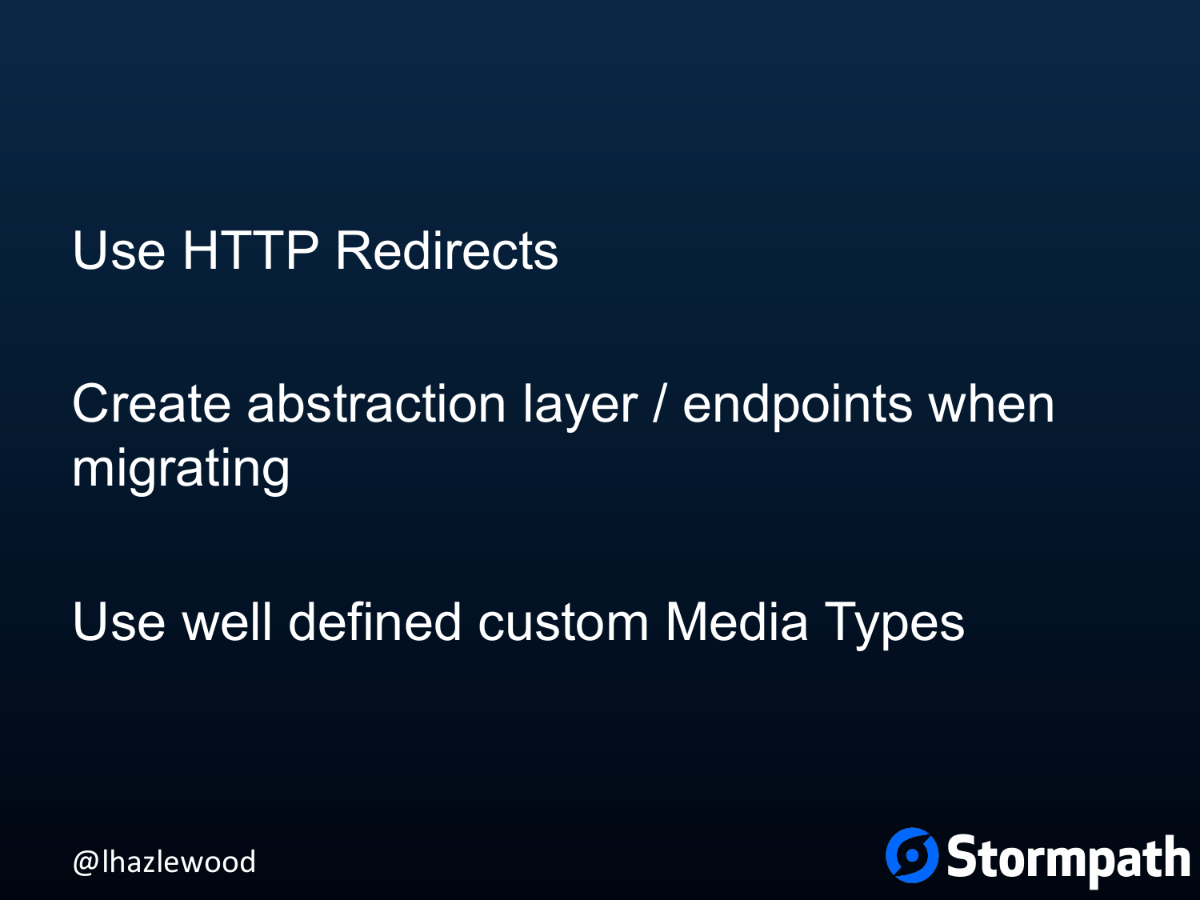Use HTTP Redirects

Create abstraction layer / endpoints when migrating

Use well defined custom Media Types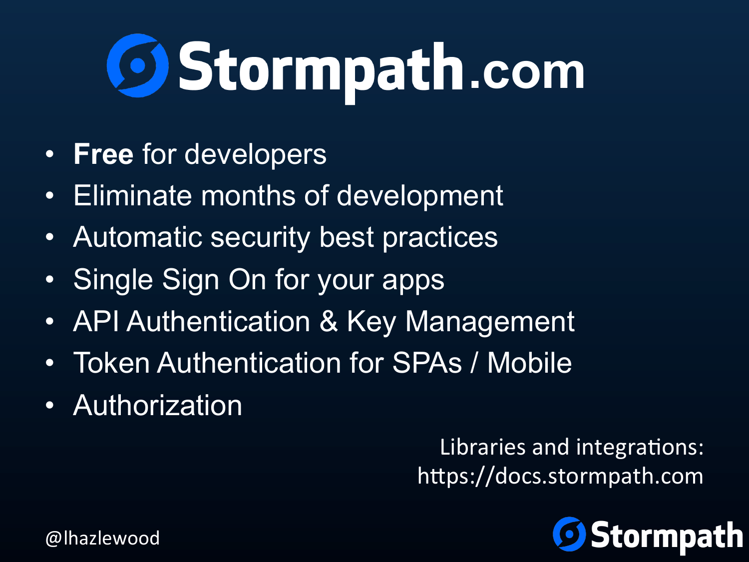# Stormpath.com

- **Free** for developers
- Eliminate months of development
- Automatic security best practices
- Single Sign On for your apps
- API Authentication & Key Management
- Token Authentication for SPAs / Mobile
- Authorization

Libraries and integrations:
https://docs.stormpath.com

@lhazlewood